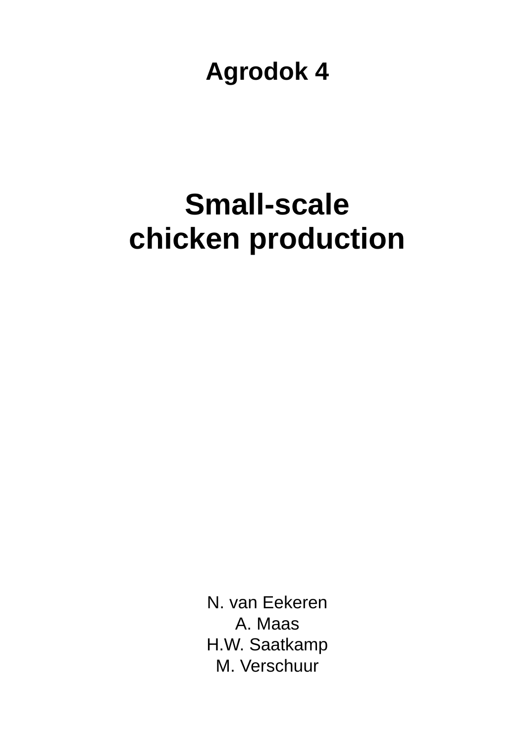**Agrodok 4**

# Small-scale chicken production

N. van Eekeren
A. Maas
H.W. Saatkamp
M. Verschuur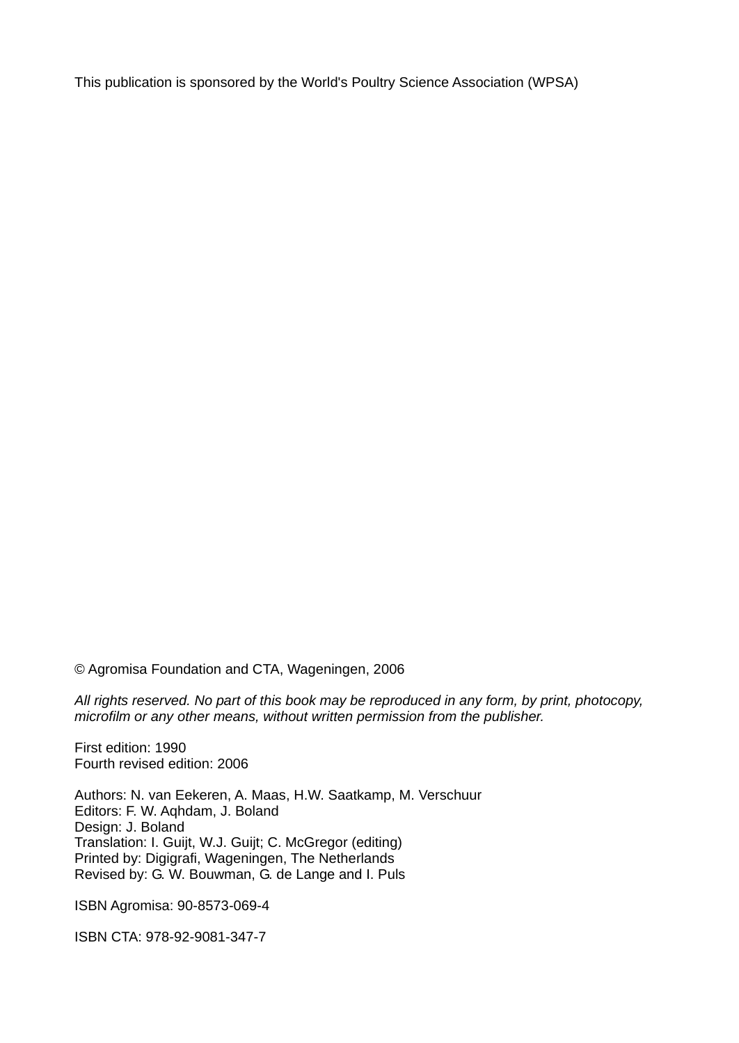This publication is sponsored by the World's Poultry Science Association (WPSA)

© Agromisa Foundation and CTA, Wageningen, 2006

*All rights reserved. No part of this book may be reproduced in any form, by print, photocopy, microfilm or any other means, without written permission from the publisher.*

First edition: 1990
Fourth revised edition: 2006

Authors: N. van Eekeren, A. Maas, H.W. Saatkamp, M. Verschuur
Editors: F. W. Aqhdam, J. Boland
Design: J. Boland
Translation: I. Guijt, W.J. Guijt; C. McGregor (editing)
Printed by: Digigrafi, Wageningen, The Netherlands
Revised by: G. W. Bouwman, G. de Lange and I. Puls

ISBN Agromisa: 90-8573-069-4

ISBN CTA: 978-92-9081-347-7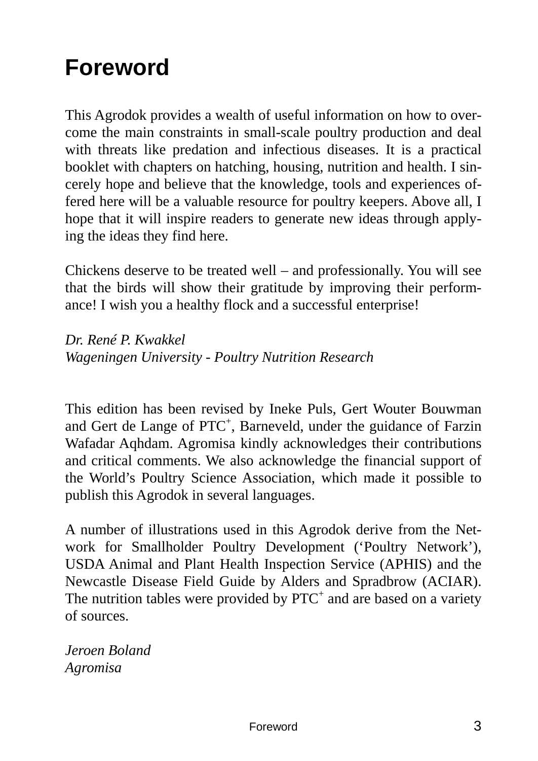# Foreword

This Agrodok provides a wealth of useful information on how to overcome the main constraints in small-scale poultry production and deal with threats like predation and infectious diseases. It is a practical booklet with chapters on hatching, housing, nutrition and health. I sincerely hope and believe that the knowledge, tools and experiences offered here will be a valuable resource for poultry keepers. Above all, I hope that it will inspire readers to generate new ideas through applying the ideas they find here.

Chickens deserve to be treated well – and professionally. You will see that the birds will show their gratitude by improving their performance! I wish you a healthy flock and a successful enterprise!

*Dr. René P. Kwakkel*
*Wageningen University - Poultry Nutrition Research*

This edition has been revised by Ineke Puls, Gert Wouter Bouwman and Gert de Lange of PTC+, Barneveld, under the guidance of Farzin Wafadar Aqhdam. Agromisa kindly acknowledges their contributions and critical comments. We also acknowledge the financial support of the World's Poultry Science Association, which made it possible to publish this Agrodok in several languages.

A number of illustrations used in this Agrodok derive from the Network for Smallholder Poultry Development ('Poultry Network'), USDA Animal and Plant Health Inspection Service (APHIS) and the Newcastle Disease Field Guide by Alders and Spradbrow (ACIAR). The nutrition tables were provided by PTC+ and are based on a variety of sources.

*Jeroen Boland*
*Agromisa*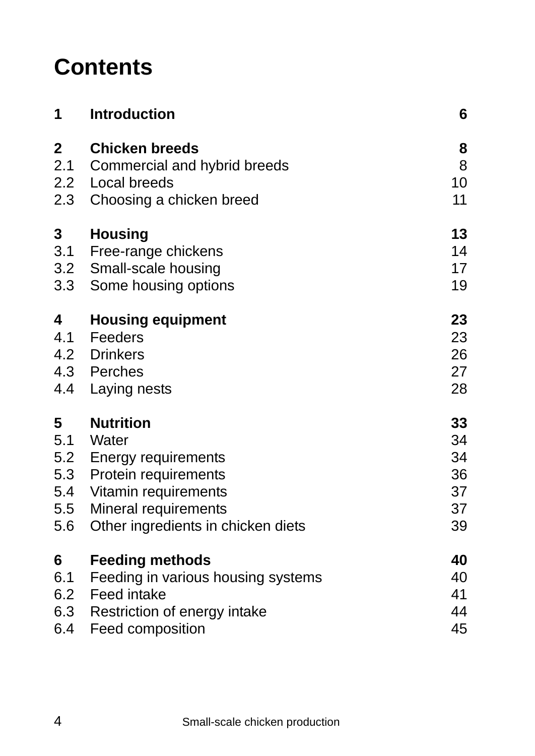# Contents

| | | |
|---|---|---|
| **1** | **Introduction** | **6** |
| **2** | **Chicken breeds** | **8** |
| 2.1 | Commercial and hybrid breeds | 8 |
| 2.2 | Local breeds | 10 |
| 2.3 | Choosing a chicken breed | 11 |
| **3** | **Housing** | **13** |
| 3.1 | Free-range chickens | 14 |
| 3.2 | Small-scale housing | 17 |
| 3.3 | Some housing options | 19 |
| **4** | **Housing equipment** | **23** |
| 4.1 | Feeders | 23 |
| 4.2 | Drinkers | 26 |
| 4.3 | Perches | 27 |
| 4.4 | Laying nests | 28 |
| **5** | **Nutrition** | **33** |
| 5.1 | Water | 34 |
| 5.2 | Energy requirements | 34 |
| 5.3 | Protein requirements | 36 |
| 5.4 | Vitamin requirements | 37 |
| 5.5 | Mineral requirements | 37 |
| 5.6 | Other ingredients in chicken diets | 39 |
| **6** | **Feeding methods** | **40** |
| 6.1 | Feeding in various housing systems | 40 |
| 6.2 | Feed intake | 41 |
| 6.3 | Restriction of energy intake | 44 |
| 6.4 | Feed composition | 45 |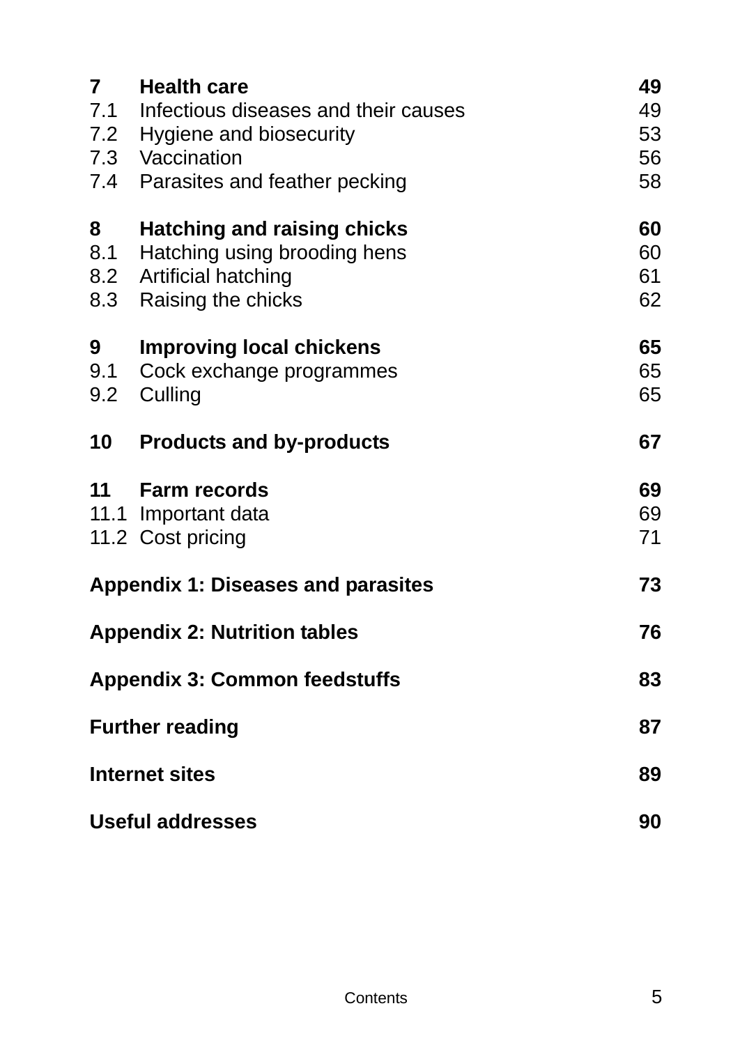| | | |
|---|---|---|
| **7** | **Health care** | **49** |
| 7.1 | Infectious diseases and their causes | 49 |
| 7.2 | Hygiene and biosecurity | 53 |
| 7.3 | Vaccination | 56 |
| 7.4 | Parasites and feather pecking | 58 |
| | | |
| **8** | **Hatching and raising chicks** | **60** |
| 8.1 | Hatching using brooding hens | 60 |
| 8.2 | Artificial hatching | 61 |
| 8.3 | Raising the chicks | 62 |
| | | |
| **9** | **Improving local chickens** | **65** |
| 9.1 | Cock exchange programmes | 65 |
| 9.2 | Culling | 65 |
| | | |
| **10** | **Products and by-products** | **67** |
| | | |
| **11** | **Farm records** | **69** |
| 11.1 | Important data | 69 |
| 11.2 | Cost pricing | 71 |
| | | |
| **Appendix 1: Diseases and parasites** | | **73** |
| | | |
| **Appendix 2: Nutrition tables** | | **76** |
| | | |
| **Appendix 3: Common feedstuffs** | | **83** |
| | | |
| **Further reading** | | **87** |
| | | |
| **Internet sites** | | **89** |
| | | |
| **Useful addresses** | | **90** |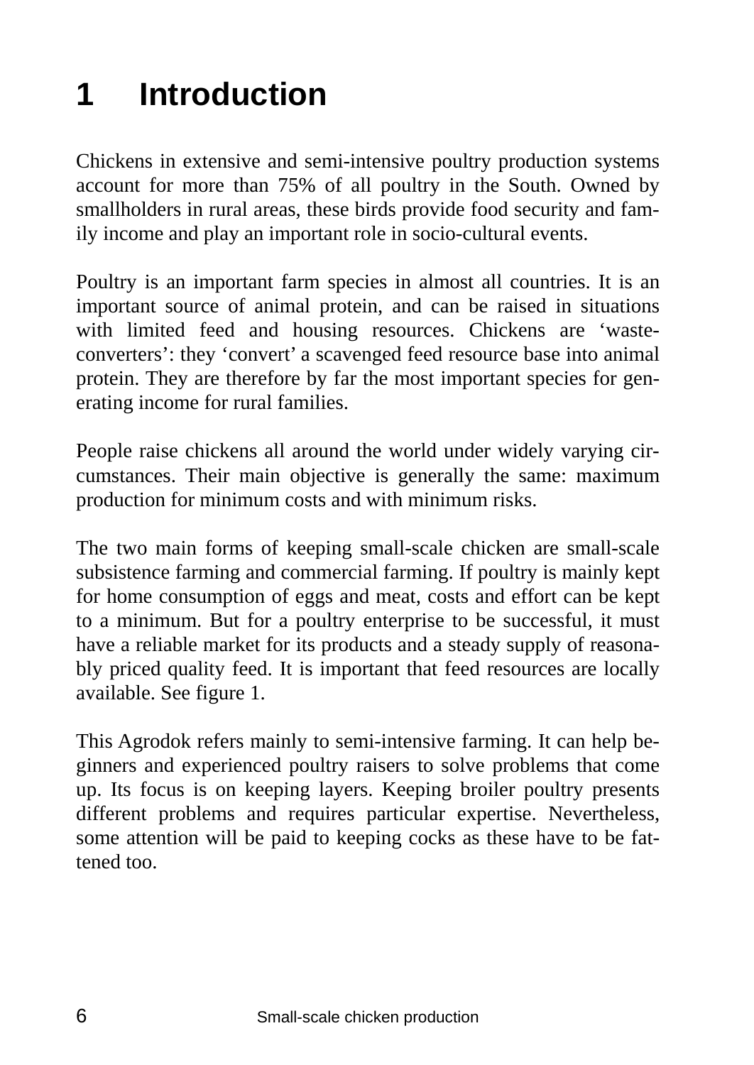# 1 Introduction

Chickens in extensive and semi-intensive poultry production systems account for more than 75% of all poultry in the South. Owned by smallholders in rural areas, these birds provide food security and family income and play an important role in socio-cultural events.

Poultry is an important farm species in almost all countries. It is an important source of animal protein, and can be raised in situations with limited feed and housing resources. Chickens are 'waste-converters': they 'convert' a scavenged feed resource base into animal protein. They are therefore by far the most important species for generating income for rural families.

People raise chickens all around the world under widely varying circumstances. Their main objective is generally the same: maximum production for minimum costs and with minimum risks.

The two main forms of keeping small-scale chicken are small-scale subsistence farming and commercial farming. If poultry is mainly kept for home consumption of eggs and meat, costs and effort can be kept to a minimum. But for a poultry enterprise to be successful, it must have a reliable market for its products and a steady supply of reasonably priced quality feed. It is important that feed resources are locally available. See figure 1.

This Agrodok refers mainly to semi-intensive farming. It can help beginners and experienced poultry raisers to solve problems that come up. Its focus is on keeping layers. Keeping broiler poultry presents different problems and requires particular expertise. Nevertheless, some attention will be paid to keeping cocks as these have to be fattened too.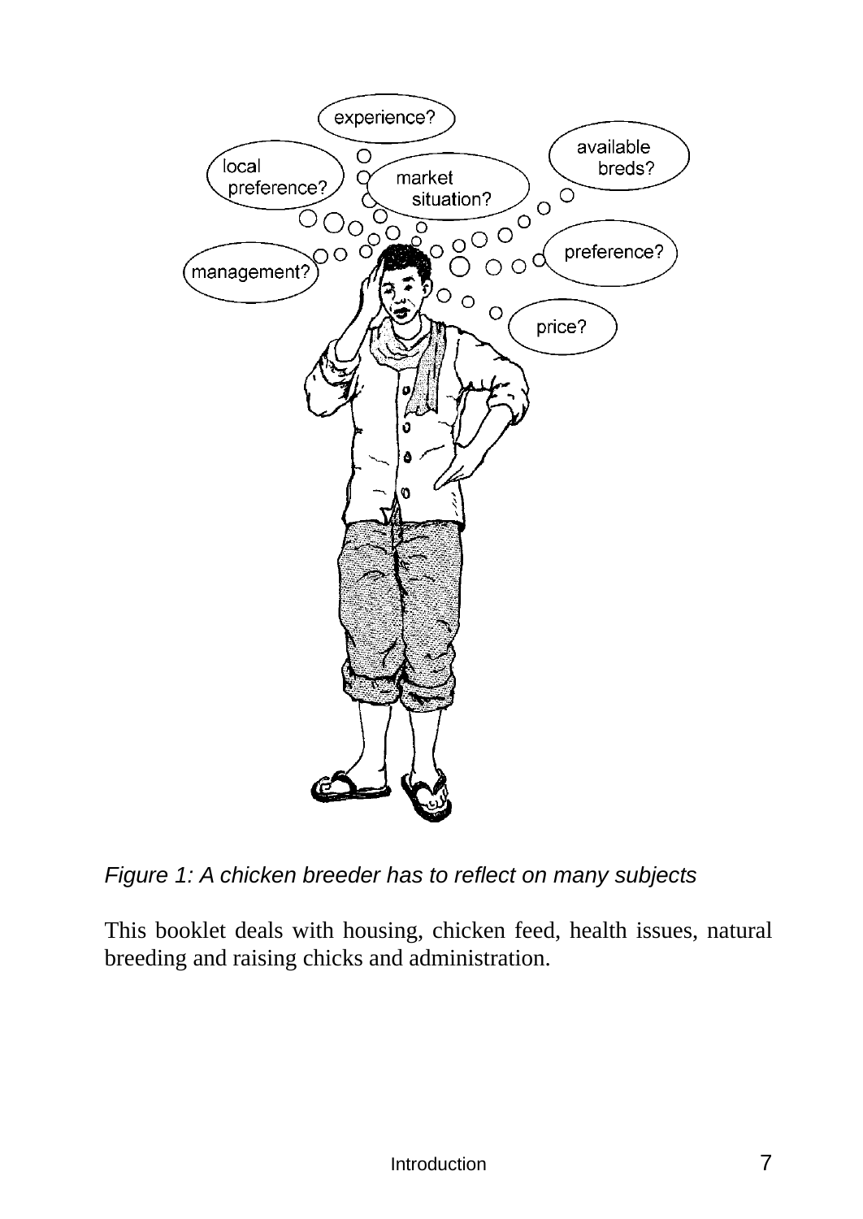*Figure 1: A chicken breeder has to reflect on many subjects*

This booklet deals with housing, chicken feed, health issues, natural breeding and raising chicks and administration.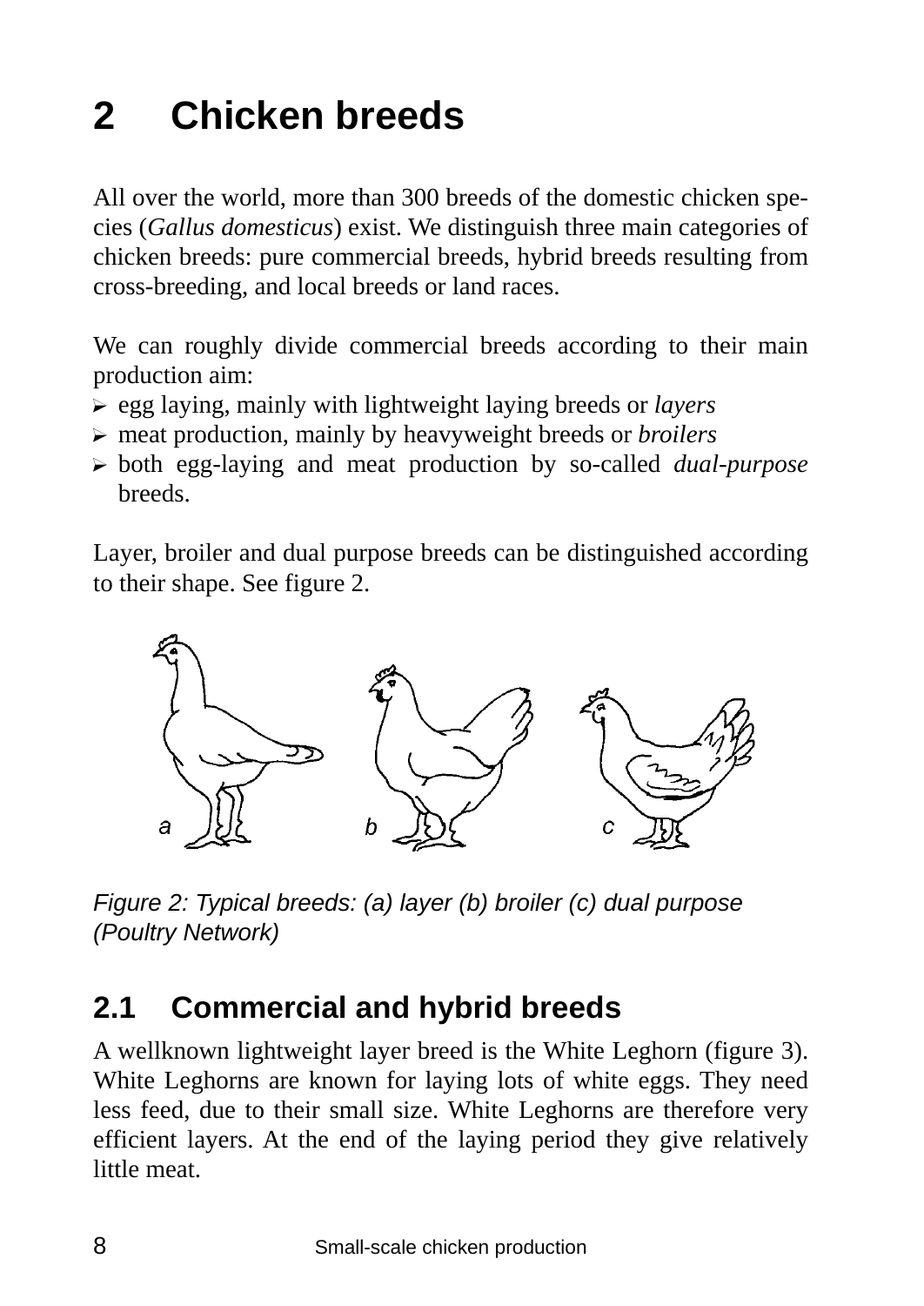# 2 Chicken breeds

All over the world, more than 300 breeds of the domestic chicken species (*Gallus domesticus*) exist. We distinguish three main categories of chicken breeds: pure commercial breeds, hybrid breeds resulting from cross-breeding, and local breeds or land races.

We can roughly divide commercial breeds according to their main production aim:

- egg laying, mainly with lightweight laying breeds or *layers*
- meat production, mainly by heavyweight breeds or *broilers*
- both egg-laying and meat production by so-called *dual-purpose* breeds.

Layer, broiler and dual purpose breeds can be distinguished according to their shape. See figure 2.

*Figure 2: Typical breeds: (a) layer (b) broiler (c) dual purpose (Poultry Network)*

## 2.1 Commercial and hybrid breeds

A wellknown lightweight layer breed is the White Leghorn (figure 3). White Leghorns are known for laying lots of white eggs. They need less feed, due to their small size. White Leghorns are therefore very efficient layers. At the end of the laying period they give relatively little meat.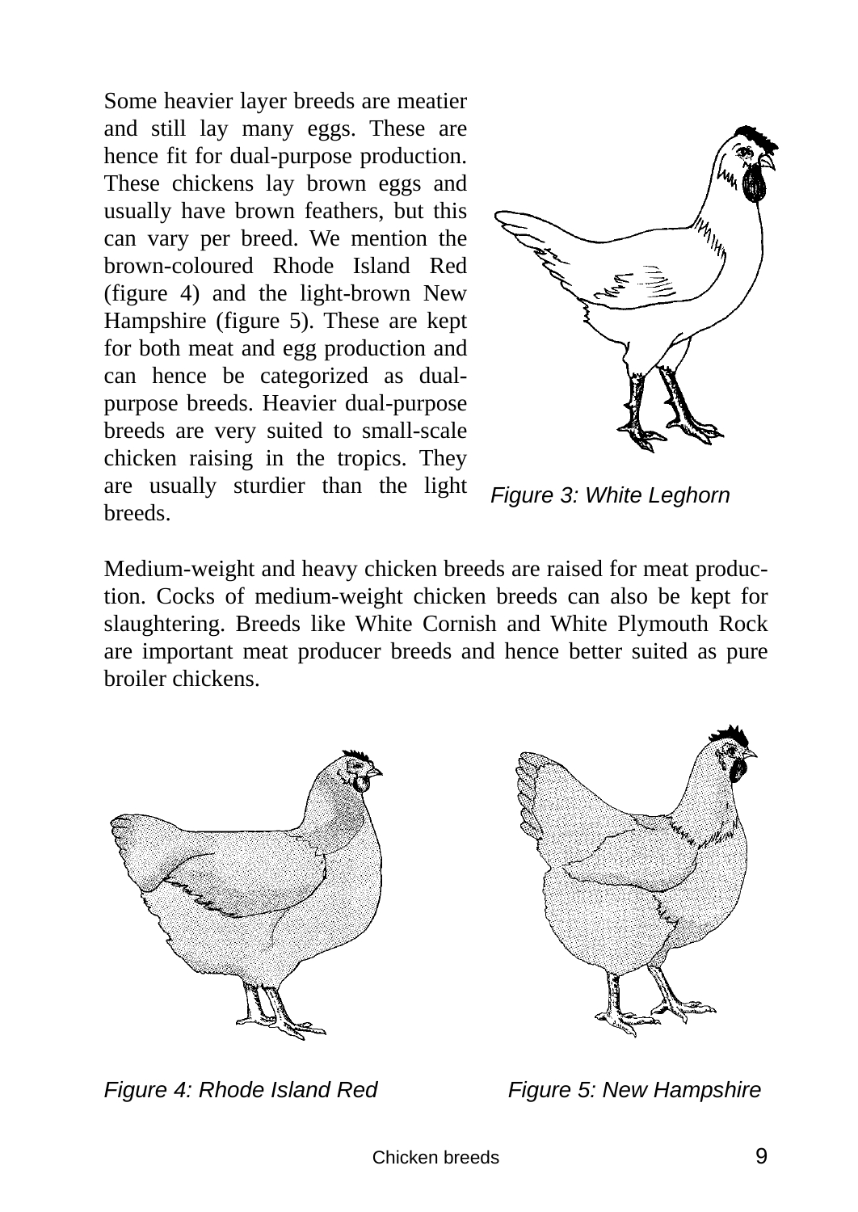Some heavier layer breeds are meatier and still lay many eggs. These are hence fit for dual-purpose production. These chickens lay brown eggs and usually have brown feathers, but this can vary per breed. We mention the brown-coloured Rhode Island Red (figure 4) and the light-brown New Hampshire (figure 5). These are kept for both meat and egg production and can hence be categorized as dual-purpose breeds. Heavier dual-purpose breeds are very suited to small-scale chicken raising in the tropics. They are usually sturdier than the light breeds.

*Figure 3: White Leghorn*

Medium-weight and heavy chicken breeds are raised for meat production. Cocks of medium-weight chicken breeds can also be kept for slaughtering. Breeds like White Cornish and White Plymouth Rock are important meat producer breeds and hence better suited as pure broiler chickens.

*Figure 4: Rhode Island Red*

*Figure 5: New Hampshire*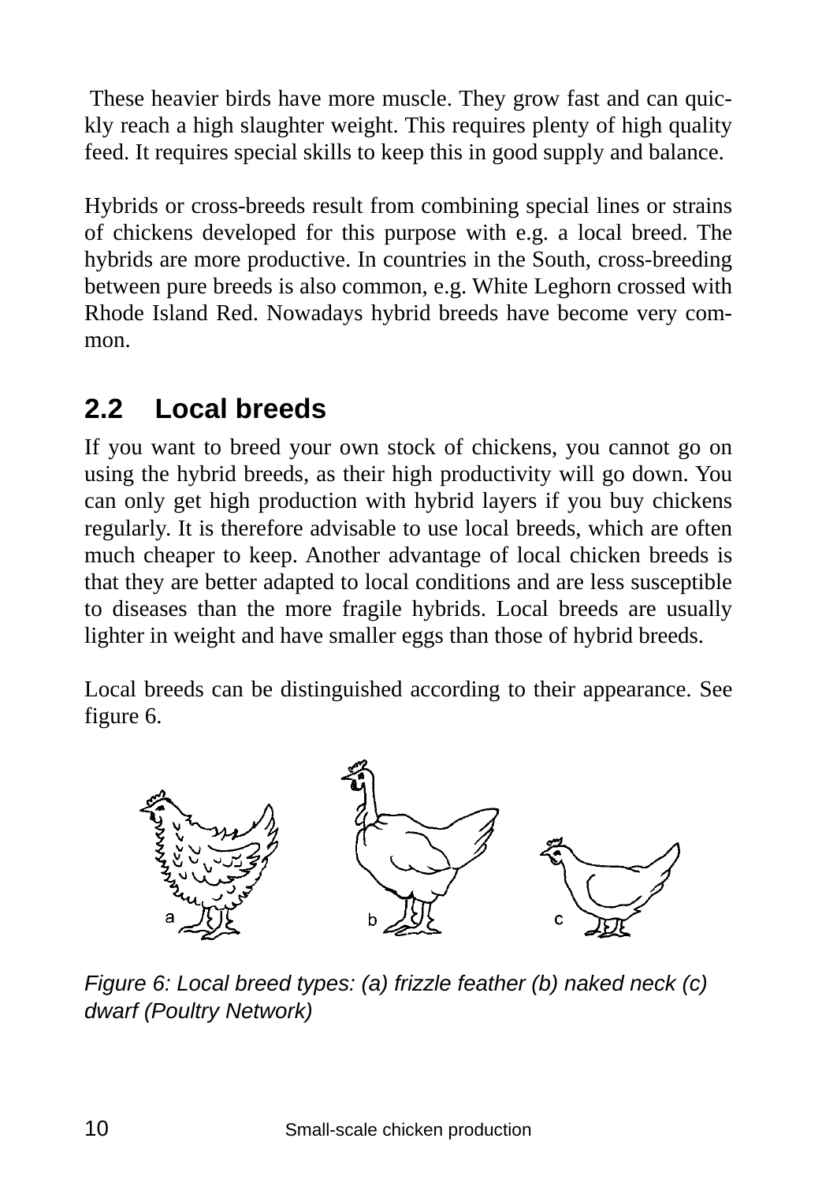These heavier birds have more muscle. They grow fast and can quickly reach a high slaughter weight. This requires plenty of high quality feed. It requires special skills to keep this in good supply and balance.

Hybrids or cross-breeds result from combining special lines or strains of chickens developed for this purpose with e.g. a local breed. The hybrids are more productive. In countries in the South, cross-breeding between pure breeds is also common, e.g. White Leghorn crossed with Rhode Island Red. Nowadays hybrid breeds have become very common.

## 2.2 Local breeds

If you want to breed your own stock of chickens, you cannot go on using the hybrid breeds, as their high productivity will go down. You can only get high production with hybrid layers if you buy chickens regularly. It is therefore advisable to use local breeds, which are often much cheaper to keep. Another advantage of local chicken breeds is that they are better adapted to local conditions and are less susceptible to diseases than the more fragile hybrids. Local breeds are usually lighter in weight and have smaller eggs than those of hybrid breeds.

Local breeds can be distinguished according to their appearance. See figure 6.

*Figure 6: Local breed types: (a) frizzle feather (b) naked neck (c) dwarf (Poultry Network)*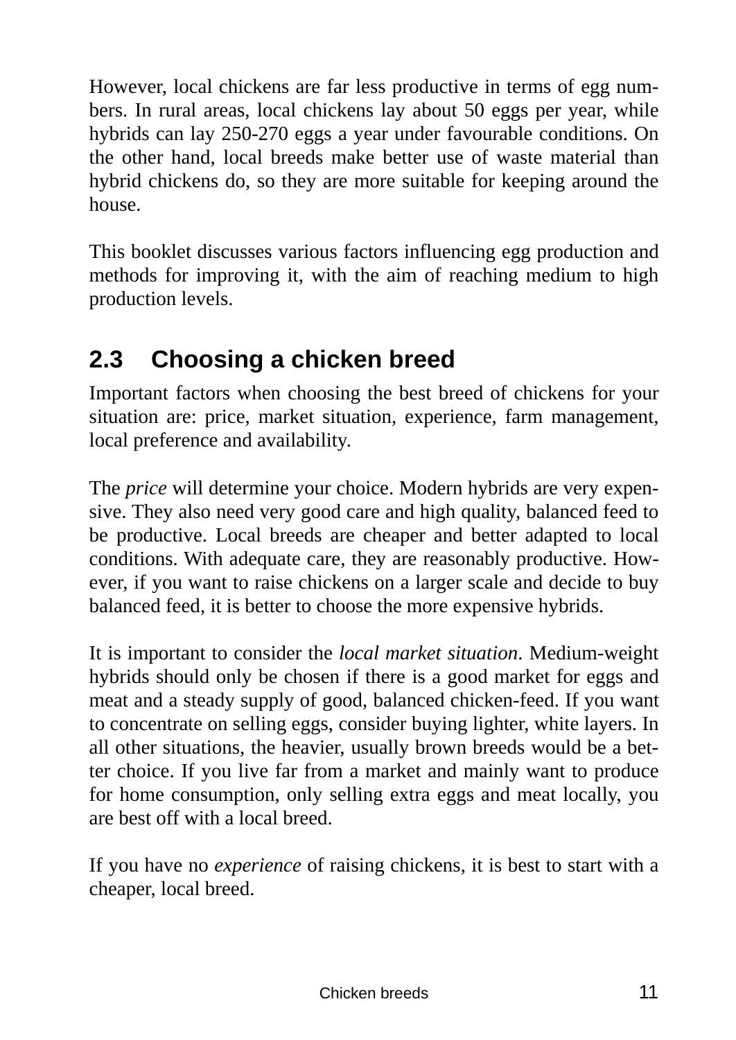However, local chickens are far less productive in terms of egg numbers. In rural areas, local chickens lay about 50 eggs per year, while hybrids can lay 250-270 eggs a year under favourable conditions. On the other hand, local breeds make better use of waste material than hybrid chickens do, so they are more suitable for keeping around the house.

This booklet discusses various factors influencing egg production and methods for improving it, with the aim of reaching medium to high production levels.

## 2.3 Choosing a chicken breed

Important factors when choosing the best breed of chickens for your situation are: price, market situation, experience, farm management, local preference and availability.

The *price* will determine your choice. Modern hybrids are very expensive. They also need very good care and high quality, balanced feed to be productive. Local breeds are cheaper and better adapted to local conditions. With adequate care, they are reasonably productive. However, if you want to raise chickens on a larger scale and decide to buy balanced feed, it is better to choose the more expensive hybrids.

It is important to consider the *local market situation*. Medium-weight hybrids should only be chosen if there is a good market for eggs and meat and a steady supply of good, balanced chicken-feed. If you want to concentrate on selling eggs, consider buying lighter, white layers. In all other situations, the heavier, usually brown breeds would be a better choice. If you live far from a market and mainly want to produce for home consumption, only selling extra eggs and meat locally, you are best off with a local breed.

If you have no *experience* of raising chickens, it is best to start with a cheaper, local breed.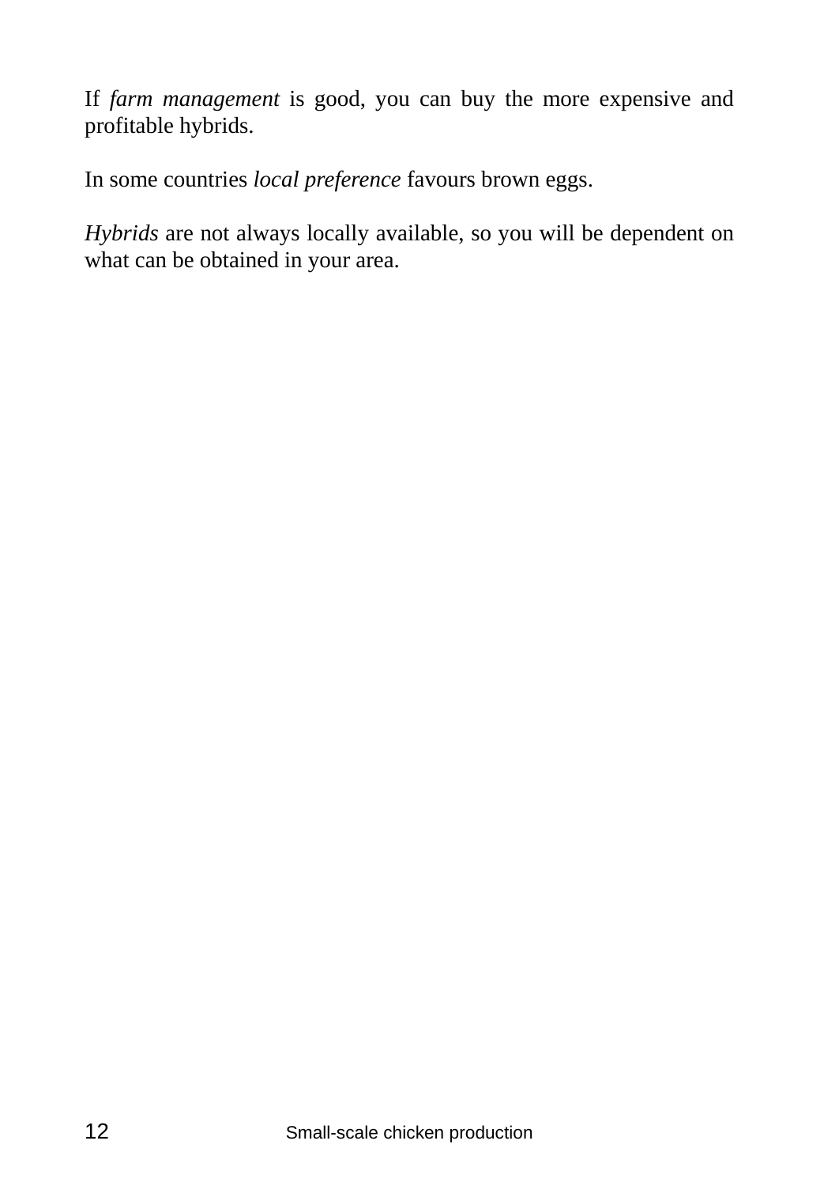If *farm management* is good, you can buy the more expensive and profitable hybrids.

In some countries *local preference* favours brown eggs.

*Hybrids* are not always locally available, so you will be dependent on what can be obtained in your area.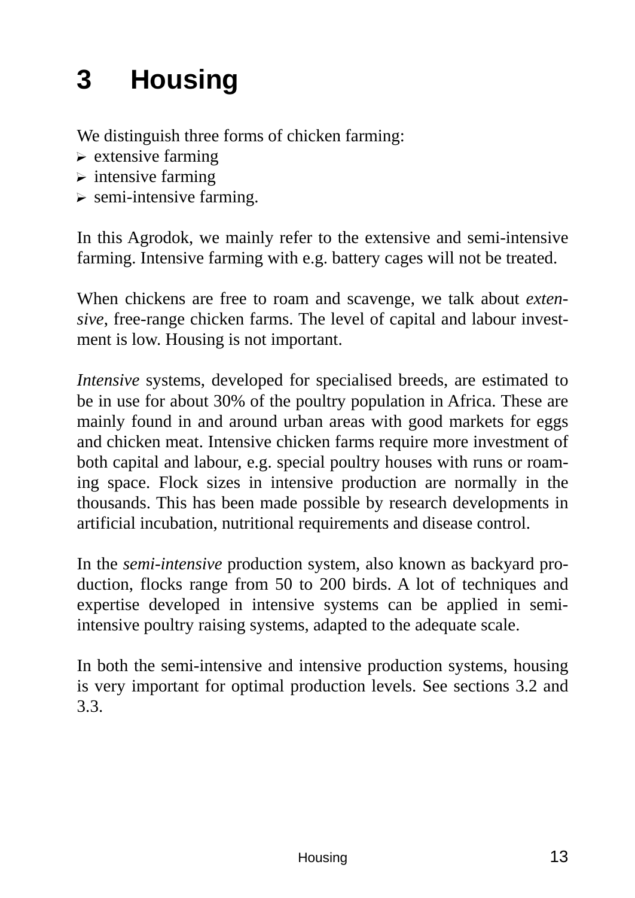# 3 Housing

We distinguish three forms of chicken farming:

- extensive farming
- intensive farming
- semi-intensive farming.

In this Agrodok, we mainly refer to the extensive and semi-intensive farming. Intensive farming with e.g. battery cages will not be treated.

When chickens are free to roam and scavenge, we talk about *extensive*, free-range chicken farms. The level of capital and labour investment is low. Housing is not important.

*Intensive* systems, developed for specialised breeds, are estimated to be in use for about 30% of the poultry population in Africa. These are mainly found in and around urban areas with good markets for eggs and chicken meat. Intensive chicken farms require more investment of both capital and labour, e.g. special poultry houses with runs or roaming space. Flock sizes in intensive production are normally in the thousands. This has been made possible by research developments in artificial incubation, nutritional requirements and disease control.

In the *semi-intensive* production system, also known as backyard production, flocks range from 50 to 200 birds. A lot of techniques and expertise developed in intensive systems can be applied in semi-intensive poultry raising systems, adapted to the adequate scale.

In both the semi-intensive and intensive production systems, housing is very important for optimal production levels. See sections 3.2 and 3.3.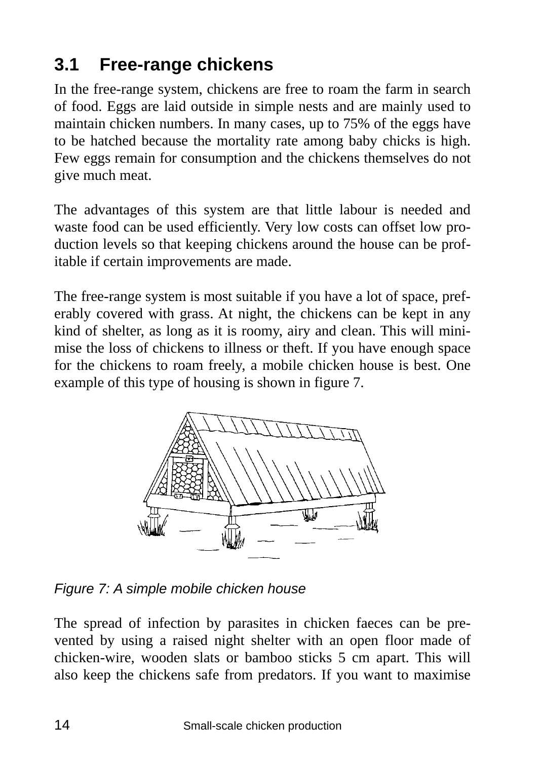## 3.1 Free-range chickens

In the free-range system, chickens are free to roam the farm in search of food. Eggs are laid outside in simple nests and are mainly used to maintain chicken numbers. In many cases, up to 75% of the eggs have to be hatched because the mortality rate among baby chicks is high. Few eggs remain for consumption and the chickens themselves do not give much meat.

The advantages of this system are that little labour is needed and waste food can be used efficiently. Very low costs can offset low production levels so that keeping chickens around the house can be profitable if certain improvements are made.

The free-range system is most suitable if you have a lot of space, preferably covered with grass. At night, the chickens can be kept in any kind of shelter, as long as it is roomy, airy and clean. This will minimise the loss of chickens to illness or theft. If you have enough space for the chickens to roam freely, a mobile chicken house is best. One example of this type of housing is shown in figure 7.

*Figure 7: A simple mobile chicken house*

The spread of infection by parasites in chicken faeces can be prevented by using a raised night shelter with an open floor made of chicken-wire, wooden slats or bamboo sticks 5 cm apart. This will also keep the chickens safe from predators. If you want to maximise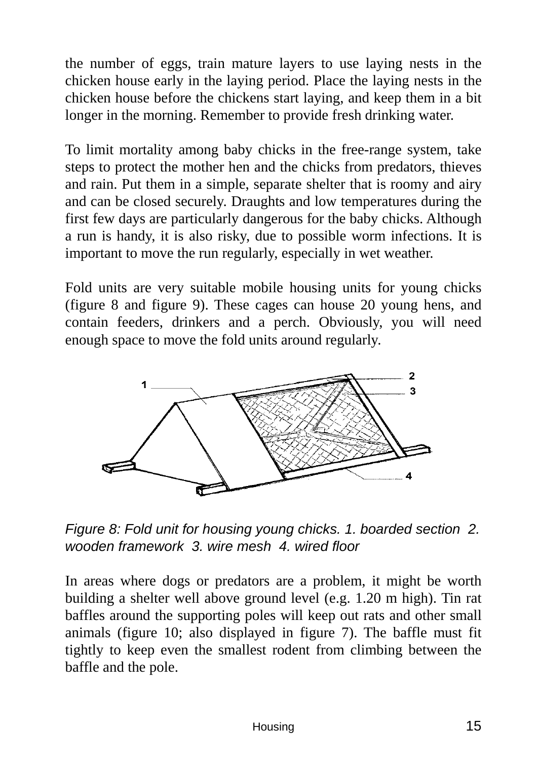the number of eggs, train mature layers to use laying nests in the chicken house early in the laying period. Place the laying nests in the chicken house before the chickens start laying, and keep them in a bit longer in the morning. Remember to provide fresh drinking water.

To limit mortality among baby chicks in the free-range system, take steps to protect the mother hen and the chicks from predators, thieves and rain. Put them in a simple, separate shelter that is roomy and airy and can be closed securely. Draughts and low temperatures during the first few days are particularly dangerous for the baby chicks. Although a run is handy, it is also risky, due to possible worm infections. It is important to move the run regularly, especially in wet weather.

Fold units are very suitable mobile housing units for young chicks (figure 8 and figure 9). These cages can house 20 young hens, and contain feeders, drinkers and a perch. Obviously, you will need enough space to move the fold units around regularly.

*Figure 8: Fold unit for housing young chicks. 1. boarded section 2. wooden framework 3. wire mesh 4. wired floor*

In areas where dogs or predators are a problem, it might be worth building a shelter well above ground level (e.g. 1.20 m high). Tin rat baffles around the supporting poles will keep out rats and other small animals (figure 10; also displayed in figure 7). The baffle must fit tightly to keep even the smallest rodent from climbing between the baffle and the pole.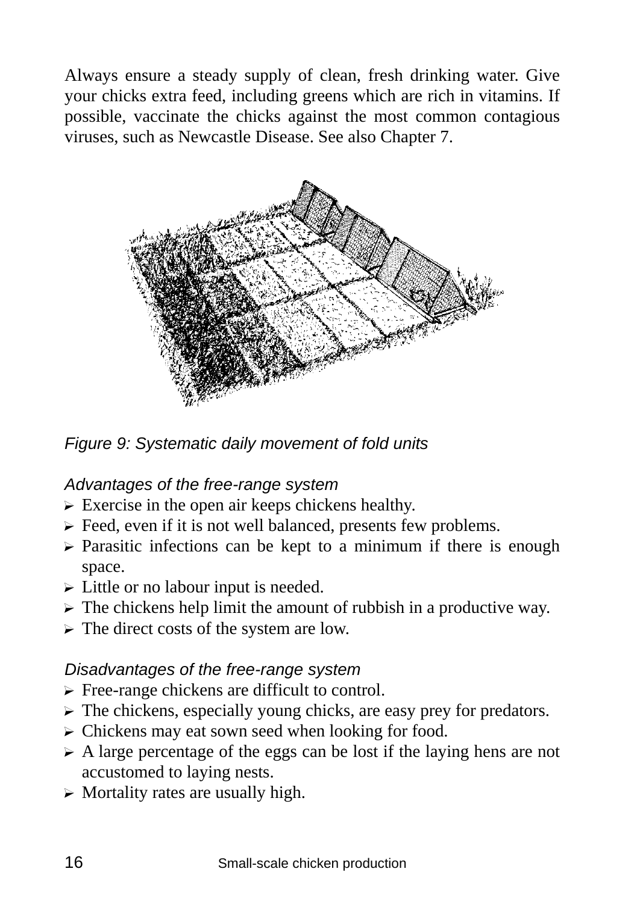Always ensure a steady supply of clean, fresh drinking water. Give your chicks extra feed, including greens which are rich in vitamins. If possible, vaccinate the chicks against the most common contagious viruses, such as Newcastle Disease. See also Chapter 7.

*Figure 9: Systematic daily movement of fold units*

*Advantages of the free-range system*

- Exercise in the open air keeps chickens healthy.
- Feed, even if it is not well balanced, presents few problems.
- Parasitic infections can be kept to a minimum if there is enough space.
- Little or no labour input is needed.
- The chickens help limit the amount of rubbish in a productive way.
- The direct costs of the system are low.

*Disadvantages of the free-range system*

- Free-range chickens are difficult to control.
- The chickens, especially young chicks, are easy prey for predators.
- Chickens may eat sown seed when looking for food.
- A large percentage of the eggs can be lost if the laying hens are not accustomed to laying nests.
- Mortality rates are usually high.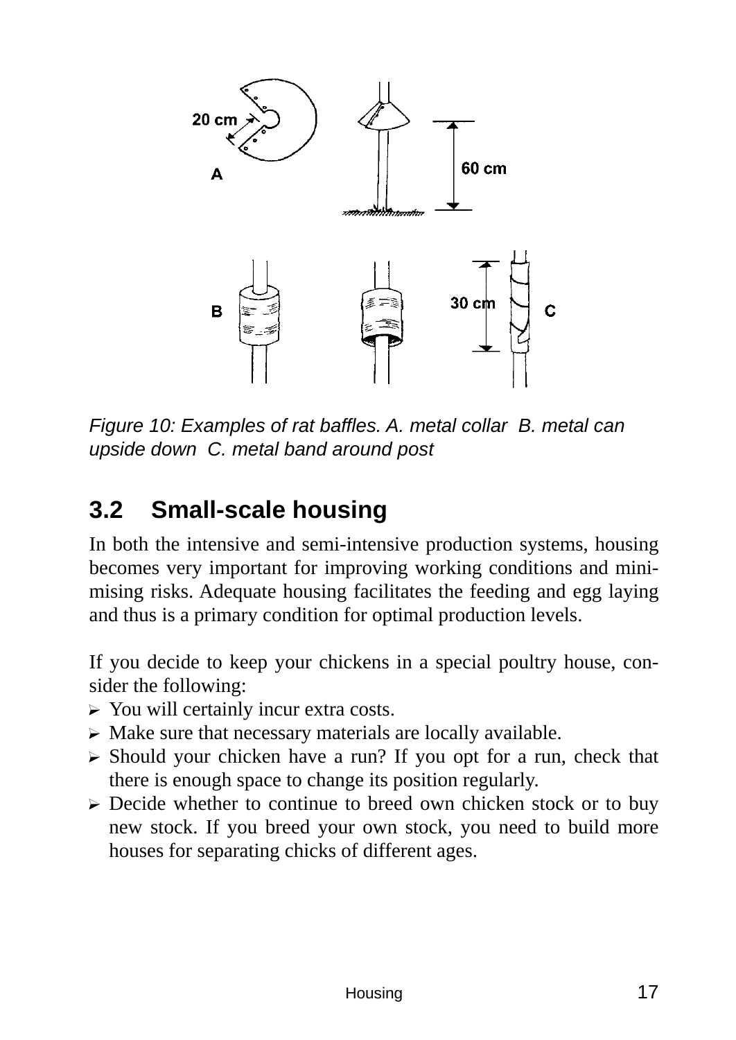*Figure 10: Examples of rat baffles. A. metal collar B. metal can upside down C. metal band around post*

## 3.2 Small-scale housing

In both the intensive and semi-intensive production systems, housing becomes very important for improving working conditions and minimising risks. Adequate housing facilitates the feeding and egg laying and thus is a primary condition for optimal production levels.

If you decide to keep your chickens in a special poultry house, consider the following:

- You will certainly incur extra costs.
- Make sure that necessary materials are locally available.
- Should your chicken have a run? If you opt for a run, check that there is enough space to change its position regularly.
- Decide whether to continue to breed own chicken stock or to buy new stock. If you breed your own stock, you need to build more houses for separating chicks of different ages.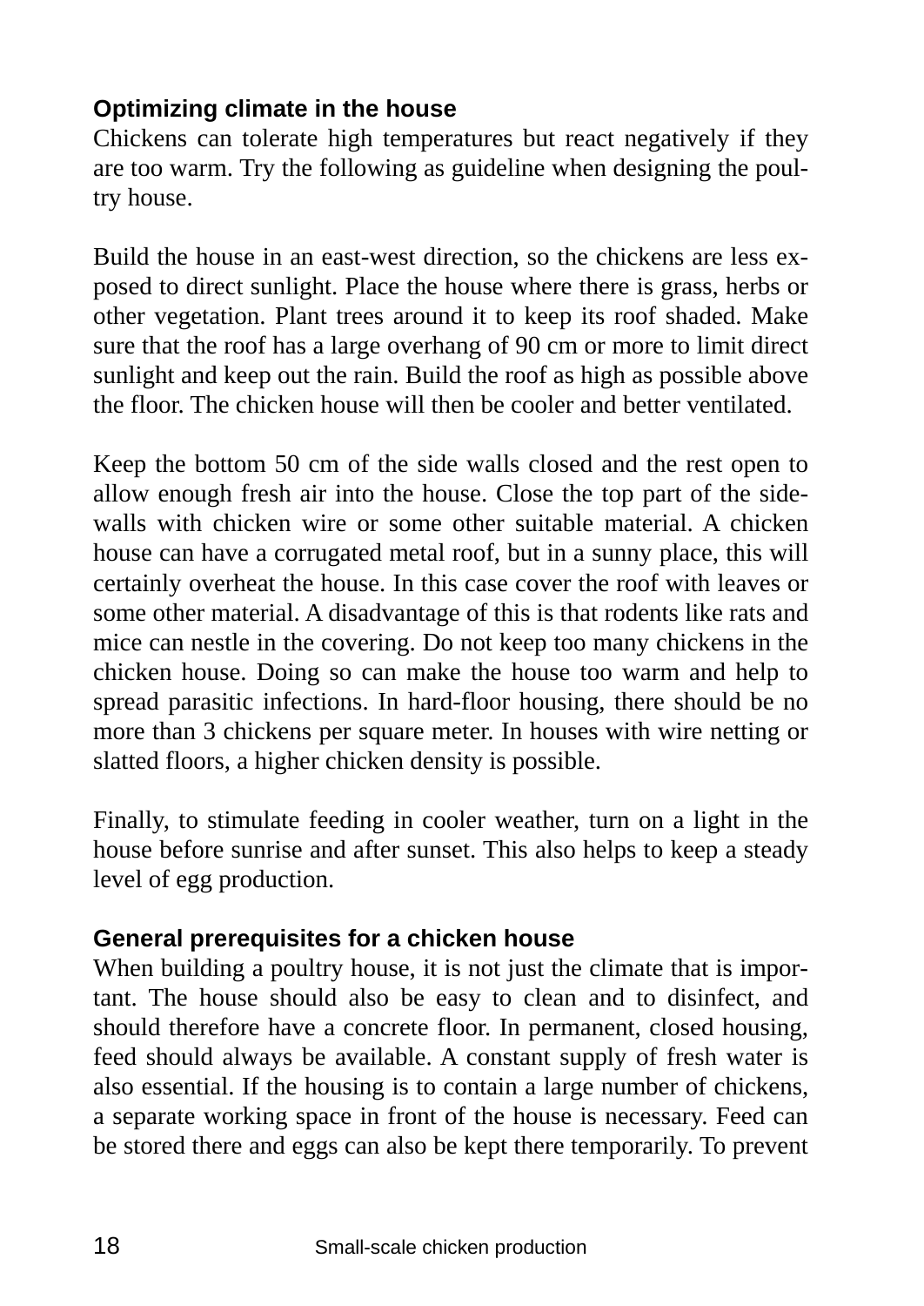### Optimizing climate in the house

Chickens can tolerate high temperatures but react negatively if they are too warm. Try the following as guideline when designing the poultry house.

Build the house in an east-west direction, so the chickens are less exposed to direct sunlight. Place the house where there is grass, herbs or other vegetation. Plant trees around it to keep its roof shaded. Make sure that the roof has a large overhang of 90 cm or more to limit direct sunlight and keep out the rain. Build the roof as high as possible above the floor. The chicken house will then be cooler and better ventilated.

Keep the bottom 50 cm of the side walls closed and the rest open to allow enough fresh air into the house. Close the top part of the side-walls with chicken wire or some other suitable material. A chicken house can have a corrugated metal roof, but in a sunny place, this will certainly overheat the house. In this case cover the roof with leaves or some other material. A disadvantage of this is that rodents like rats and mice can nestle in the covering. Do not keep too many chickens in the chicken house. Doing so can make the house too warm and help to spread parasitic infections. In hard-floor housing, there should be no more than 3 chickens per square meter. In houses with wire netting or slatted floors, a higher chicken density is possible.

Finally, to stimulate feeding in cooler weather, turn on a light in the house before sunrise and after sunset. This also helps to keep a steady level of egg production.

### General prerequisites for a chicken house

When building a poultry house, it is not just the climate that is important. The house should also be easy to clean and to disinfect, and should therefore have a concrete floor. In permanent, closed housing, feed should always be available. A constant supply of fresh water is also essential. If the housing is to contain a large number of chickens, a separate working space in front of the house is necessary. Feed can be stored there and eggs can also be kept there temporarily. To prevent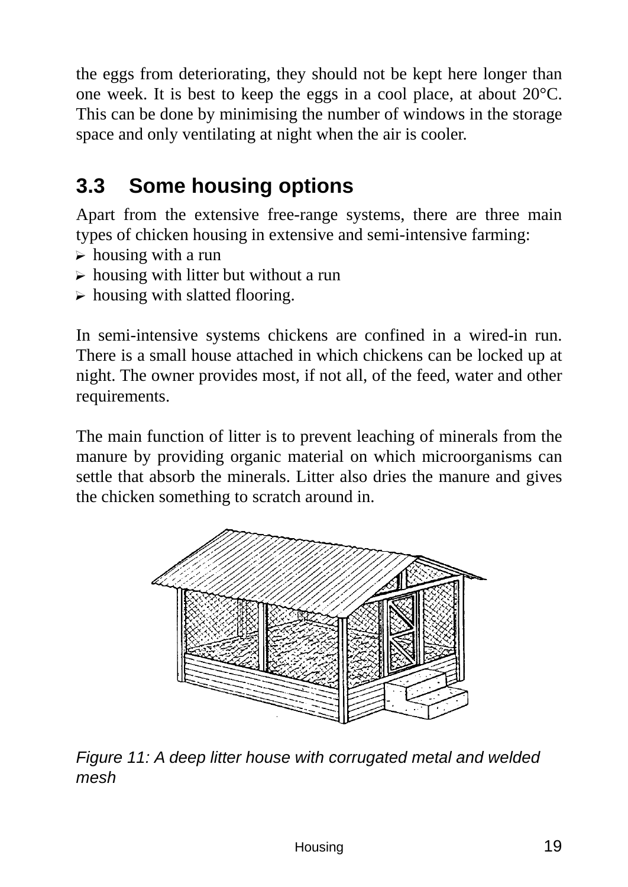the eggs from deteriorating, they should not be kept here longer than one week. It is best to keep the eggs in a cool place, at about 20°C. This can be done by minimising the number of windows in the storage space and only ventilating at night when the air is cooler.

## 3.3 Some housing options

Apart from the extensive free-range systems, there are three main types of chicken housing in extensive and semi-intensive farming:

- housing with a run
- housing with litter but without a run
- housing with slatted flooring.

In semi-intensive systems chickens are confined in a wired-in run. There is a small house attached in which chickens can be locked up at night. The owner provides most, if not all, of the feed, water and other requirements.

The main function of litter is to prevent leaching of minerals from the manure by providing organic material on which microorganisms can settle that absorb the minerals. Litter also dries the manure and gives the chicken something to scratch around in.

*Figure 11: A deep litter house with corrugated metal and welded mesh*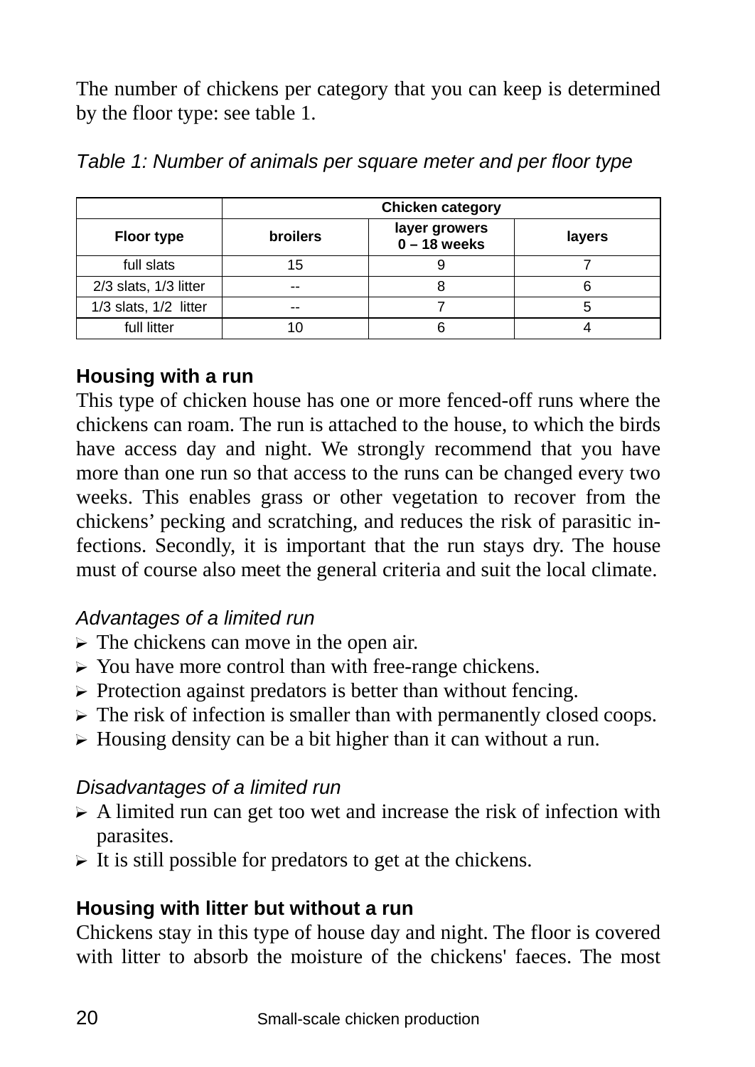The number of chickens per category that you can keep is determined by the floor type: see table 1.

*Table 1: Number of animals per square meter and per floor type*

| | Chicken category | | |
|---|---|---|---|
| **Floor type** | **broilers** | **layer growers 0 – 18 weeks** | **layers** |
| full slats | 15 | 9 | 7 |
| 2/3 slats, 1/3 litter | -- | 8 | 6 |
| 1/3 slats, 1/2 litter | -- | 7 | 5 |
| full litter | 10 | 6 | 4 |

### Housing with a run

This type of chicken house has one or more fenced-off runs where the chickens can roam. The run is attached to the house, to which the birds have access day and night. We strongly recommend that you have more than one run so that access to the runs can be changed every two weeks. This enables grass or other vegetation to recover from the chickens' pecking and scratching, and reduces the risk of parasitic infections. Secondly, it is important that the run stays dry. The house must of course also meet the general criteria and suit the local climate.

*Advantages of a limited run*

- The chickens can move in the open air.
- You have more control than with free-range chickens.
- Protection against predators is better than without fencing.
- The risk of infection is smaller than with permanently closed coops.
- Housing density can be a bit higher than it can without a run.

*Disadvantages of a limited run*

- A limited run can get too wet and increase the risk of infection with parasites.
- It is still possible for predators to get at the chickens.

### Housing with litter but without a run

Chickens stay in this type of house day and night. The floor is covered with litter to absorb the moisture of the chickens' faeces. The most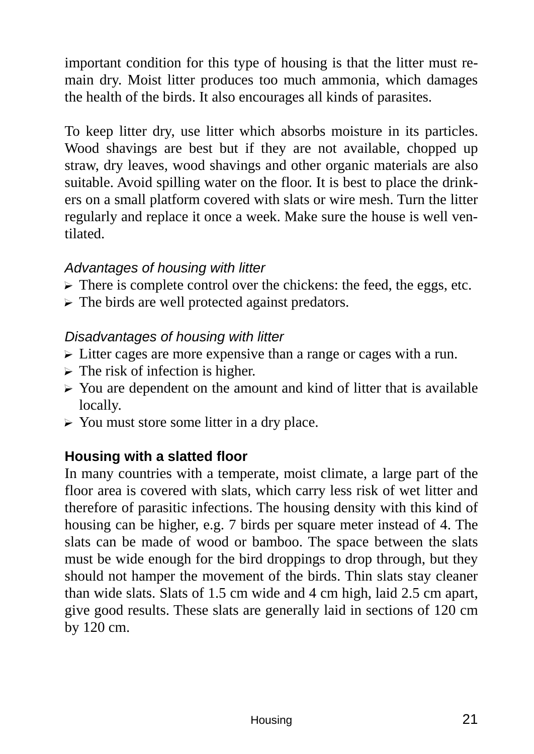important condition for this type of housing is that the litter must remain dry. Moist litter produces too much ammonia, which damages the health of the birds. It also encourages all kinds of parasites.

To keep litter dry, use litter which absorbs moisture in its particles. Wood shavings are best but if they are not available, chopped up straw, dry leaves, wood shavings and other organic materials are also suitable. Avoid spilling water on the floor. It is best to place the drinkers on a small platform covered with slats or wire mesh. Turn the litter regularly and replace it once a week. Make sure the house is well ventilated.

*Advantages of housing with litter*

- There is complete control over the chickens: the feed, the eggs, etc.
- The birds are well protected against predators.

*Disadvantages of housing with litter*

- Litter cages are more expensive than a range or cages with a run.
- The risk of infection is higher.
- You are dependent on the amount and kind of litter that is available locally.
- You must store some litter in a dry place.

### Housing with a slatted floor

In many countries with a temperate, moist climate, a large part of the floor area is covered with slats, which carry less risk of wet litter and therefore of parasitic infections. The housing density with this kind of housing can be higher, e.g. 7 birds per square meter instead of 4. The slats can be made of wood or bamboo. The space between the slats must be wide enough for the bird droppings to drop through, but they should not hamper the movement of the birds. Thin slats stay cleaner than wide slats. Slats of 1.5 cm wide and 4 cm high, laid 2.5 cm apart, give good results. These slats are generally laid in sections of 120 cm by 120 cm.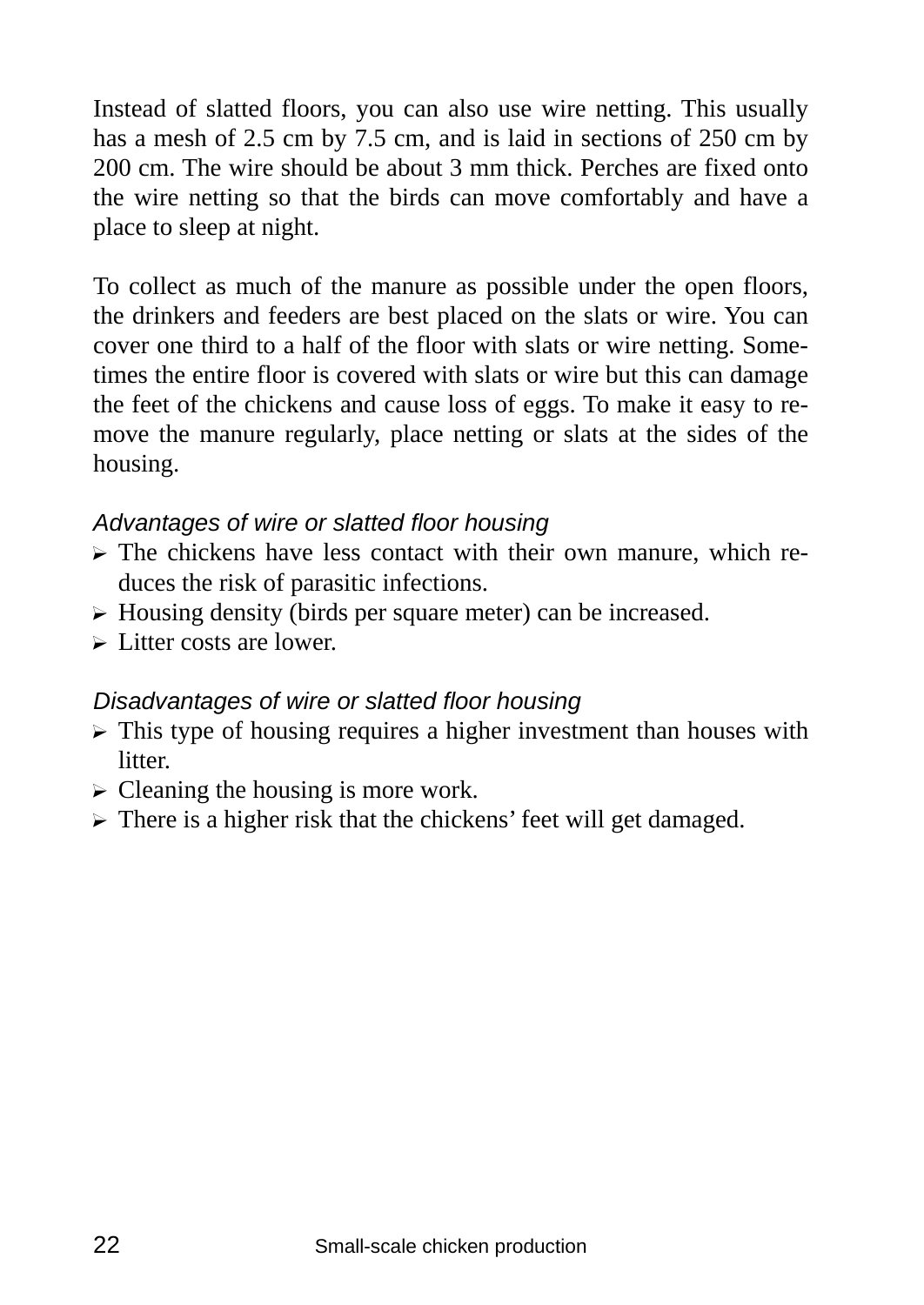Instead of slatted floors, you can also use wire netting. This usually has a mesh of 2.5 cm by 7.5 cm, and is laid in sections of 250 cm by 200 cm. The wire should be about 3 mm thick. Perches are fixed onto the wire netting so that the birds can move comfortably and have a place to sleep at night.

To collect as much of the manure as possible under the open floors, the drinkers and feeders are best placed on the slats or wire. You can cover one third to a half of the floor with slats or wire netting. Sometimes the entire floor is covered with slats or wire but this can damage the feet of the chickens and cause loss of eggs. To make it easy to remove the manure regularly, place netting or slats at the sides of the housing.

*Advantages of wire or slatted floor housing*

- The chickens have less contact with their own manure, which reduces the risk of parasitic infections.
- Housing density (birds per square meter) can be increased.
- Litter costs are lower.

*Disadvantages of wire or slatted floor housing*

- This type of housing requires a higher investment than houses with litter.
- Cleaning the housing is more work.
- There is a higher risk that the chickens' feet will get damaged.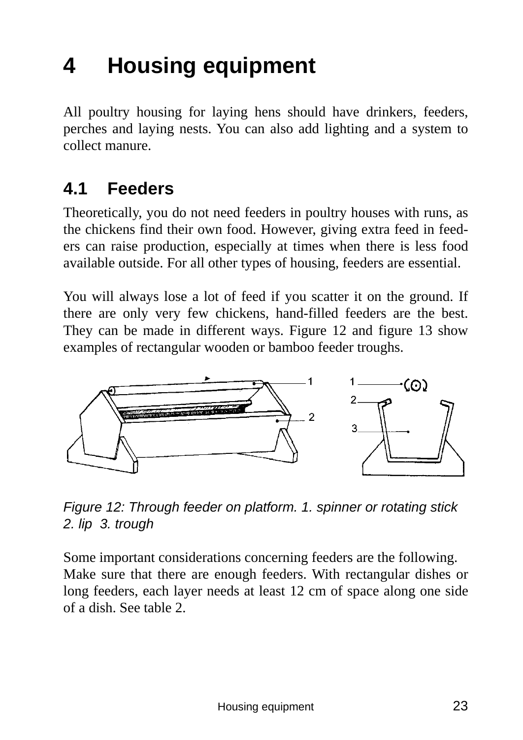# 4 Housing equipment

All poultry housing for laying hens should have drinkers, feeders, perches and laying nests. You can also add lighting and a system to collect manure.

## 4.1 Feeders

Theoretically, you do not need feeders in poultry houses with runs, as the chickens find their own food. However, giving extra feed in feeders can raise production, especially at times when there is less food available outside. For all other types of housing, feeders are essential.

You will always lose a lot of feed if you scatter it on the ground. If there are only very few chickens, hand-filled feeders are the best. They can be made in different ways. Figure 12 and figure 13 show examples of rectangular wooden or bamboo feeder troughs.

*Figure 12: Through feeder on platform. 1. spinner or rotating stick 2. lip 3. trough*

Some important considerations concerning feeders are the following.
Make sure that there are enough feeders. With rectangular dishes or long feeders, each layer needs at least 12 cm of space along one side of a dish. See table 2.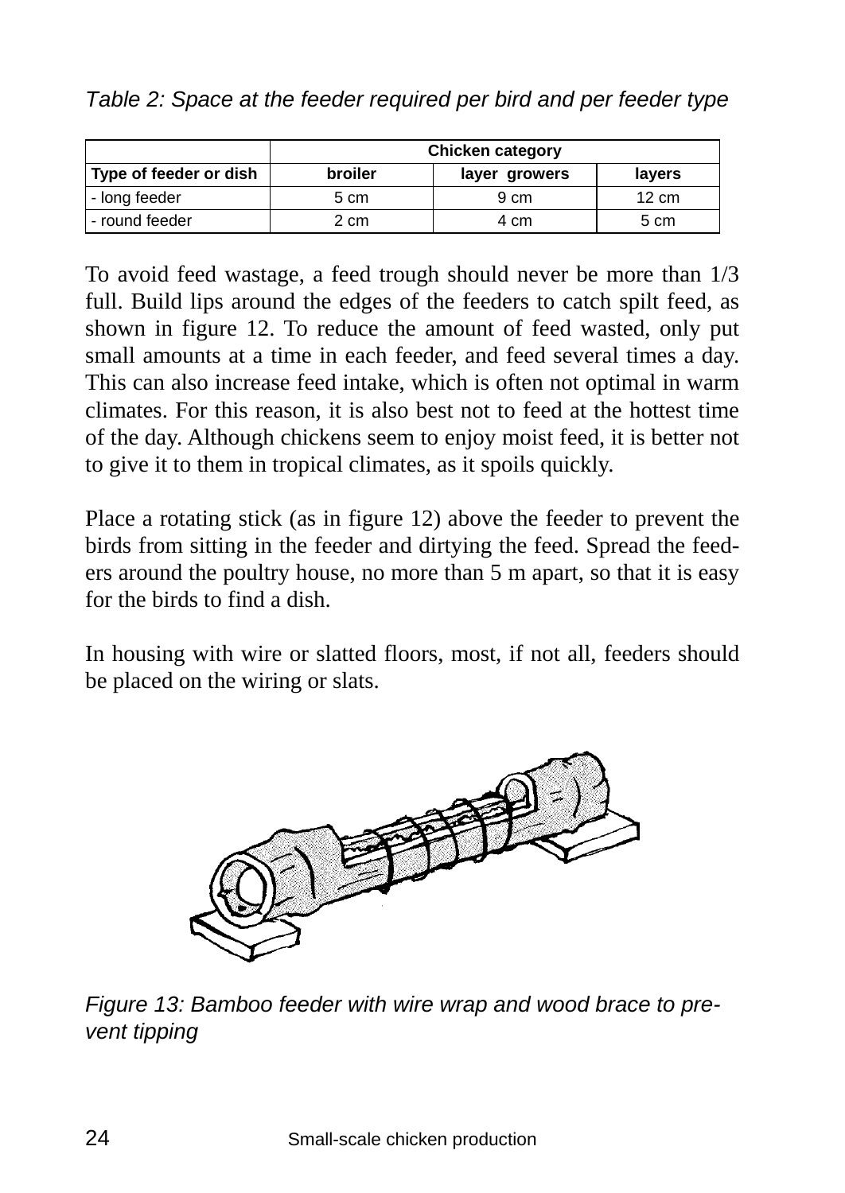*Table 2: Space at the feeder required per bird and per feeder type*

| | Chicken category | | |
|---|---|---|---|
| **Type of feeder or dish** | **broiler** | **layer growers** | **layers** |
| - long feeder | 5 cm | 9 cm | 12 cm |
| - round feeder | 2 cm | 4 cm | 5 cm |

To avoid feed wastage, a feed trough should never be more than 1/3 full. Build lips around the edges of the feeders to catch spilt feed, as shown in figure 12. To reduce the amount of feed wasted, only put small amounts at a time in each feeder, and feed several times a day. This can also increase feed intake, which is often not optimal in warm climates. For this reason, it is also best not to feed at the hottest time of the day. Although chickens seem to enjoy moist feed, it is better not to give it to them in tropical climates, as it spoils quickly.

Place a rotating stick (as in figure 12) above the feeder to prevent the birds from sitting in the feeder and dirtying the feed. Spread the feeders around the poultry house, no more than 5 m apart, so that it is easy for the birds to find a dish.

In housing with wire or slatted floors, most, if not all, feeders should be placed on the wiring or slats.

*Figure 13: Bamboo feeder with wire wrap and wood brace to prevent tipping*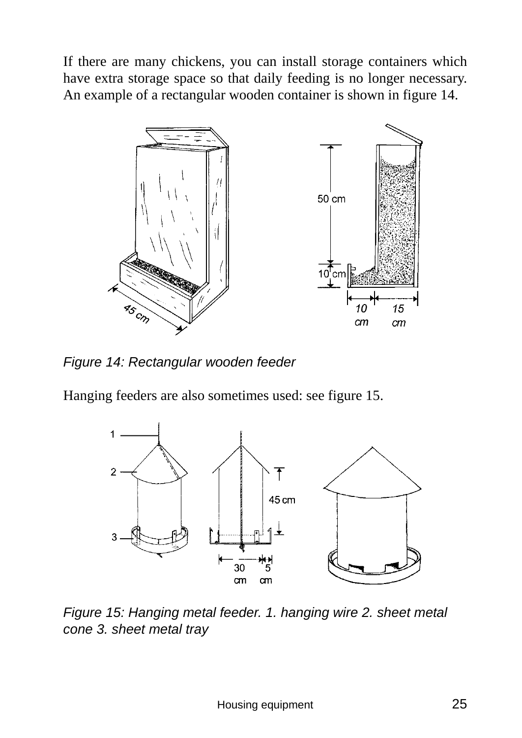If there are many chickens, you can install storage containers which have extra storage space so that daily feeding is no longer necessary. An example of a rectangular wooden container is shown in figure 14.

*Figure 14: Rectangular wooden feeder*

Hanging feeders are also sometimes used: see figure 15.

*Figure 15: Hanging metal feeder. 1. hanging wire 2. sheet metal cone 3. sheet metal tray*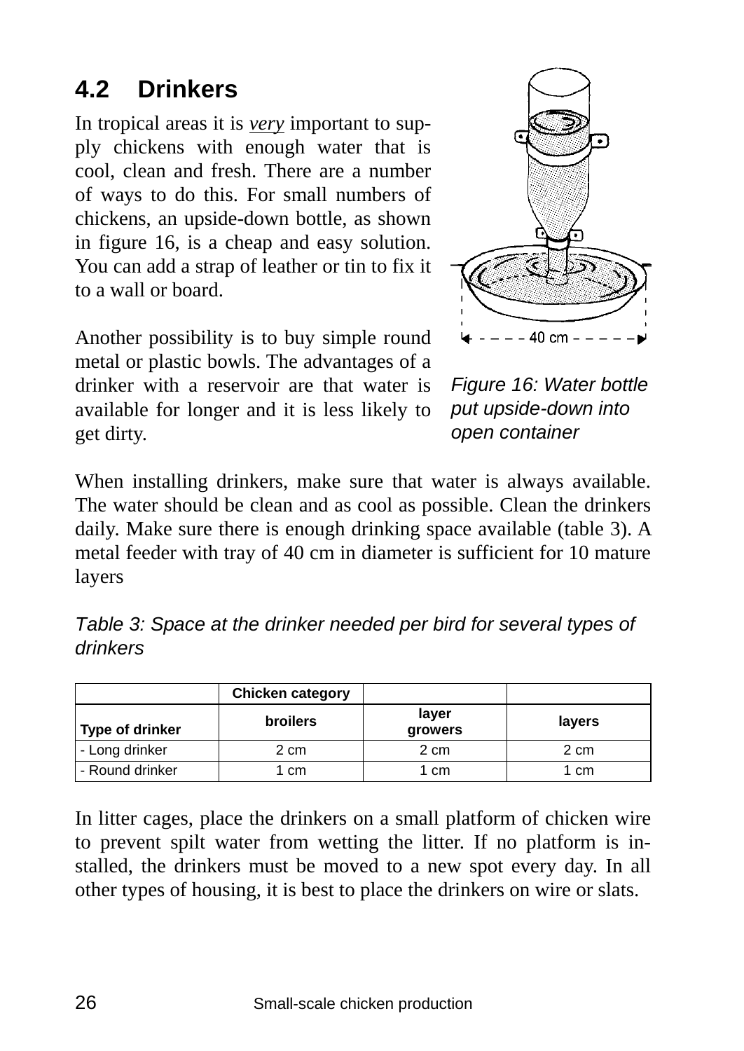## 4.2 Drinkers

In tropical areas it is *very* important to supply chickens with enough water that is cool, clean and fresh. There are a number of ways to do this. For small numbers of chickens, an upside-down bottle, as shown in figure 16, is a cheap and easy solution. You can add a strap of leather or tin to fix it to a wall or board.

Another possibility is to buy simple round metal or plastic bowls. The advantages of a drinker with a reservoir are that water is available for longer and it is less likely to get dirty.

*Figure 16: Water bottle put upside-down into open container*

When installing drinkers, make sure that water is always available. The water should be clean and as cool as possible. Clean the drinkers daily. Make sure there is enough drinking space available (table 3). A metal feeder with tray of 40 cm in diameter is sufficient for 10 mature layers

*Table 3: Space at the drinker needed per bird for several types of drinkers*

| | **Chicken category** | | |
|---|---|---|---|
| **Type of drinker** | **broilers** | **layer growers** | **layers** |
| - Long drinker | 2 cm | 2 cm | 2 cm |
| - Round drinker | 1 cm | 1 cm | 1 cm |

In litter cages, place the drinkers on a small platform of chicken wire to prevent spilt water from wetting the litter. If no platform is installed, the drinkers must be moved to a new spot every day. In all other types of housing, it is best to place the drinkers on wire or slats.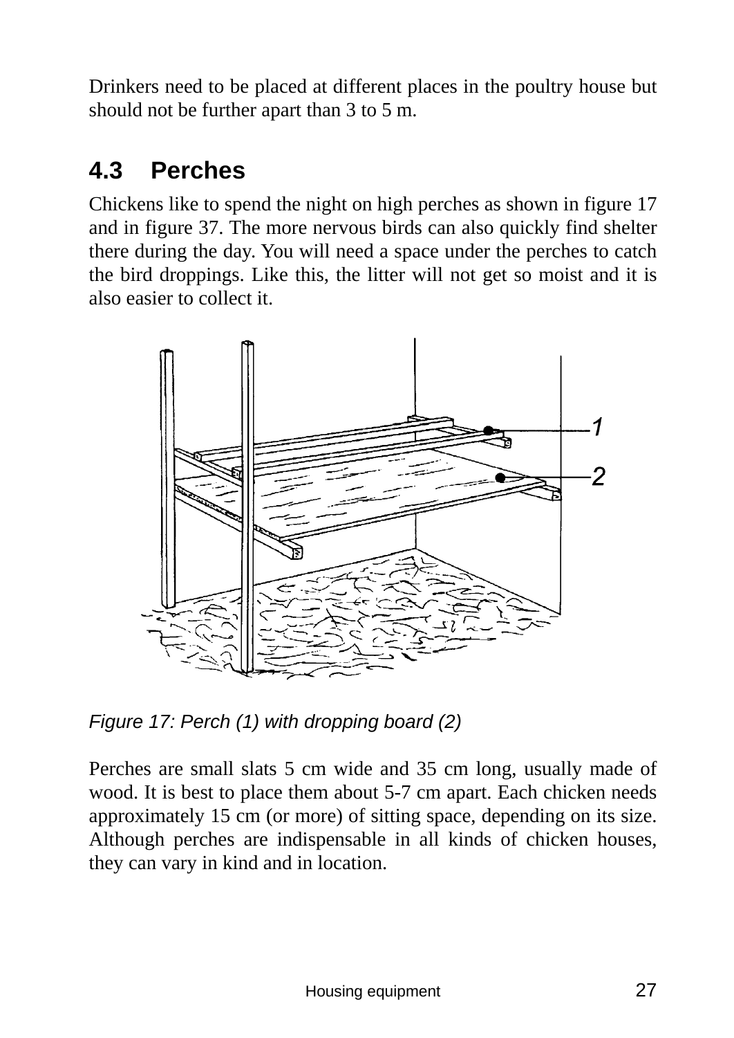Drinkers need to be placed at different places in the poultry house but should not be further apart than 3 to 5 m.

## 4.3 Perches

Chickens like to spend the night on high perches as shown in figure 17 and in figure 37. The more nervous birds can also quickly find shelter there during the day. You will need a space under the perches to catch the bird droppings. Like this, the litter will not get so moist and it is also easier to collect it.

*Figure 17: Perch (1) with dropping board (2)*

Perches are small slats 5 cm wide and 35 cm long, usually made of wood. It is best to place them about 5-7 cm apart. Each chicken needs approximately 15 cm (or more) of sitting space, depending on its size. Although perches are indispensable in all kinds of chicken houses, they can vary in kind and in location.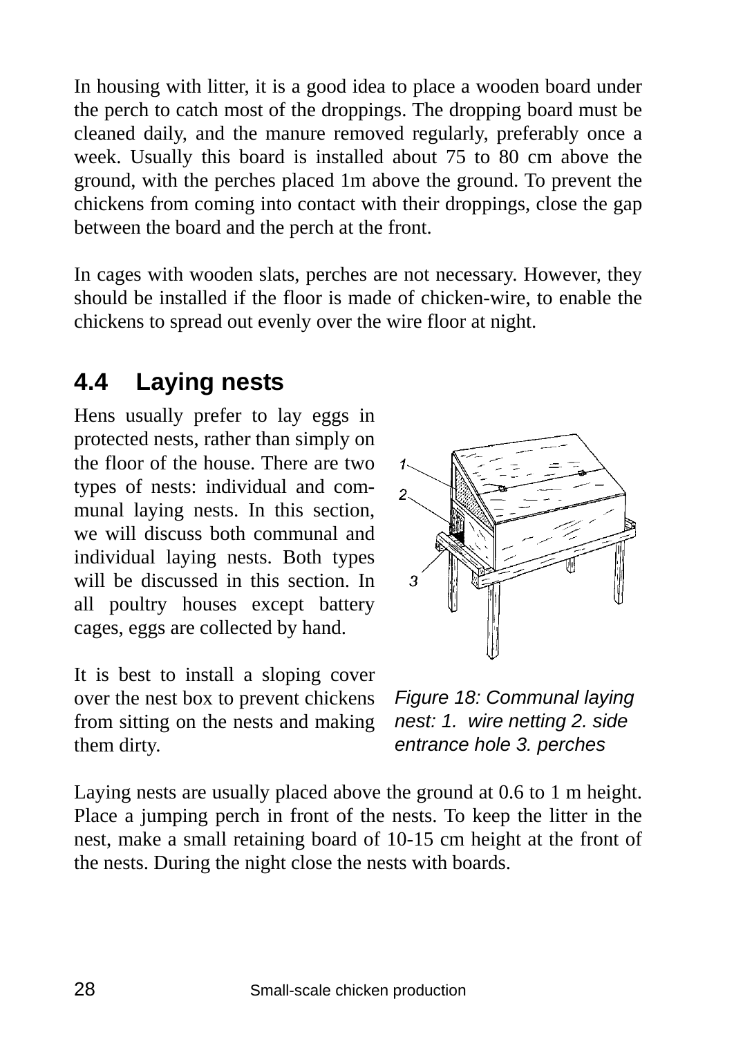In housing with litter, it is a good idea to place a wooden board under the perch to catch most of the droppings. The dropping board must be cleaned daily, and the manure removed regularly, preferably once a week. Usually this board is installed about 75 to 80 cm above the ground, with the perches placed 1m above the ground. To prevent the chickens from coming into contact with their droppings, close the gap between the board and the perch at the front.

In cages with wooden slats, perches are not necessary. However, they should be installed if the floor is made of chicken-wire, to enable the chickens to spread out evenly over the wire floor at night.

## 4.4 Laying nests

Hens usually prefer to lay eggs in protected nests, rather than simply on the floor of the house. There are two types of nests: individual and communal laying nests. In this section, we will discuss both communal and individual laying nests. Both types will be discussed in this section. In all poultry houses except battery cages, eggs are collected by hand.

It is best to install a sloping cover over the nest box to prevent chickens from sitting on the nests and making them dirty.

*Figure 18: Communal laying nest: 1. wire netting 2. side entrance hole 3. perches*

Laying nests are usually placed above the ground at 0.6 to 1 m height. Place a jumping perch in front of the nests. To keep the litter in the nest, make a small retaining board of 10-15 cm height at the front of the nests. During the night close the nests with boards.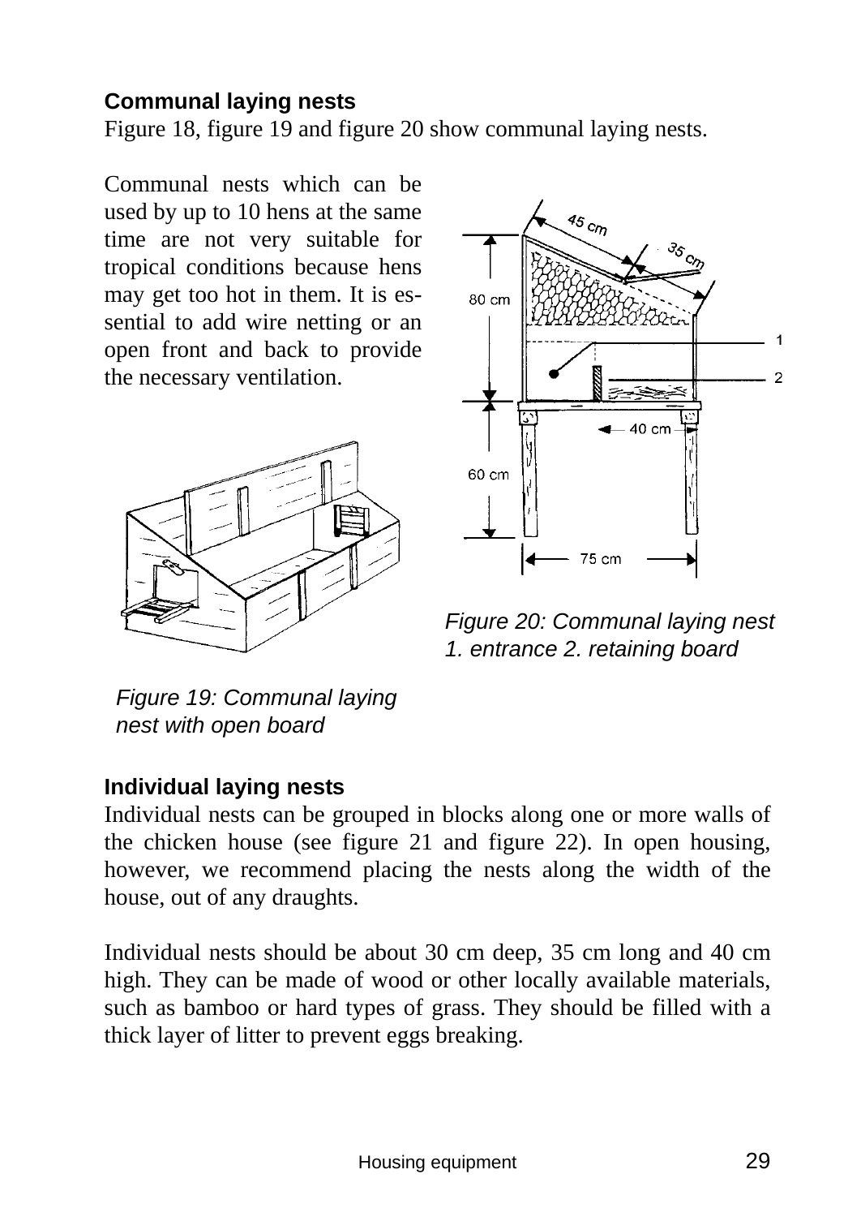### Communal laying nests

Figure 18, figure 19 and figure 20 show communal laying nests.

Communal nests which can be used by up to 10 hens at the same time are not very suitable for tropical conditions because hens may get too hot in them. It is essential to add wire netting or an open front and back to provide the necessary ventilation.

*Figure 20: Communal laying nest 1. entrance 2. retaining board*

*Figure 19: Communal laying nest with open board*

### Individual laying nests

Individual nests can be grouped in blocks along one or more walls of the chicken house (see figure 21 and figure 22). In open housing, however, we recommend placing the nests along the width of the house, out of any draughts.

Individual nests should be about 30 cm deep, 35 cm long and 40 cm high. They can be made of wood or other locally available materials, such as bamboo or hard types of grass. They should be filled with a thick layer of litter to prevent eggs breaking.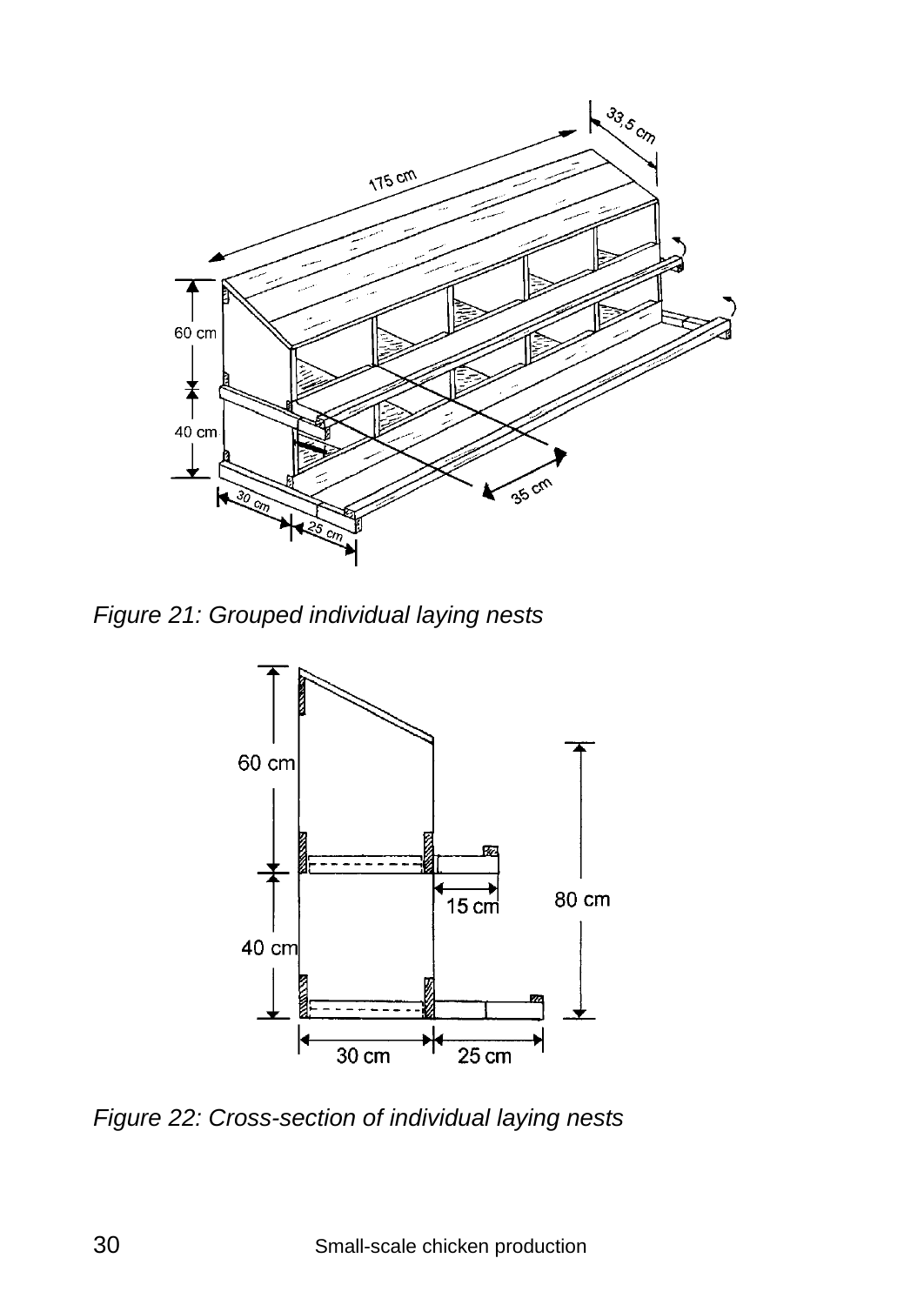*Figure 21: Grouped individual laying nests*

*Figure 22: Cross-section of individual laying nests*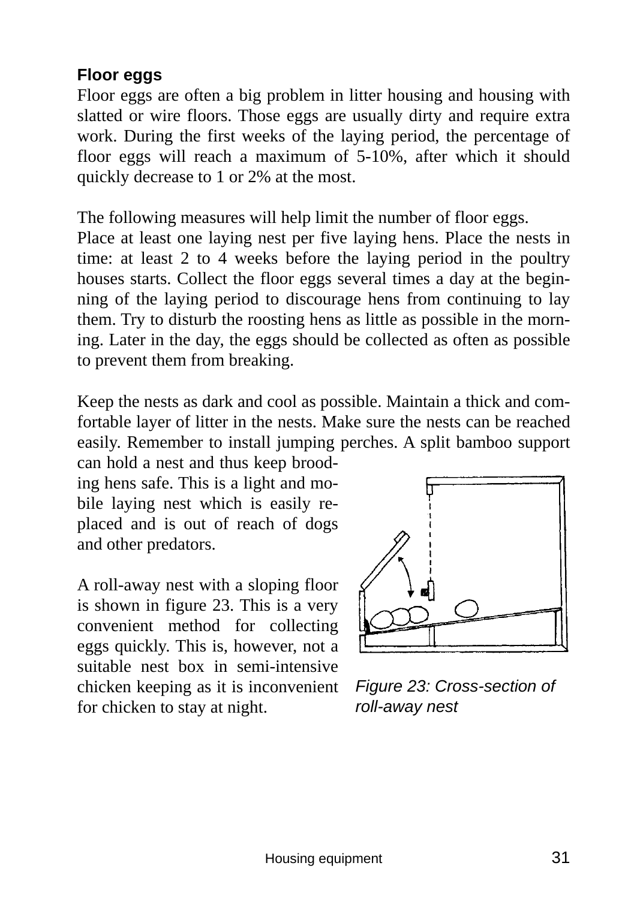### Floor eggs

Floor eggs are often a big problem in litter housing and housing with slatted or wire floors. Those eggs are usually dirty and require extra work. During the first weeks of the laying period, the percentage of floor eggs will reach a maximum of 5-10%, after which it should quickly decrease to 1 or 2% at the most.

The following measures will help limit the number of floor eggs.
Place at least one laying nest per five laying hens. Place the nests in time: at least 2 to 4 weeks before the laying period in the poultry houses starts. Collect the floor eggs several times a day at the beginning of the laying period to discourage hens from continuing to lay them. Try to disturb the roosting hens as little as possible in the morning. Later in the day, the eggs should be collected as often as possible to prevent them from breaking.

Keep the nests as dark and cool as possible. Maintain a thick and comfortable layer of litter in the nests. Make sure the nests can be reached easily. Remember to install jumping perches. A split bamboo support can hold a nest and thus keep brooding hens safe. This is a light and mobile laying nest which is easily replaced and is out of reach of dogs and other predators.

A roll-away nest with a sloping floor is shown in figure 23. This is a very convenient method for collecting eggs quickly. This is, however, not a suitable nest box in semi-intensive chicken keeping as it is inconvenient for chicken to stay at night.

*Figure 23: Cross-section of roll-away nest*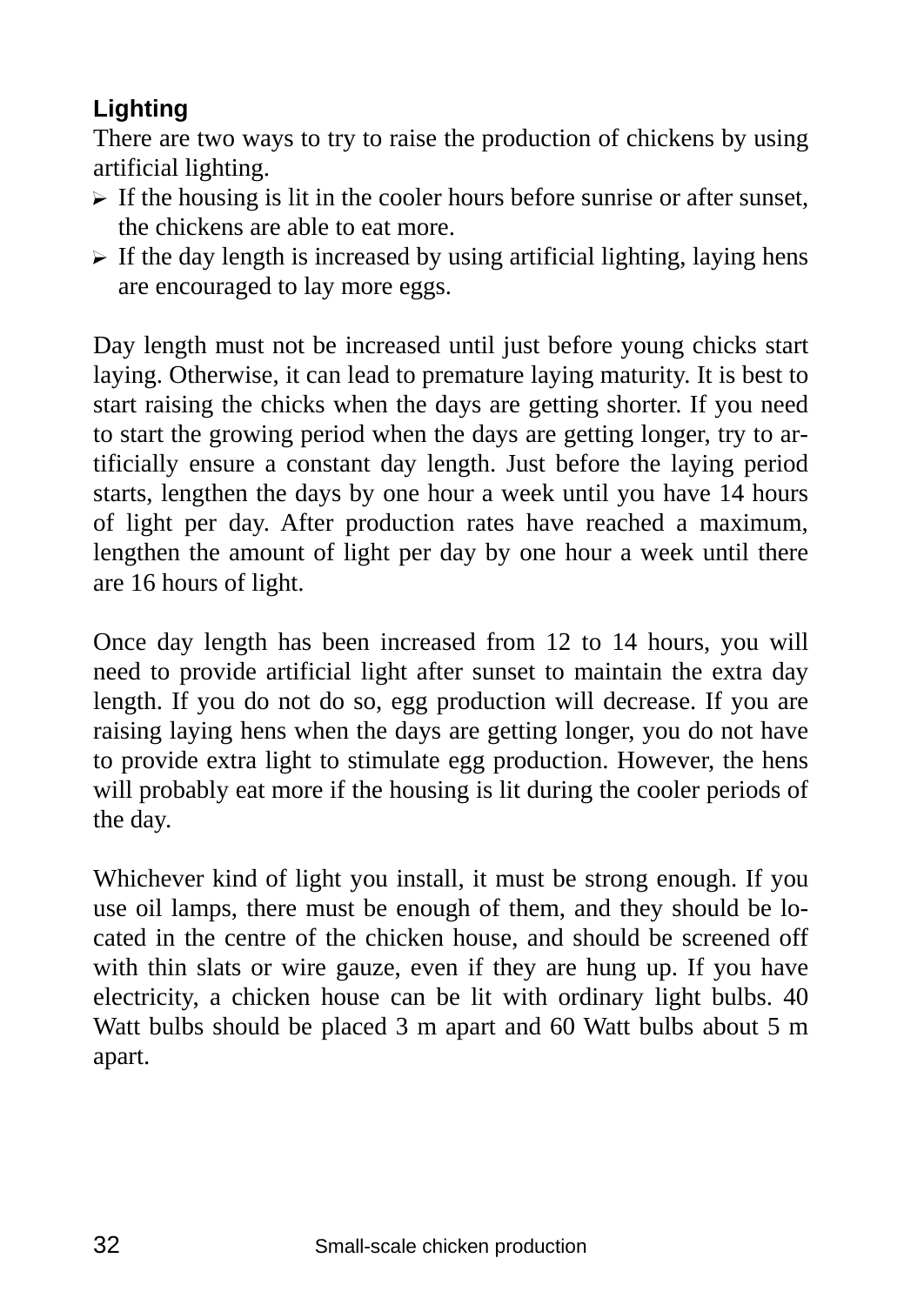### Lighting

There are two ways to try to raise the production of chickens by using artificial lighting.

- If the housing is lit in the cooler hours before sunrise or after sunset, the chickens are able to eat more.
- If the day length is increased by using artificial lighting, laying hens are encouraged to lay more eggs.

Day length must not be increased until just before young chicks start laying. Otherwise, it can lead to premature laying maturity. It is best to start raising the chicks when the days are getting shorter. If you need to start the growing period when the days are getting longer, try to artificially ensure a constant day length. Just before the laying period starts, lengthen the days by one hour a week until you have 14 hours of light per day. After production rates have reached a maximum, lengthen the amount of light per day by one hour a week until there are 16 hours of light.

Once day length has been increased from 12 to 14 hours, you will need to provide artificial light after sunset to maintain the extra day length. If you do not do so, egg production will decrease. If you are raising laying hens when the days are getting longer, you do not have to provide extra light to stimulate egg production. However, the hens will probably eat more if the housing is lit during the cooler periods of the day.

Whichever kind of light you install, it must be strong enough. If you use oil lamps, there must be enough of them, and they should be located in the centre of the chicken house, and should be screened off with thin slats or wire gauze, even if they are hung up. If you have electricity, a chicken house can be lit with ordinary light bulbs. 40 Watt bulbs should be placed 3 m apart and 60 Watt bulbs about 5 m apart.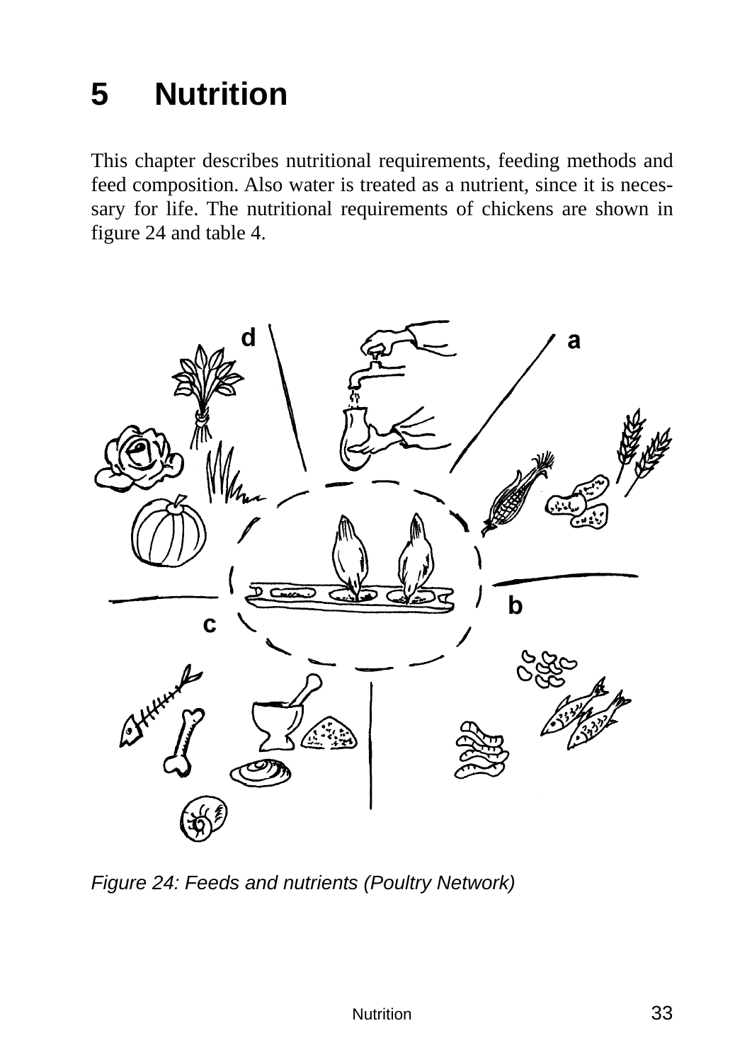# 5 Nutrition

This chapter describes nutritional requirements, feeding methods and feed composition. Also water is treated as a nutrient, since it is necessary for life. The nutritional requirements of chickens are shown in figure 24 and table 4.

*Figure 24: Feeds and nutrients (Poultry Network)*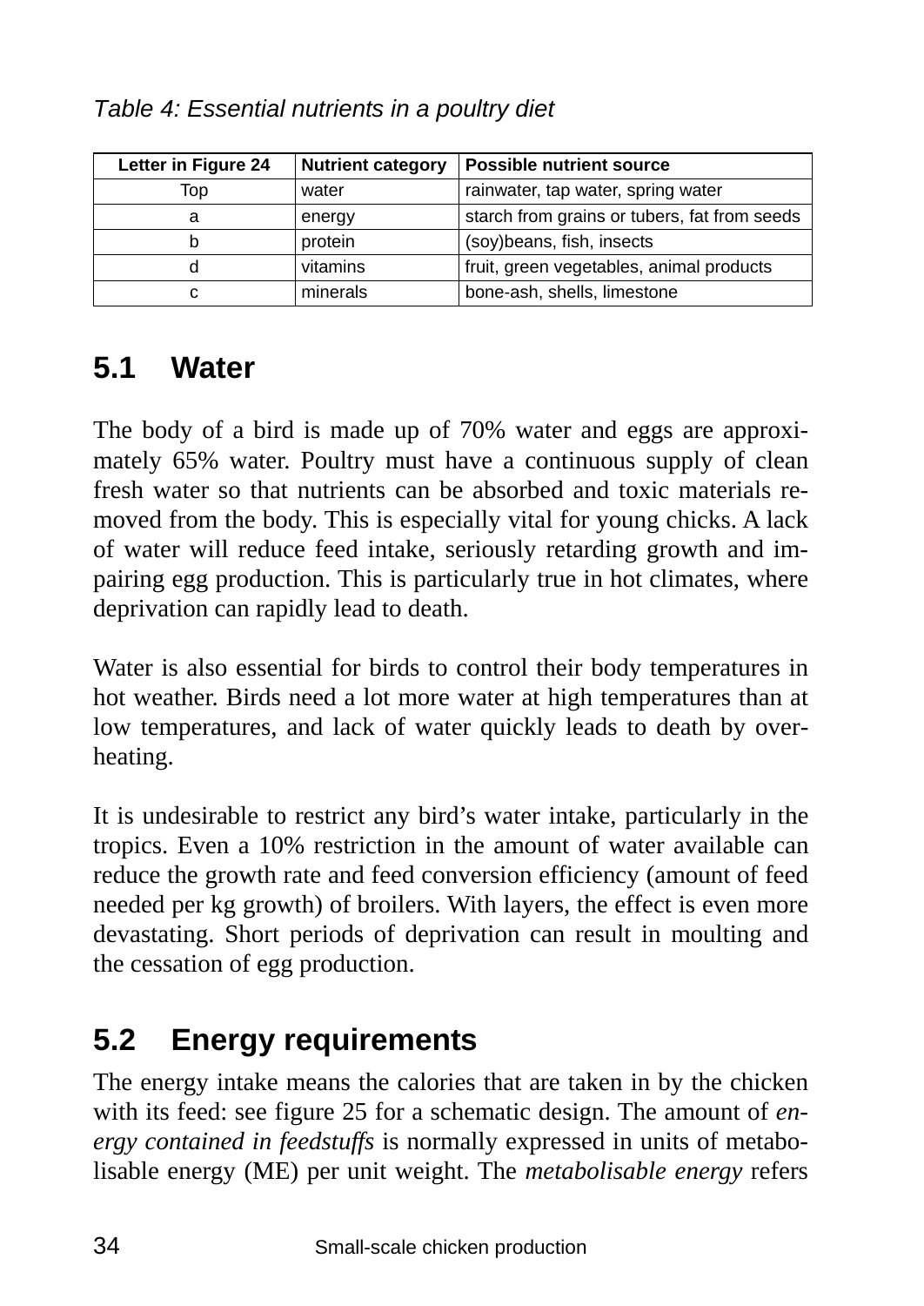*Table 4: Essential nutrients in a poultry diet*

| Letter in Figure 24 | Nutrient category | Possible nutrient source |
|---|---|---|
| Top | water | rainwater, tap water, spring water |
| a | energy | starch from grains or tubers, fat from seeds |
| b | protein | (soy)beans, fish, insects |
| d | vitamins | fruit, green vegetables, animal products |
| c | minerals | bone-ash, shells, limestone |

## 5.1 Water

The body of a bird is made up of 70% water and eggs are approximately 65% water. Poultry must have a continuous supply of clean fresh water so that nutrients can be absorbed and toxic materials removed from the body. This is especially vital for young chicks. A lack of water will reduce feed intake, seriously retarding growth and impairing egg production. This is particularly true in hot climates, where deprivation can rapidly lead to death.

Water is also essential for birds to control their body temperatures in hot weather. Birds need a lot more water at high temperatures than at low temperatures, and lack of water quickly leads to death by overheating.

It is undesirable to restrict any bird's water intake, particularly in the tropics. Even a 10% restriction in the amount of water available can reduce the growth rate and feed conversion efficiency (amount of feed needed per kg growth) of broilers. With layers, the effect is even more devastating. Short periods of deprivation can result in moulting and the cessation of egg production.

## 5.2 Energy requirements

The energy intake means the calories that are taken in by the chicken with its feed: see figure 25 for a schematic design. The amount of *energy contained in feedstuffs* is normally expressed in units of metabolisable energy (ME) per unit weight. The *metabolisable energy* refers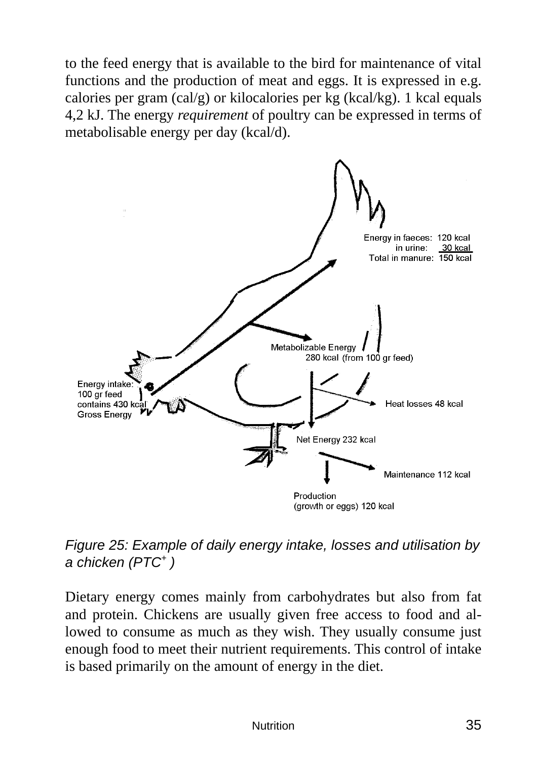to the feed energy that is available to the bird for maintenance of vital functions and the production of meat and eggs. It is expressed in e.g. calories per gram (cal/g) or kilocalories per kg (kcal/kg). 1 kcal equals 4,2 kJ. The energy *requirement* of poultry can be expressed in terms of metabolisable energy per day (kcal/d).

Energy intake: 100 gr feed contains 430 kcal Gross Energy

Energy in faeces: 120 kcal
in urine: 30 kcal
Total in manure: 150 kcal

Metabolizable Energy 280 kcal (from 100 gr feed)

Heat losses 48 kcal

Net Energy 232 kcal

Maintenance 112 kcal

Production (growth or eggs) 120 kcal

*Figure 25: Example of daily energy intake, losses and utilisation by a chicken (PTC+ )*

Dietary energy comes mainly from carbohydrates but also from fat and protein. Chickens are usually given free access to food and allowed to consume as much as they wish. They usually consume just enough food to meet their nutrient requirements. This control of intake is based primarily on the amount of energy in the diet.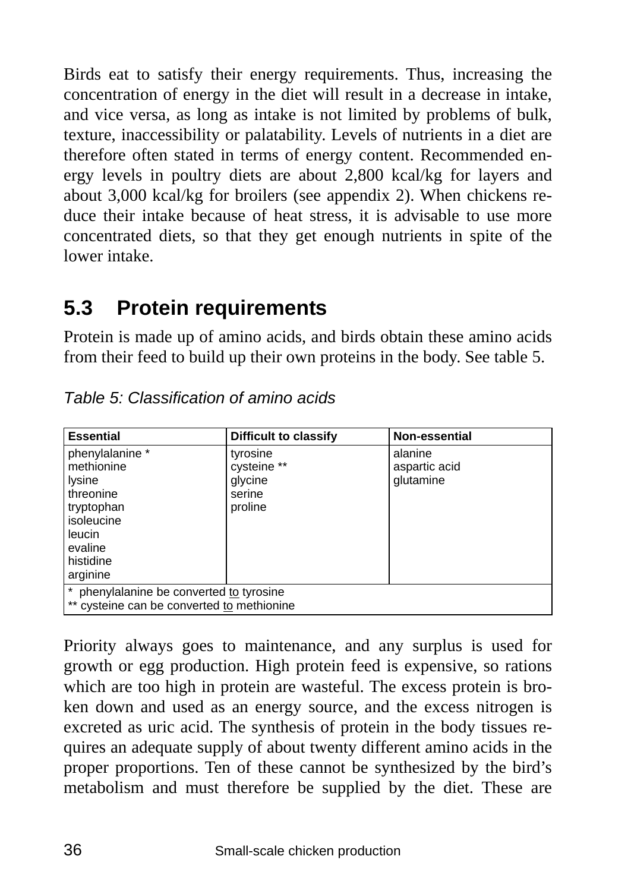Birds eat to satisfy their energy requirements. Thus, increasing the concentration of energy in the diet will result in a decrease in intake, and vice versa, as long as intake is not limited by problems of bulk, texture, inaccessibility or palatability. Levels of nutrients in a diet are therefore often stated in terms of energy content. Recommended energy levels in poultry diets are about 2,800 kcal/kg for layers and about 3,000 kcal/kg for broilers (see appendix 2). When chickens reduce their intake because of heat stress, it is advisable to use more concentrated diets, so that they get enough nutrients in spite of the lower intake.

## 5.3 Protein requirements

Protein is made up of amino acids, and birds obtain these amino acids from their feed to build up their own proteins in the body. See table 5.

*Table 5: Classification of amino acids*

| **Essential** | **Difficult to classify** | **Non-essential** |
|---|---|---|
| phenylalanine *<br>methionine<br>lysine<br>threonine<br>tryptophan<br>isoleucine<br>leucin<br>evaline<br>histidine<br>arginine | tyrosine<br>cysteine **<br>glycine<br>serine<br>proline | alanine<br>aspartic acid<br>glutamine |
| * phenylalanine be converted to tyrosine<br>** cysteine can be converted to methionine | | |

Priority always goes to maintenance, and any surplus is used for growth or egg production. High protein feed is expensive, so rations which are too high in protein are wasteful. The excess protein is broken down and used as an energy source, and the excess nitrogen is excreted as uric acid. The synthesis of protein in the body tissues requires an adequate supply of about twenty different amino acids in the proper proportions. Ten of these cannot be synthesized by the bird's metabolism and must therefore be supplied by the diet. These are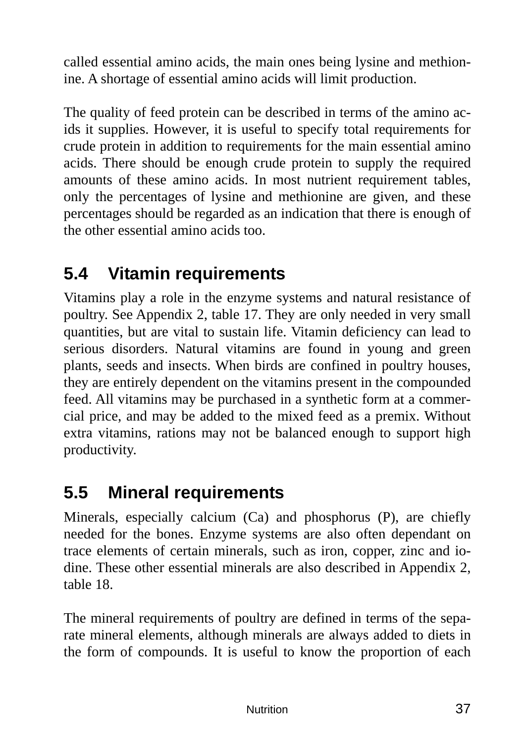called essential amino acids, the main ones being lysine and methionine. A shortage of essential amino acids will limit production.

The quality of feed protein can be described in terms of the amino acids it supplies. However, it is useful to specify total requirements for crude protein in addition to requirements for the main essential amino acids. There should be enough crude protein to supply the required amounts of these amino acids. In most nutrient requirement tables, only the percentages of lysine and methionine are given, and these percentages should be regarded as an indication that there is enough of the other essential amino acids too.

## 5.4 Vitamin requirements

Vitamins play a role in the enzyme systems and natural resistance of poultry. See Appendix 2, table 17. They are only needed in very small quantities, but are vital to sustain life. Vitamin deficiency can lead to serious disorders. Natural vitamins are found in young and green plants, seeds and insects. When birds are confined in poultry houses, they are entirely dependent on the vitamins present in the compounded feed. All vitamins may be purchased in a synthetic form at a commercial price, and may be added to the mixed feed as a premix. Without extra vitamins, rations may not be balanced enough to support high productivity.

## 5.5 Mineral requirements

Minerals, especially calcium (Ca) and phosphorus (P), are chiefly needed for the bones. Enzyme systems are also often dependant on trace elements of certain minerals, such as iron, copper, zinc and iodine. These other essential minerals are also described in Appendix 2, table 18.

The mineral requirements of poultry are defined in terms of the separate mineral elements, although minerals are always added to diets in the form of compounds. It is useful to know the proportion of each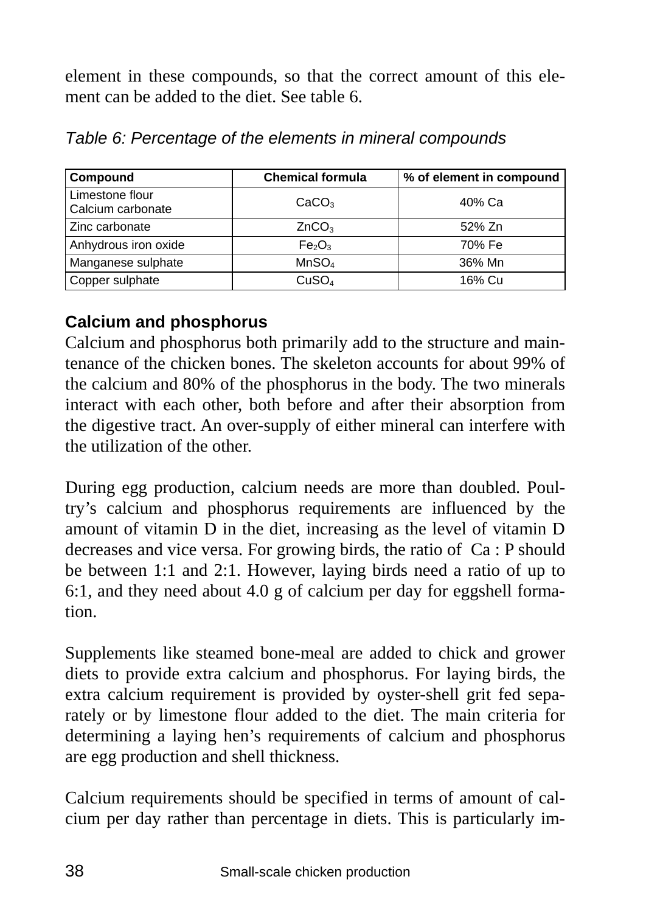element in these compounds, so that the correct amount of this element can be added to the diet. See table 6.

*Table 6: Percentage of the elements in mineral compounds*

| Compound | Chemical formula | % of element in compound |
|---|---|---|
| Limestone flour Calcium carbonate | $CaCO_3$ | 40% Ca |
| Zinc carbonate | $ZnCO_3$ | 52% Zn |
| Anhydrous iron oxide | $Fe_2O_3$ | 70% Fe |
| Manganese sulphate | $MnSO_4$ | 36% Mn |
| Copper sulphate | $CuSO_4$ | 16% Cu |

**Calcium and phosphorus**

Calcium and phosphorus both primarily add to the structure and maintenance of the chicken bones. The skeleton accounts for about 99% of the calcium and 80% of the phosphorus in the body. The two minerals interact with each other, both before and after their absorption from the digestive tract. An over-supply of either mineral can interfere with the utilization of the other.

During egg production, calcium needs are more than doubled. Poultry's calcium and phosphorus requirements are influenced by the amount of vitamin D in the diet, increasing as the level of vitamin D decreases and vice versa. For growing birds, the ratio of Ca : P should be between 1:1 and 2:1. However, laying birds need a ratio of up to 6:1, and they need about 4.0 g of calcium per day for eggshell formation.

Supplements like steamed bone-meal are added to chick and grower diets to provide extra calcium and phosphorus. For laying birds, the extra calcium requirement is provided by oyster-shell grit fed separately or by limestone flour added to the diet. The main criteria for determining a laying hen's requirements of calcium and phosphorus are egg production and shell thickness.

Calcium requirements should be specified in terms of amount of calcium per day rather than percentage in diets. This is particularly im-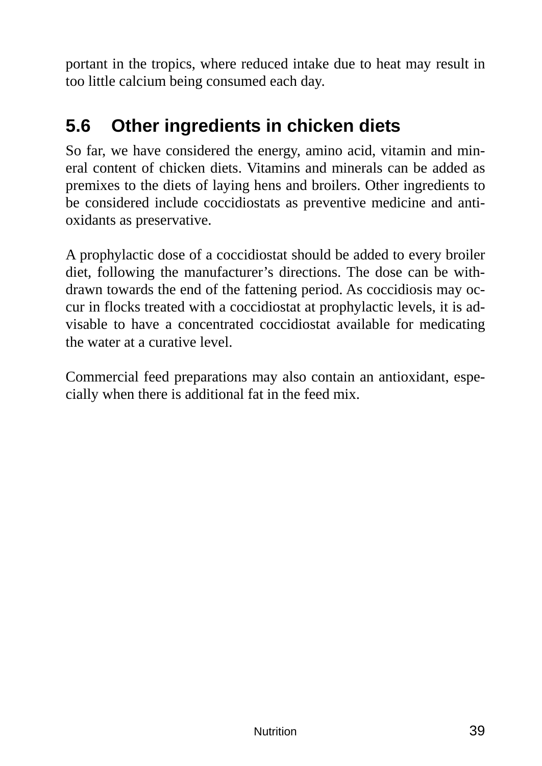portant in the tropics, where reduced intake due to heat may result in too little calcium being consumed each day.

## 5.6 Other ingredients in chicken diets

So far, we have considered the energy, amino acid, vitamin and mineral content of chicken diets. Vitamins and minerals can be added as premixes to the diets of laying hens and broilers. Other ingredients to be considered include coccidiostats as preventive medicine and antioxidants as preservative.

A prophylactic dose of a coccidiostat should be added to every broiler diet, following the manufacturer's directions. The dose can be withdrawn towards the end of the fattening period. As coccidiosis may occur in flocks treated with a coccidiostat at prophylactic levels, it is advisable to have a concentrated coccidiostat available for medicating the water at a curative level.

Commercial feed preparations may also contain an antioxidant, especially when there is additional fat in the feed mix.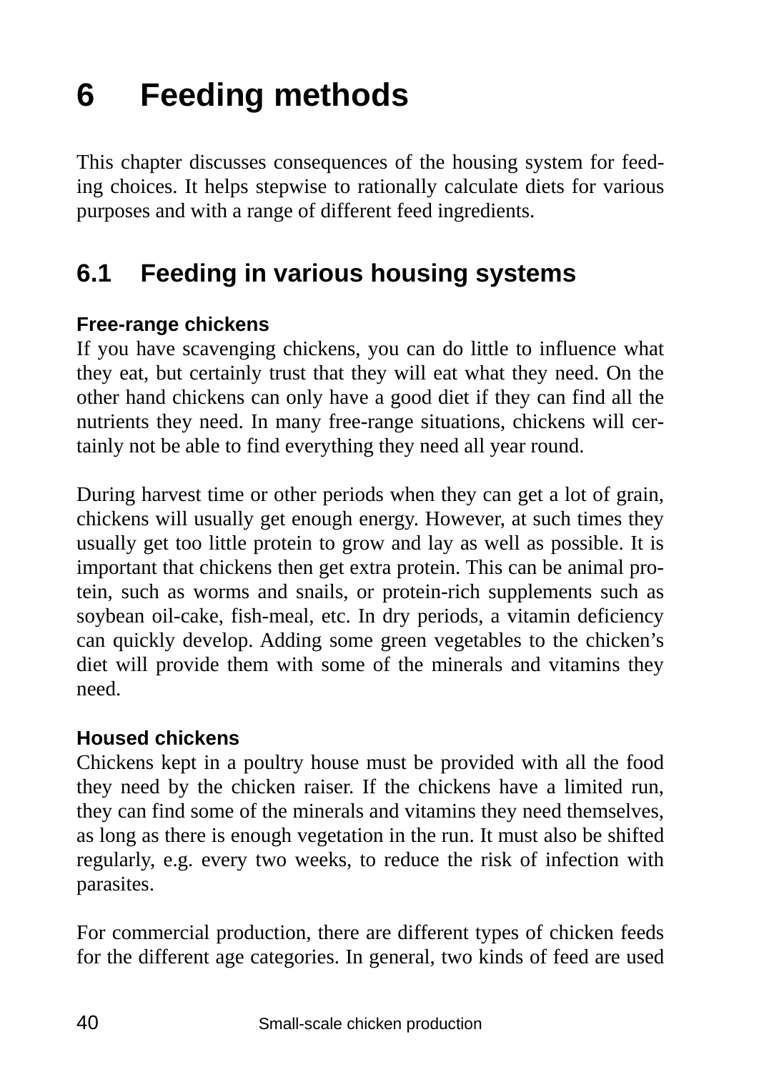# 6 Feeding methods

This chapter discusses consequences of the housing system for feeding choices. It helps stepwise to rationally calculate diets for various purposes and with a range of different feed ingredients.

## 6.1 Feeding in various housing systems

### Free-range chickens

If you have scavenging chickens, you can do little to influence what they eat, but certainly trust that they will eat what they need. On the other hand chickens can only have a good diet if they can find all the nutrients they need. In many free-range situations, chickens will certainly not be able to find everything they need all year round.

During harvest time or other periods when they can get a lot of grain, chickens will usually get enough energy. However, at such times they usually get too little protein to grow and lay as well as possible. It is important that chickens then get extra protein. This can be animal protein, such as worms and snails, or protein-rich supplements such as soybean oil-cake, fish-meal, etc. In dry periods, a vitamin deficiency can quickly develop. Adding some green vegetables to the chicken's diet will provide them with some of the minerals and vitamins they need.

### Housed chickens

Chickens kept in a poultry house must be provided with all the food they need by the chicken raiser. If the chickens have a limited run, they can find some of the minerals and vitamins they need themselves, as long as there is enough vegetation in the run. It must also be shifted regularly, e.g. every two weeks, to reduce the risk of infection with parasites.

For commercial production, there are different types of chicken feeds for the different age categories. In general, two kinds of feed are used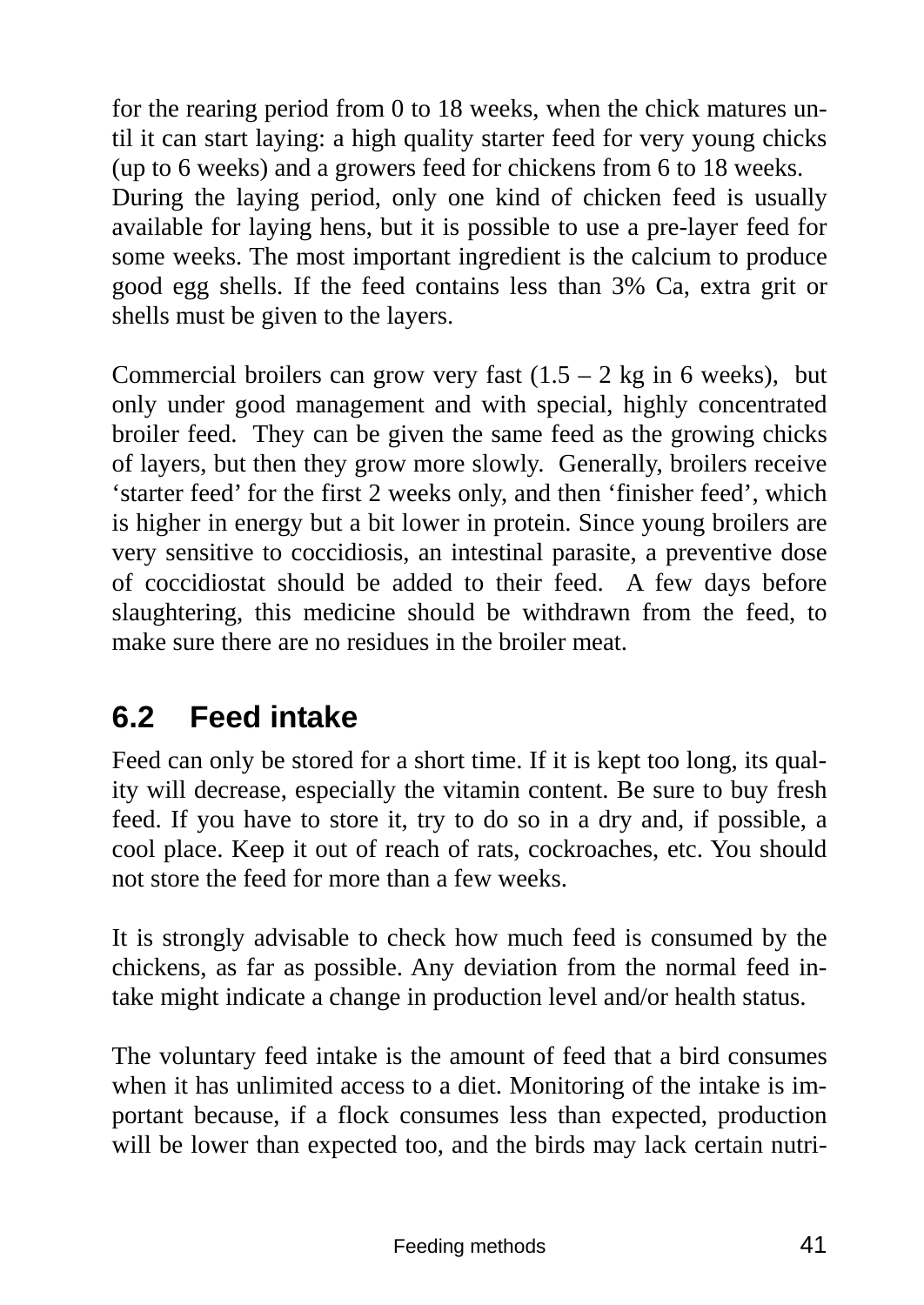for the rearing period from 0 to 18 weeks, when the chick matures until it can start laying: a high quality starter feed for very young chicks (up to 6 weeks) and a growers feed for chickens from 6 to 18 weeks.
During the laying period, only one kind of chicken feed is usually available for laying hens, but it is possible to use a pre-layer feed for some weeks. The most important ingredient is the calcium to produce good egg shells. If the feed contains less than 3% Ca, extra grit or shells must be given to the layers.

Commercial broilers can grow very fast (1.5 – 2 kg in 6 weeks), but only under good management and with special, highly concentrated broiler feed. They can be given the same feed as the growing chicks of layers, but then they grow more slowly. Generally, broilers receive 'starter feed' for the first 2 weeks only, and then 'finisher feed', which is higher in energy but a bit lower in protein. Since young broilers are very sensitive to coccidiosis, an intestinal parasite, a preventive dose of coccidiostat should be added to their feed. A few days before slaughtering, this medicine should be withdrawn from the feed, to make sure there are no residues in the broiler meat.

## 6.2 Feed intake

Feed can only be stored for a short time. If it is kept too long, its quality will decrease, especially the vitamin content. Be sure to buy fresh feed. If you have to store it, try to do so in a dry and, if possible, a cool place. Keep it out of reach of rats, cockroaches, etc. You should not store the feed for more than a few weeks.

It is strongly advisable to check how much feed is consumed by the chickens, as far as possible. Any deviation from the normal feed intake might indicate a change in production level and/or health status.

The voluntary feed intake is the amount of feed that a bird consumes when it has unlimited access to a diet. Monitoring of the intake is important because, if a flock consumes less than expected, production will be lower than expected too, and the birds may lack certain nutri-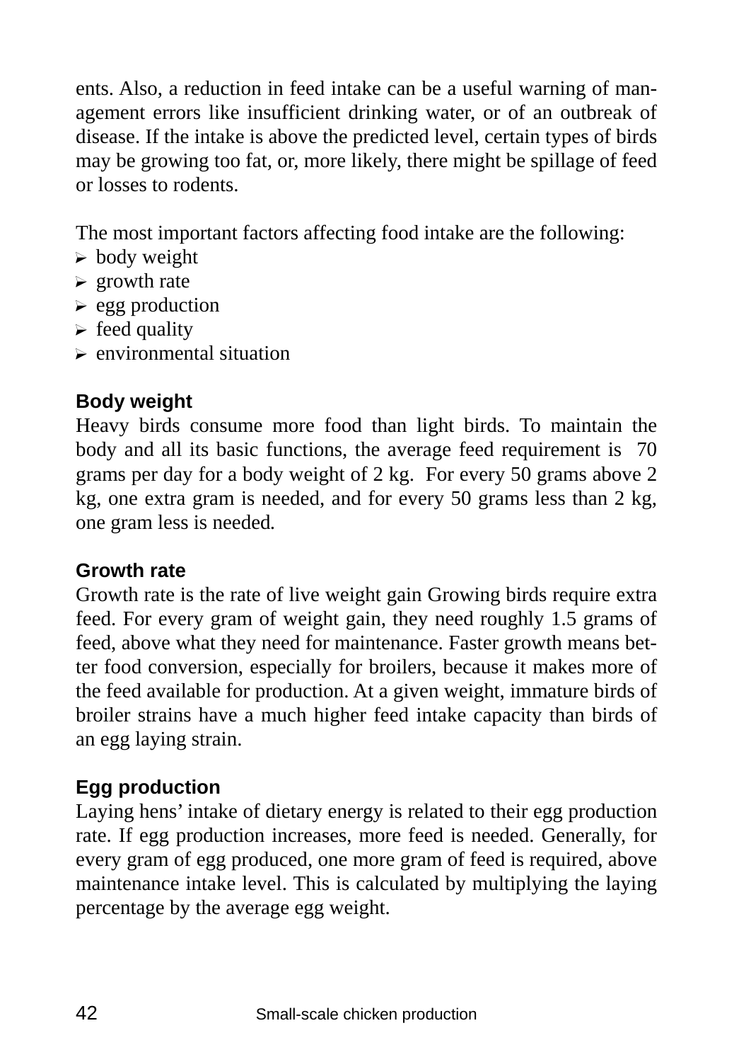ents. Also, a reduction in feed intake can be a useful warning of management errors like insufficient drinking water, or of an outbreak of disease. If the intake is above the predicted level, certain types of birds may be growing too fat, or, more likely, there might be spillage of feed or losses to rodents.

The most important factors affecting food intake are the following:

- body weight
- growth rate
- egg production
- feed quality
- environmental situation

### Body weight

Heavy birds consume more food than light birds. To maintain the body and all its basic functions, the average feed requirement is 70 grams per day for a body weight of 2 kg. For every 50 grams above 2 kg, one extra gram is needed, and for every 50 grams less than 2 kg, one gram less is needed.

### Growth rate

Growth rate is the rate of live weight gain Growing birds require extra feed. For every gram of weight gain, they need roughly 1.5 grams of feed, above what they need for maintenance. Faster growth means better food conversion, especially for broilers, because it makes more of the feed available for production. At a given weight, immature birds of broiler strains have a much higher feed intake capacity than birds of an egg laying strain.

### Egg production

Laying hens' intake of dietary energy is related to their egg production rate. If egg production increases, more feed is needed. Generally, for every gram of egg produced, one more gram of feed is required, above maintenance intake level. This is calculated by multiplying the laying percentage by the average egg weight.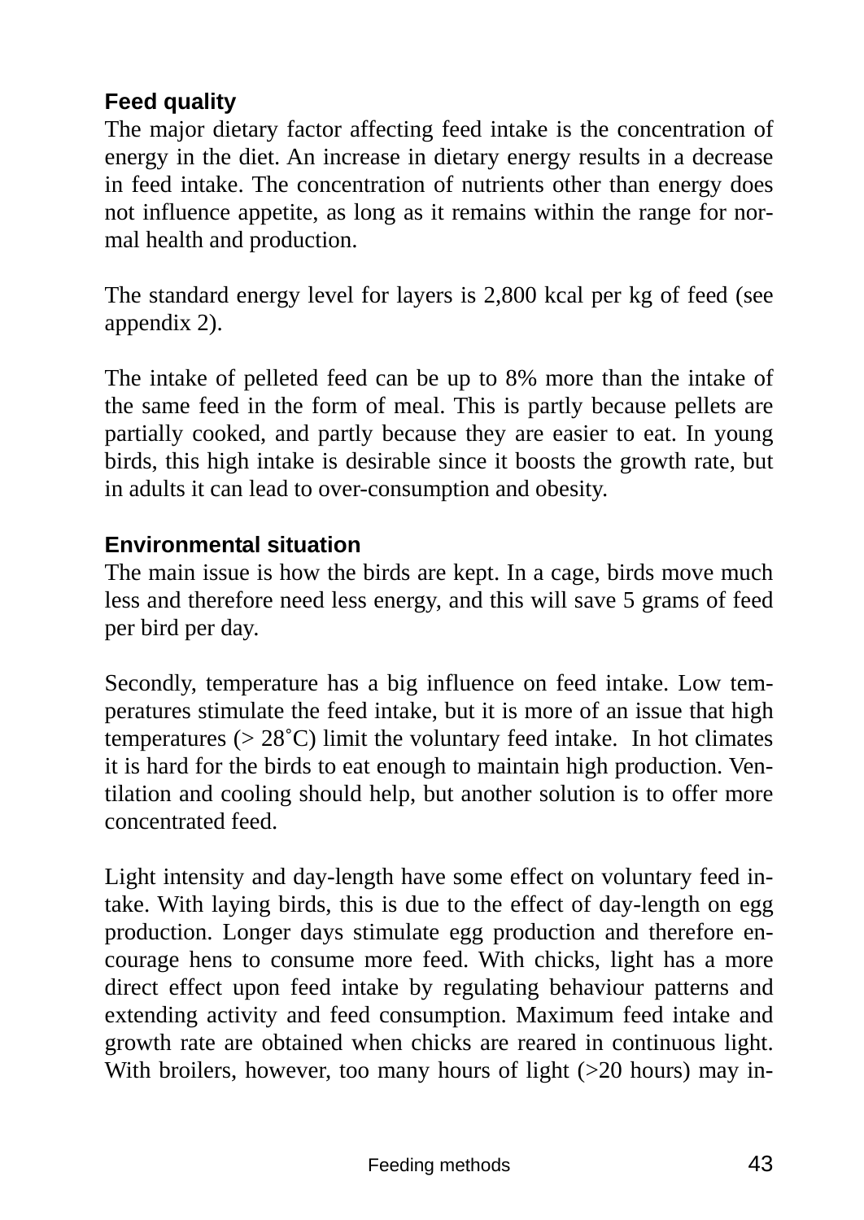### Feed quality

The major dietary factor affecting feed intake is the concentration of energy in the diet. An increase in dietary energy results in a decrease in feed intake. The concentration of nutrients other than energy does not influence appetite, as long as it remains within the range for normal health and production.

The standard energy level for layers is 2,800 kcal per kg of feed (see appendix 2).

The intake of pelleted feed can be up to 8% more than the intake of the same feed in the form of meal. This is partly because pellets are partially cooked, and partly because they are easier to eat. In young birds, this high intake is desirable since it boosts the growth rate, but in adults it can lead to over-consumption and obesity.

### Environmental situation

The main issue is how the birds are kept. In a cage, birds move much less and therefore need less energy, and this will save 5 grams of feed per bird per day.

Secondly, temperature has a big influence on feed intake. Low temperatures stimulate the feed intake, but it is more of an issue that high temperatures (> 28˚C) limit the voluntary feed intake. In hot climates it is hard for the birds to eat enough to maintain high production. Ventilation and cooling should help, but another solution is to offer more concentrated feed.

Light intensity and day-length have some effect on voluntary feed intake. With laying birds, this is due to the effect of day-length on egg production. Longer days stimulate egg production and therefore encourage hens to consume more feed. With chicks, light has a more direct effect upon feed intake by regulating behaviour patterns and extending activity and feed consumption. Maximum feed intake and growth rate are obtained when chicks are reared in continuous light. With broilers, however, too many hours of light (>20 hours) may in-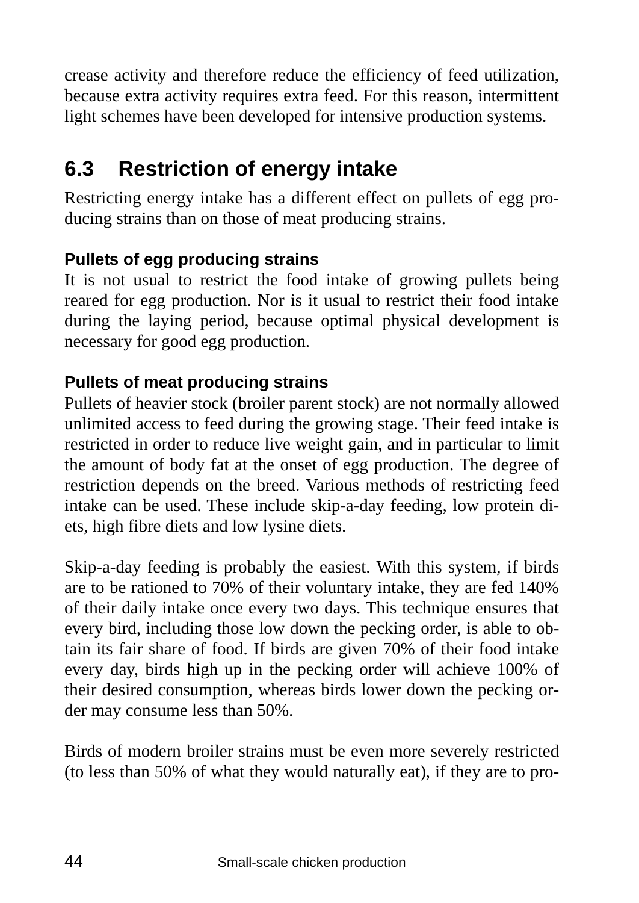crease activity and therefore reduce the efficiency of feed utilization, because extra activity requires extra feed. For this reason, intermittent light schemes have been developed for intensive production systems.

## 6.3 Restriction of energy intake

Restricting energy intake has a different effect on pullets of egg producing strains than on those of meat producing strains.

### Pullets of egg producing strains

It is not usual to restrict the food intake of growing pullets being reared for egg production. Nor is it usual to restrict their food intake during the laying period, because optimal physical development is necessary for good egg production.

### Pullets of meat producing strains

Pullets of heavier stock (broiler parent stock) are not normally allowed unlimited access to feed during the growing stage. Their feed intake is restricted in order to reduce live weight gain, and in particular to limit the amount of body fat at the onset of egg production. The degree of restriction depends on the breed. Various methods of restricting feed intake can be used. These include skip-a-day feeding, low protein diets, high fibre diets and low lysine diets.

Skip-a-day feeding is probably the easiest. With this system, if birds are to be rationed to 70% of their voluntary intake, they are fed 140% of their daily intake once every two days. This technique ensures that every bird, including those low down the pecking order, is able to obtain its fair share of food. If birds are given 70% of their food intake every day, birds high up in the pecking order will achieve 100% of their desired consumption, whereas birds lower down the pecking order may consume less than 50%.

Birds of modern broiler strains must be even more severely restricted (to less than 50% of what they would naturally eat), if they are to pro-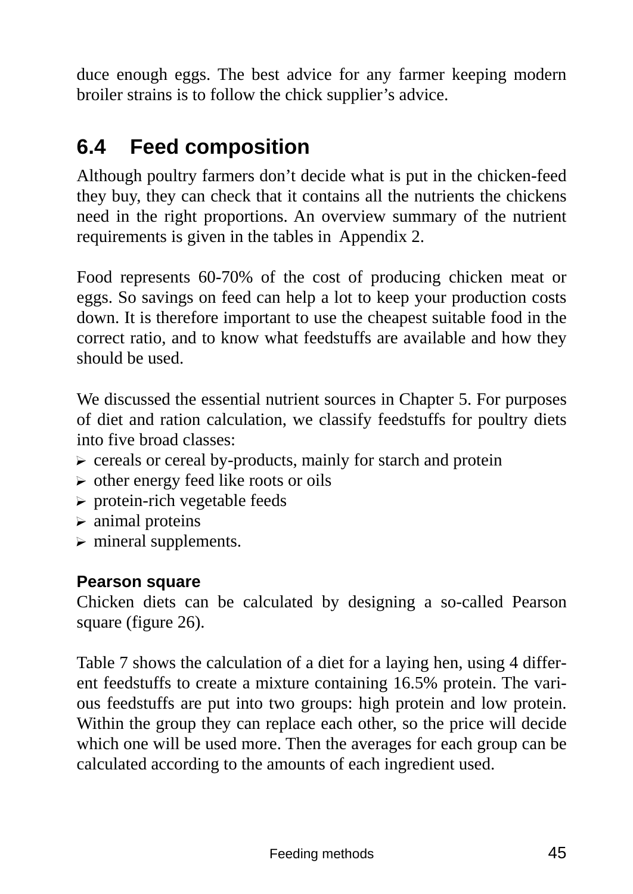duce enough eggs. The best advice for any farmer keeping modern broiler strains is to follow the chick supplier's advice.

## 6.4 Feed composition

Although poultry farmers don't decide what is put in the chicken-feed they buy, they can check that it contains all the nutrients the chickens need in the right proportions. An overview summary of the nutrient requirements is given in the tables in Appendix 2.

Food represents 60-70% of the cost of producing chicken meat or eggs. So savings on feed can help a lot to keep your production costs down. It is therefore important to use the cheapest suitable food in the correct ratio, and to know what feedstuffs are available and how they should be used.

We discussed the essential nutrient sources in Chapter 5. For purposes of diet and ration calculation, we classify feedstuffs for poultry diets into five broad classes:

- cereals or cereal by-products, mainly for starch and protein
- other energy feed like roots or oils
- protein-rich vegetable feeds
- animal proteins
- mineral supplements.

### Pearson square

Chicken diets can be calculated by designing a so-called Pearson square (figure 26).

Table 7 shows the calculation of a diet for a laying hen, using 4 different feedstuffs to create a mixture containing 16.5% protein. The various feedstuffs are put into two groups: high protein and low protein. Within the group they can replace each other, so the price will decide which one will be used more. Then the averages for each group can be calculated according to the amounts of each ingredient used.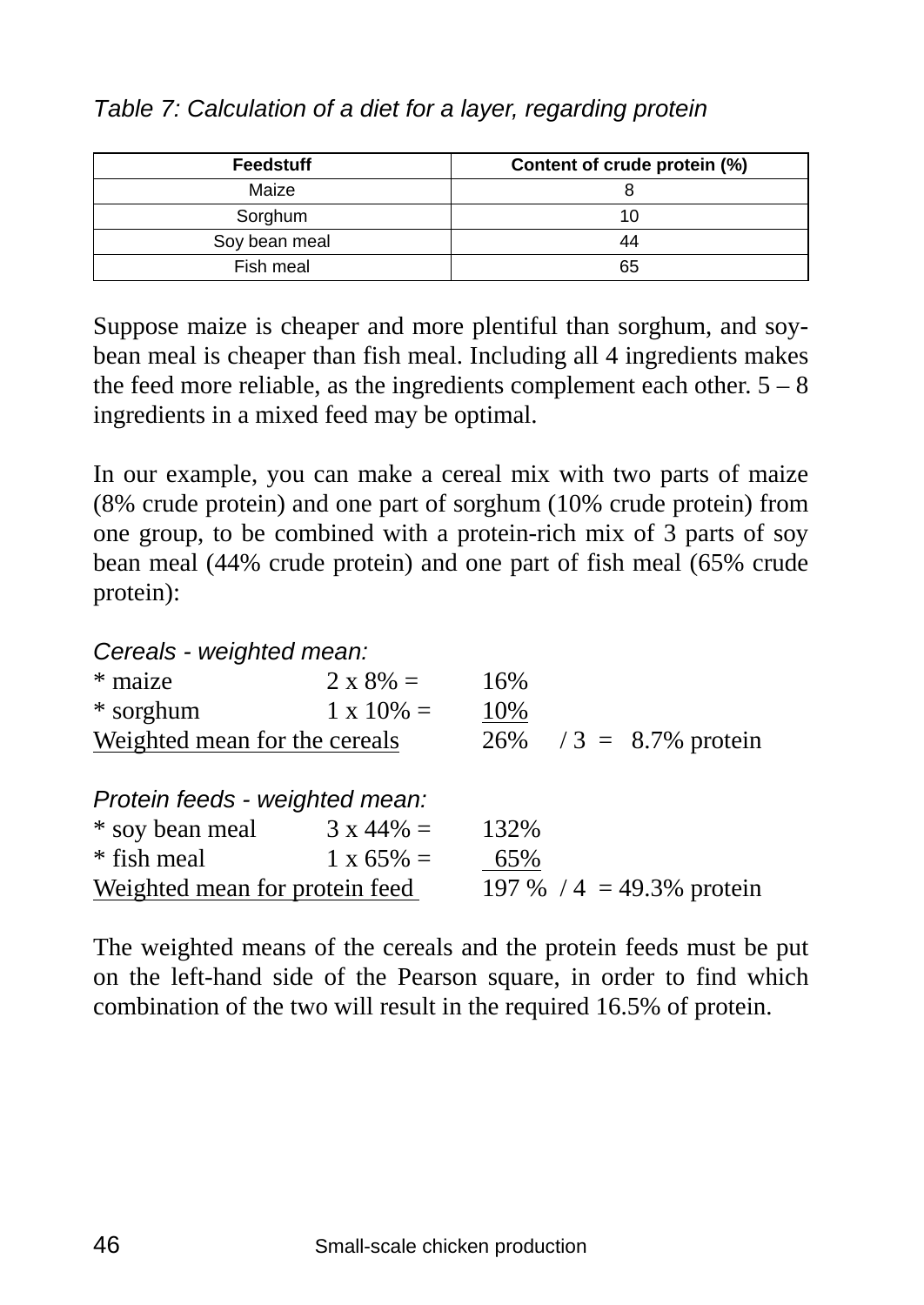*Table 7: Calculation of a diet for a layer, regarding protein*

| Feedstuff | Content of crude protein (%) |
|---|---|
| Maize | 8 |
| Sorghum | 10 |
| Soy bean meal | 44 |
| Fish meal | 65 |

Suppose maize is cheaper and more plentiful than sorghum, and soybean meal is cheaper than fish meal. Including all 4 ingredients makes the feed more reliable, as the ingredients complement each other. 5 – 8 ingredients in a mixed feed may be optimal.

In our example, you can make a cereal mix with two parts of maize (8% crude protein) and one part of sorghum (10% crude protein) from one group, to be combined with a protein-rich mix of 3 parts of soy bean meal (44% crude protein) and one part of fish meal (65% crude protein):

*Cereals - weighted mean:*

| | | | |
|---|---|---|---|
| * maize | 2 x 8% = | 16% | |
| * sorghum | 1 x 10% = | <u>10%</u> | |
| <u>Weighted mean for the cereals</u> | | 26% | / 3 = 8.7% protein |

*Protein feeds - weighted mean:*

| | | | |
|---|---|---|---|
| * soy bean meal | 3 x 44% = | 132% | |
| * fish meal | 1 x 65% = | <u>65%</u> | |
| <u>Weighted mean for protein feed</u> | | 197 % | / 4 = 49.3% protein |

The weighted means of the cereals and the protein feeds must be put on the left-hand side of the Pearson square, in order to find which combination of the two will result in the required 16.5% of protein.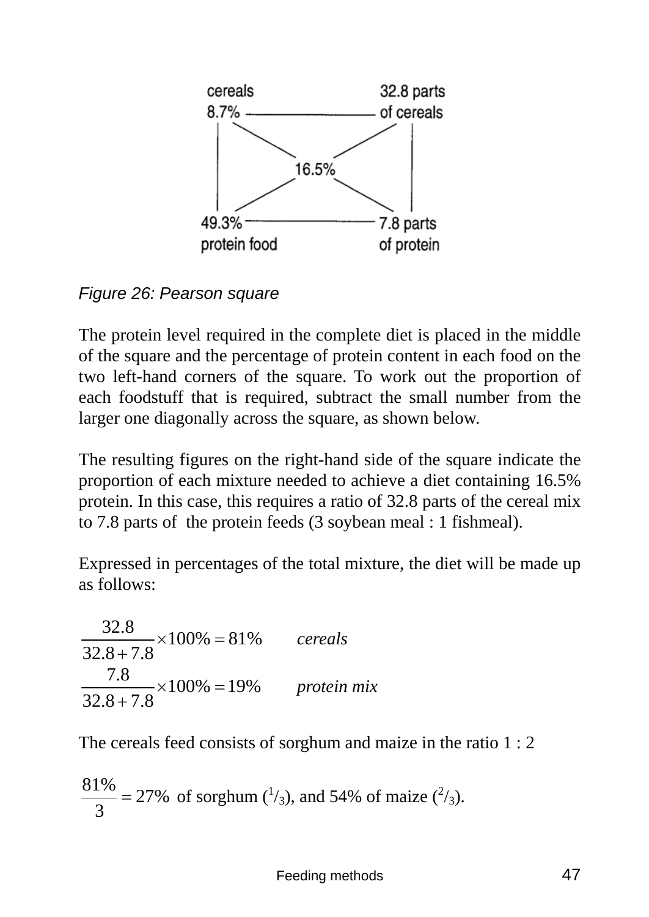cereals 8.7% — 32.8 parts of cereals

16.5%

49.3% protein food — 7.8 parts of protein

*Figure 26: Pearson square*

The protein level required in the complete diet is placed in the middle of the square and the percentage of protein content in each food on the two left-hand corners of the square. To work out the proportion of each foodstuff that is required, subtract the small number from the larger one diagonally across the square, as shown below.

The resulting figures on the right-hand side of the square indicate the proportion of each mixture needed to achieve a diet containing 16.5% protein. In this case, this requires a ratio of 32.8 parts of the cereal mix to 7.8 parts of the protein feeds (3 soybean meal : 1 fishmeal).

Expressed in percentages of the total mixture, the diet will be made up as follows:

$$\frac{32.8}{32.8+7.8}\times 100\% = 81\% \qquad \textit{cereals}$$

$$\frac{7.8}{32.8+7.8}\times 100\% = 19\% \qquad \textit{protein mix}$$

The cereals feed consists of sorghum and maize in the ratio 1 : 2

$\frac{81\%}{3} = 27\%$ of sorghum ($^1/_3$), and 54% of maize ($^2/_3$).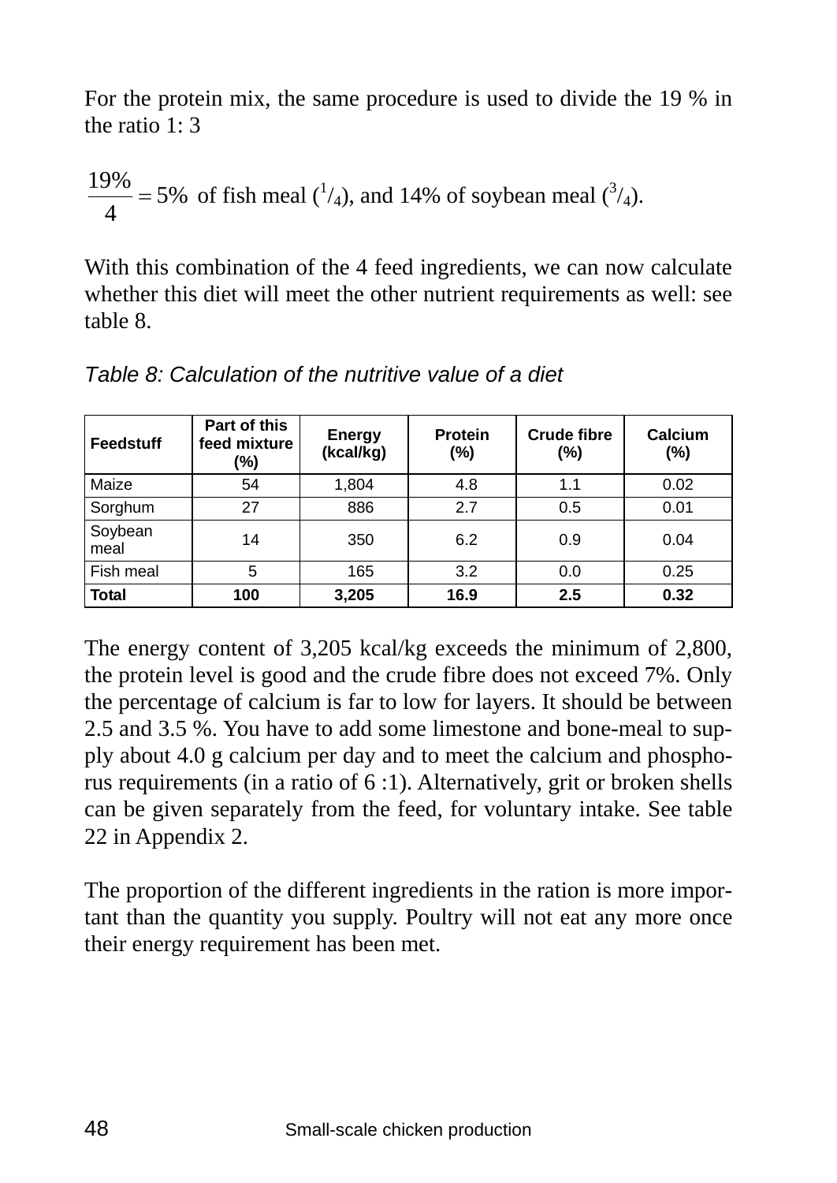For the protein mix, the same procedure is used to divide the 19 % in the ratio 1: 3

$\frac{19\%}{4} = 5\%$ of fish meal ($^1/_4$), and 14% of soybean meal ($^3/_4$).

With this combination of the 4 feed ingredients, we can now calculate whether this diet will meet the other nutrient requirements as well: see table 8.

*Table 8: Calculation of the nutritive value of a diet*

| Feedstuff | Part of this feed mixture (%) | Energy (kcal/kg) | Protein (%) | Crude fibre (%) | Calcium (%) |
|---|---|---|---|---|---|
| Maize | 54 | 1,804 | 4.8 | 1.1 | 0.02 |
| Sorghum | 27 | 886 | 2.7 | 0.5 | 0.01 |
| Soybean meal | 14 | 350 | 6.2 | 0.9 | 0.04 |
| Fish meal | 5 | 165 | 3.2 | 0.0 | 0.25 |
| **Total** | **100** | **3,205** | **16.9** | **2.5** | **0.32** |

The energy content of 3,205 kcal/kg exceeds the minimum of 2,800, the protein level is good and the crude fibre does not exceed 7%. Only the percentage of calcium is far to low for layers. It should be between 2.5 and 3.5 %. You have to add some limestone and bone-meal to supply about 4.0 g calcium per day and to meet the calcium and phosphorus requirements (in a ratio of 6 :1). Alternatively, grit or broken shells can be given separately from the feed, for voluntary intake. See table 22 in Appendix 2.

The proportion of the different ingredients in the ration is more important than the quantity you supply. Poultry will not eat any more once their energy requirement has been met.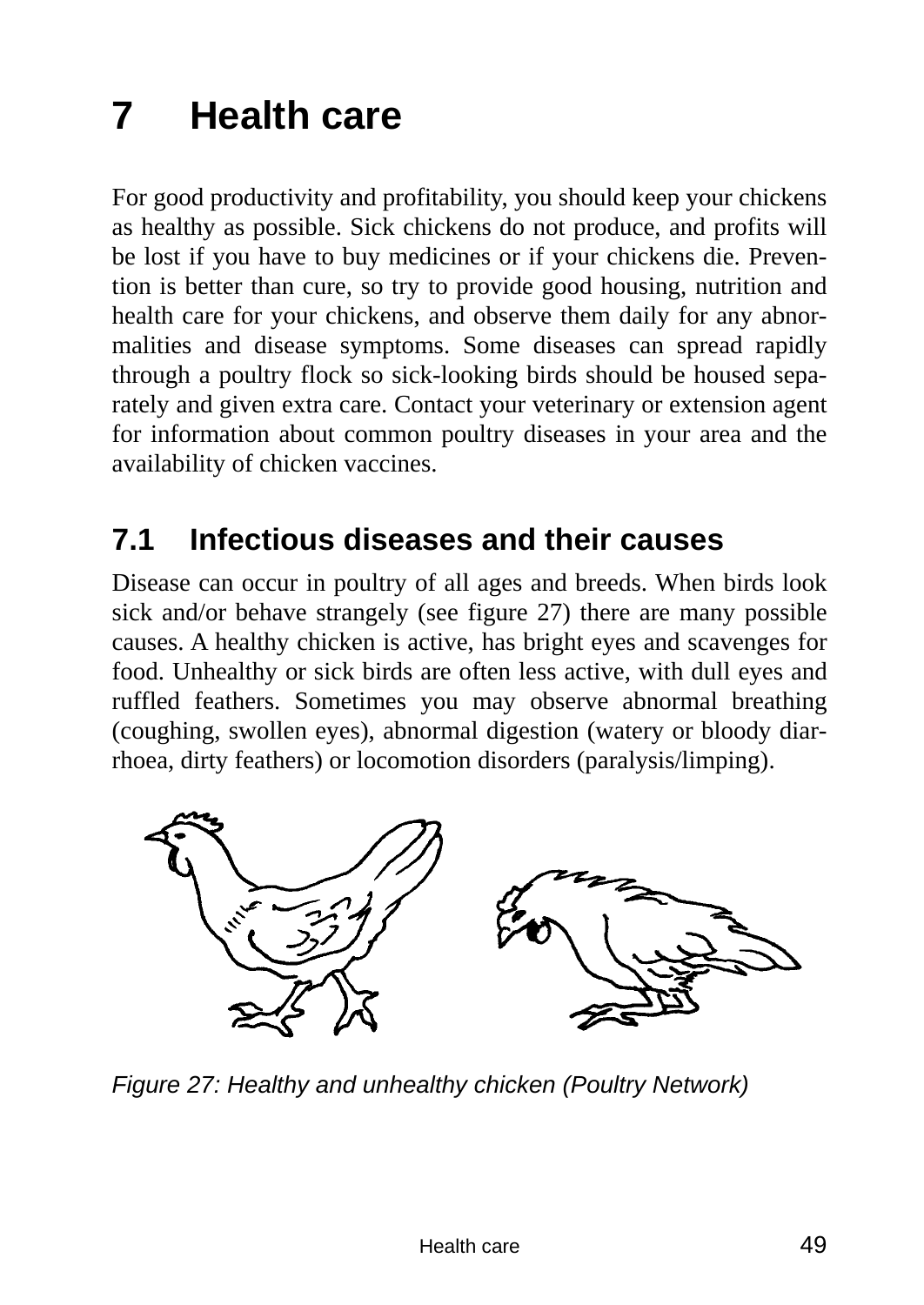# 7 Health care

For good productivity and profitability, you should keep your chickens as healthy as possible. Sick chickens do not produce, and profits will be lost if you have to buy medicines or if your chickens die. Prevention is better than cure, so try to provide good housing, nutrition and health care for your chickens, and observe them daily for any abnormalities and disease symptoms. Some diseases can spread rapidly through a poultry flock so sick-looking birds should be housed separately and given extra care. Contact your veterinary or extension agent for information about common poultry diseases in your area and the availability of chicken vaccines.

## 7.1 Infectious diseases and their causes

Disease can occur in poultry of all ages and breeds. When birds look sick and/or behave strangely (see figure 27) there are many possible causes. A healthy chicken is active, has bright eyes and scavenges for food. Unhealthy or sick birds are often less active, with dull eyes and ruffled feathers. Sometimes you may observe abnormal breathing (coughing, swollen eyes), abnormal digestion (watery or bloody diarrhoea, dirty feathers) or locomotion disorders (paralysis/limping).

*Figure 27: Healthy and unhealthy chicken (Poultry Network)*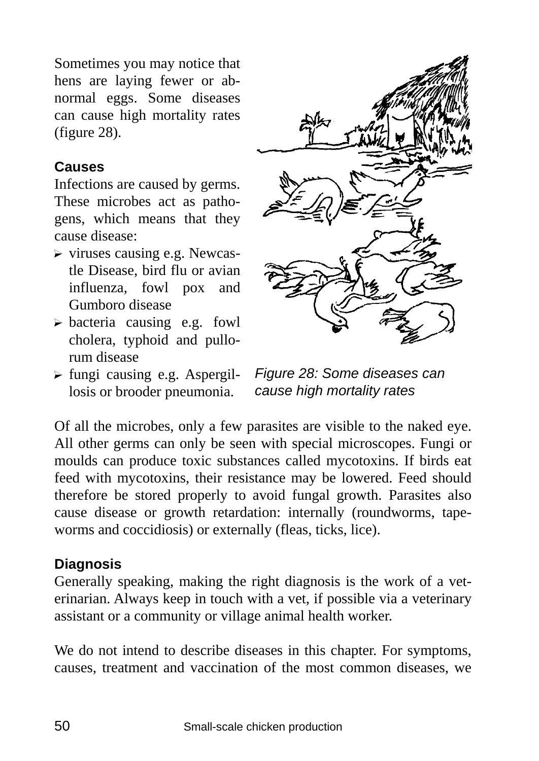Sometimes you may notice that hens are laying fewer or abnormal eggs. Some diseases can cause high mortality rates (figure 28).

### Causes

Infections are caused by germs. These microbes act as pathogens, which means that they cause disease:

- viruses causing e.g. Newcastle Disease, bird flu or avian influenza, fowl pox and Gumboro disease
- bacteria causing e.g. fowl cholera, typhoid and pullorum disease
- fungi causing e.g. Aspergillosis or brooder pneumonia.

*Figure 28: Some diseases can cause high mortality rates*

Of all the microbes, only a few parasites are visible to the naked eye. All other germs can only be seen with special microscopes. Fungi or moulds can produce toxic substances called mycotoxins. If birds eat feed with mycotoxins, their resistance may be lowered. Feed should therefore be stored properly to avoid fungal growth. Parasites also cause disease or growth retardation: internally (roundworms, tapeworms and coccidiosis) or externally (fleas, ticks, lice).

### Diagnosis

Generally speaking, making the right diagnosis is the work of a veterinarian. Always keep in touch with a vet, if possible via a veterinary assistant or a community or village animal health worker.

We do not intend to describe diseases in this chapter. For symptoms, causes, treatment and vaccination of the most common diseases, we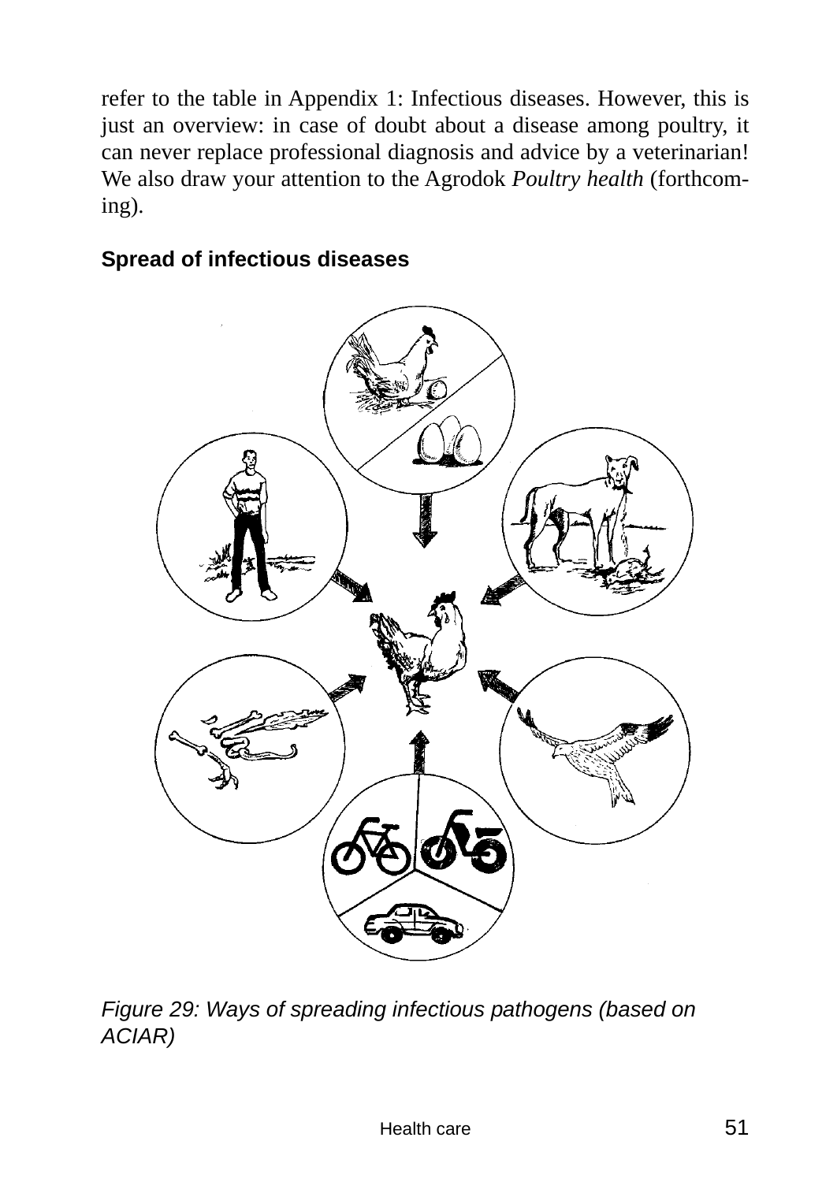refer to the table in Appendix 1: Infectious diseases. However, this is just an overview: in case of doubt about a disease among poultry, it can never replace professional diagnosis and advice by a veterinarian! We also draw your attention to the Agrodok *Poultry health* (forthcoming).

### Spread of infectious diseases

*Figure 29: Ways of spreading infectious pathogens (based on ACIAR)*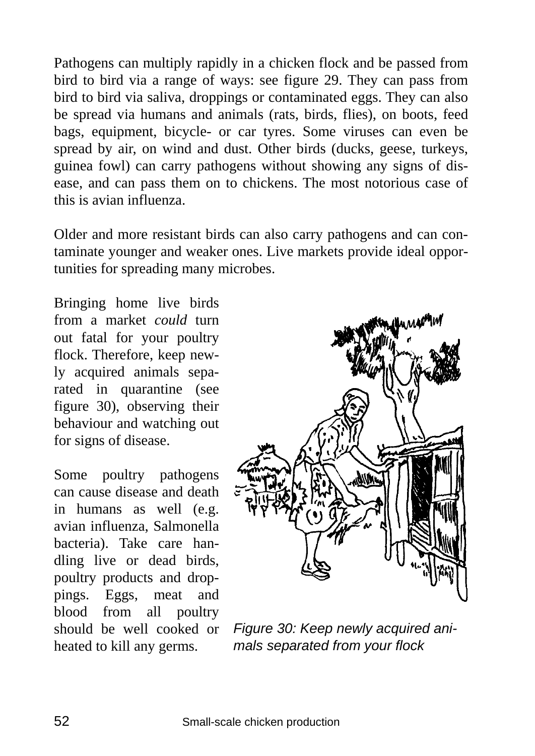Pathogens can multiply rapidly in a chicken flock and be passed from bird to bird via a range of ways: see figure 29. They can pass from bird to bird via saliva, droppings or contaminated eggs. They can also be spread via humans and animals (rats, birds, flies), on boots, feed bags, equipment, bicycle- or car tyres. Some viruses can even be spread by air, on wind and dust. Other birds (ducks, geese, turkeys, guinea fowl) can carry pathogens without showing any signs of disease, and can pass them on to chickens. The most notorious case of this is avian influenza.

Older and more resistant birds can also carry pathogens and can contaminate younger and weaker ones. Live markets provide ideal opportunities for spreading many microbes.

Bringing home live birds from a market *could* turn out fatal for your poultry flock. Therefore, keep newly acquired animals separated in quarantine (see figure 30), observing their behaviour and watching out for signs of disease.

Some poultry pathogens can cause disease and death in humans as well (e.g. avian influenza, Salmonella bacteria). Take care handling live or dead birds, poultry products and droppings. Eggs, meat and blood from all poultry should be well cooked or heated to kill any germs.

*Figure 30: Keep newly acquired animals separated from your flock*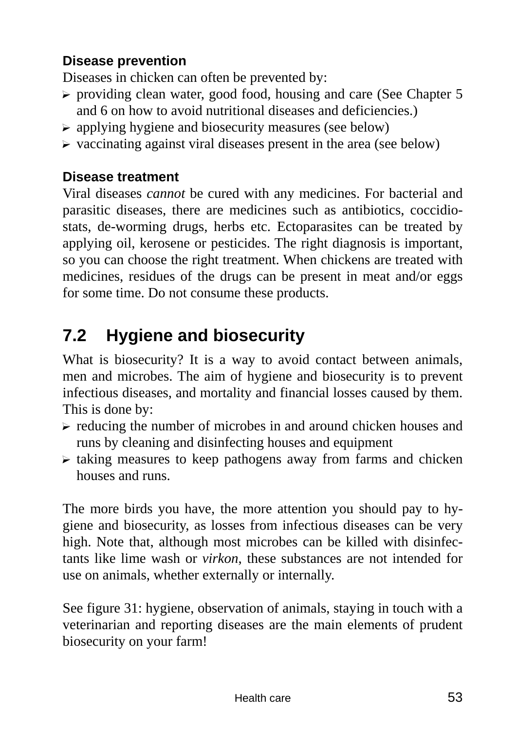**Disease prevention**

Diseases in chicken can often be prevented by:

- providing clean water, good food, housing and care (See Chapter 5 and 6 on how to avoid nutritional diseases and deficiencies.)
- applying hygiene and biosecurity measures (see below)
- vaccinating against viral diseases present in the area (see below)

**Disease treatment**

Viral diseases *cannot* be cured with any medicines. For bacterial and parasitic diseases, there are medicines such as antibiotics, coccidiostats, de-worming drugs, herbs etc. Ectoparasites can be treated by applying oil, kerosene or pesticides. The right diagnosis is important, so you can choose the right treatment. When chickens are treated with medicines, residues of the drugs can be present in meat and/or eggs for some time. Do not consume these products.

## 7.2 Hygiene and biosecurity

What is biosecurity? It is a way to avoid contact between animals, men and microbes. The aim of hygiene and biosecurity is to prevent infectious diseases, and mortality and financial losses caused by them. This is done by:

- reducing the number of microbes in and around chicken houses and runs by cleaning and disinfecting houses and equipment
- taking measures to keep pathogens away from farms and chicken houses and runs.

The more birds you have, the more attention you should pay to hygiene and biosecurity, as losses from infectious diseases can be very high. Note that, although most microbes can be killed with disinfectants like lime wash or *virkon*, these substances are not intended for use on animals, whether externally or internally.

See figure 31: hygiene, observation of animals, staying in touch with a veterinarian and reporting diseases are the main elements of prudent biosecurity on your farm!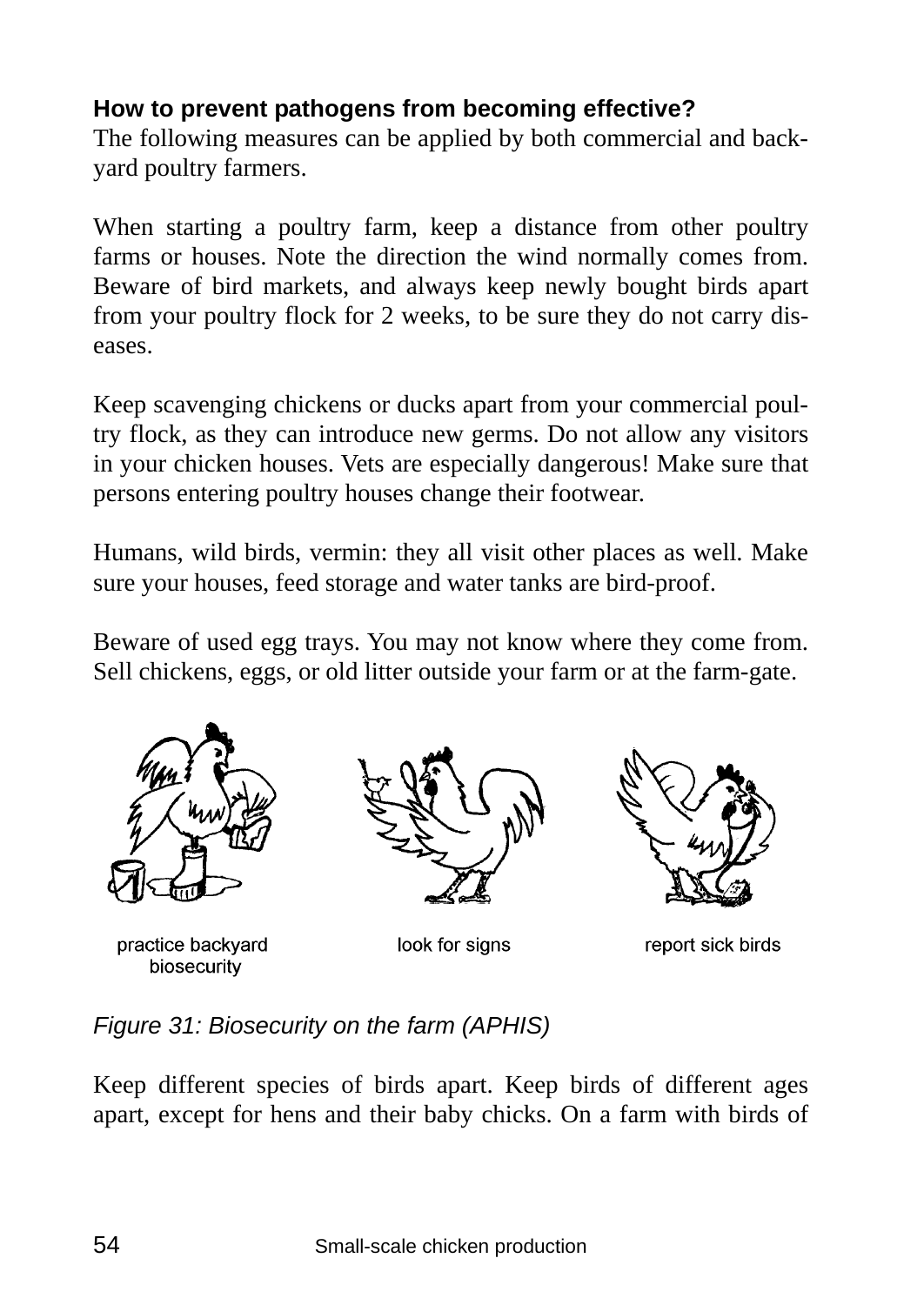**How to prevent pathogens from becoming effective?**

The following measures can be applied by both commercial and backyard poultry farmers.

When starting a poultry farm, keep a distance from other poultry farms or houses. Note the direction the wind normally comes from. Beware of bird markets, and always keep newly bought birds apart from your poultry flock for 2 weeks, to be sure they do not carry diseases.

Keep scavenging chickens or ducks apart from your commercial poultry flock, as they can introduce new germs. Do not allow any visitors in your chicken houses. Vets are especially dangerous! Make sure that persons entering poultry houses change their footwear.

Humans, wild birds, vermin: they all visit other places as well. Make sure your houses, feed storage and water tanks are bird-proof.

Beware of used egg trays. You may not know where they come from. Sell chickens, eggs, or old litter outside your farm or at the farm-gate.

practice backyard biosecurity — look for signs — report sick birds

*Figure 31: Biosecurity on the farm (APHIS)*

Keep different species of birds apart. Keep birds of different ages apart, except for hens and their baby chicks. On a farm with birds of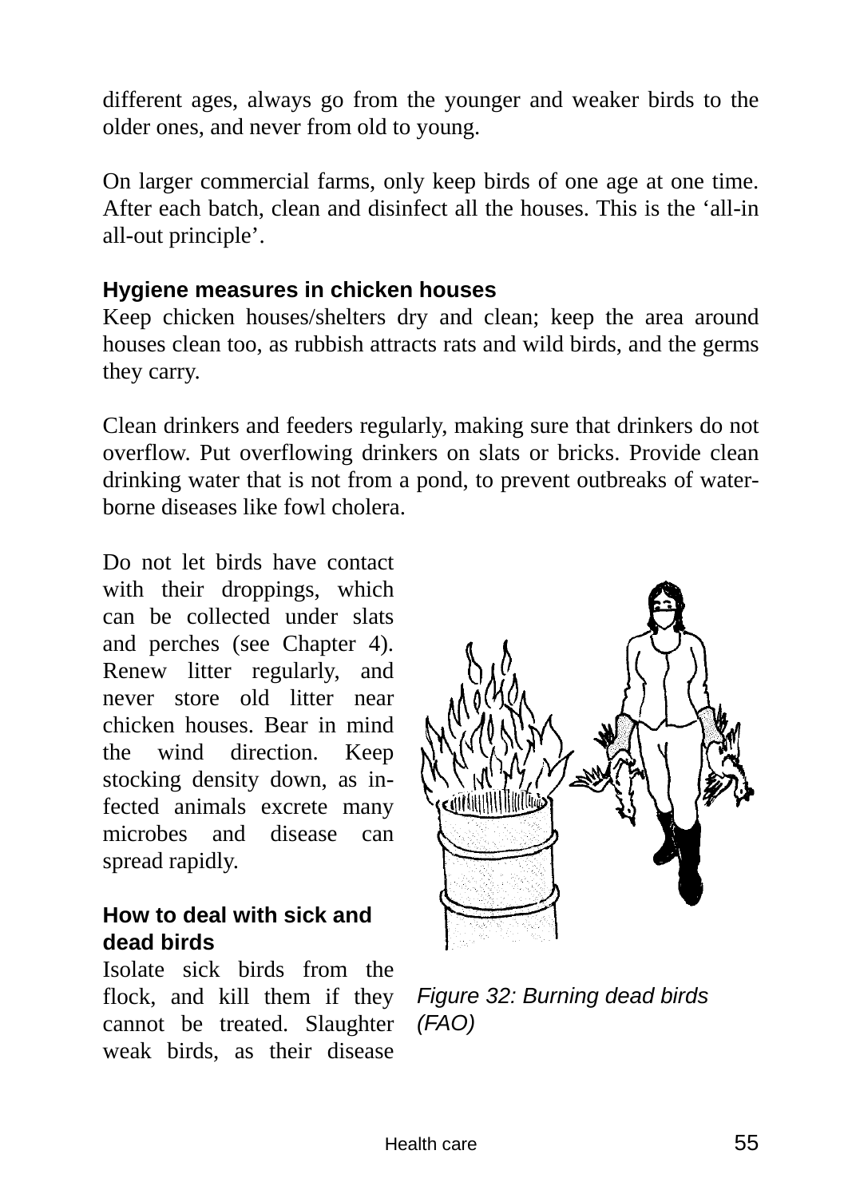different ages, always go from the younger and weaker birds to the older ones, and never from old to young.

On larger commercial farms, only keep birds of one age at one time. After each batch, clean and disinfect all the houses. This is the ‘all-in all-out principle’.

**Hygiene measures in chicken houses**

Keep chicken houses/shelters dry and clean; keep the area around houses clean too, as rubbish attracts rats and wild birds, and the germs they carry.

Clean drinkers and feeders regularly, making sure that drinkers do not overflow. Put overflowing drinkers on slats or bricks. Provide clean drinking water that is not from a pond, to prevent outbreaks of water-borne diseases like fowl cholera.

Do not let birds have contact with their droppings, which can be collected under slats and perches (see Chapter 4). Renew litter regularly, and never store old litter near chicken houses. Bear in mind the wind direction. Keep stocking density down, as infected animals excrete many microbes and disease can spread rapidly.

*Figure 32: Burning dead birds (FAO)*

**How to deal with sick and dead birds**

Isolate sick birds from the flock, and kill them if they cannot be treated. Slaughter weak birds, as their disease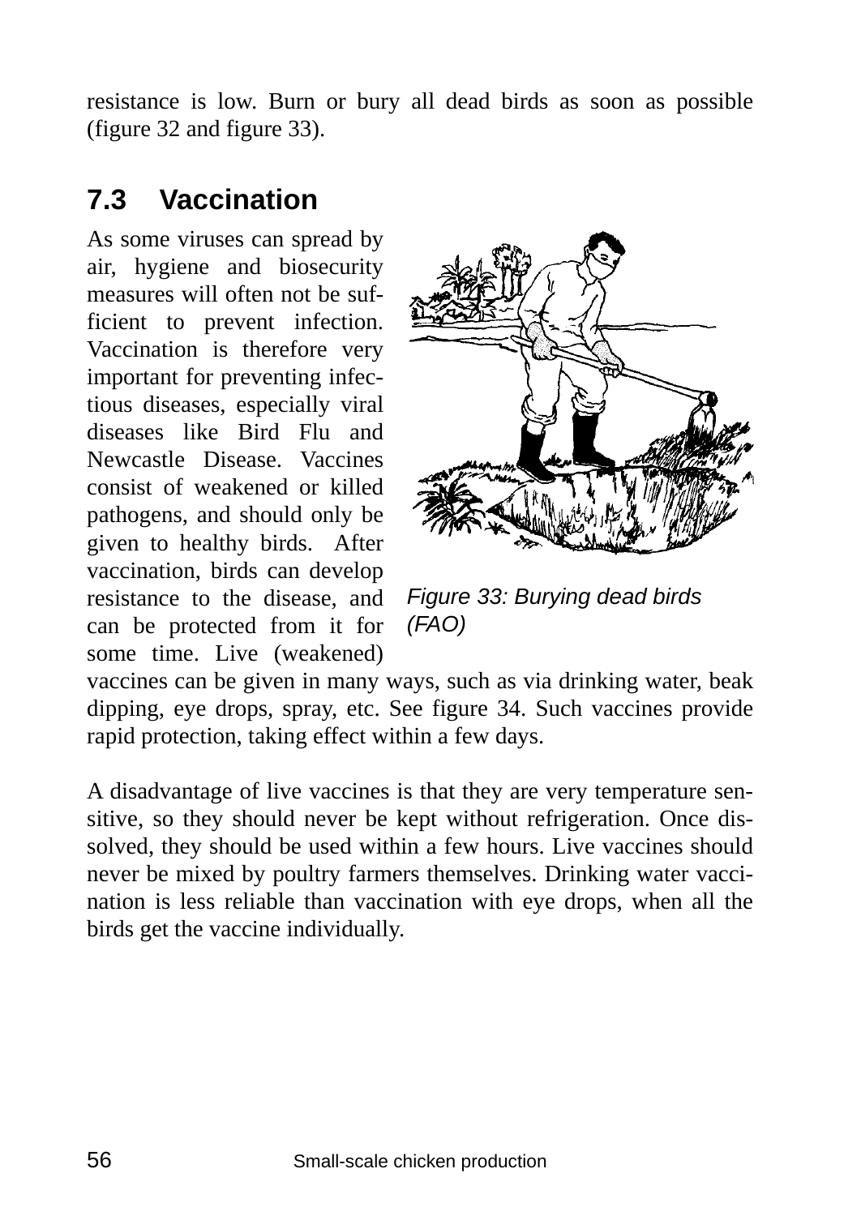resistance is low. Burn or bury all dead birds as soon as possible (figure 32 and figure 33).

## 7.3 Vaccination

As some viruses can spread by air, hygiene and biosecurity measures will often not be sufficient to prevent infection. Vaccination is therefore very important for preventing infectious diseases, especially viral diseases like Bird Flu and Newcastle Disease. Vaccines consist of weakened or killed pathogens, and should only be given to healthy birds. After vaccination, birds can develop resistance to the disease, and can be protected from it for some time. Live (weakened) vaccines can be given in many ways, such as via drinking water, beak dipping, eye drops, spray, etc. See figure 34. Such vaccines provide rapid protection, taking effect within a few days.

*Figure 33: Burying dead birds (FAO)*

A disadvantage of live vaccines is that they are very temperature sensitive, so they should never be kept without refrigeration. Once dissolved, they should be used within a few hours. Live vaccines should never be mixed by poultry farmers themselves. Drinking water vaccination is less reliable than vaccination with eye drops, when all the birds get the vaccine individually.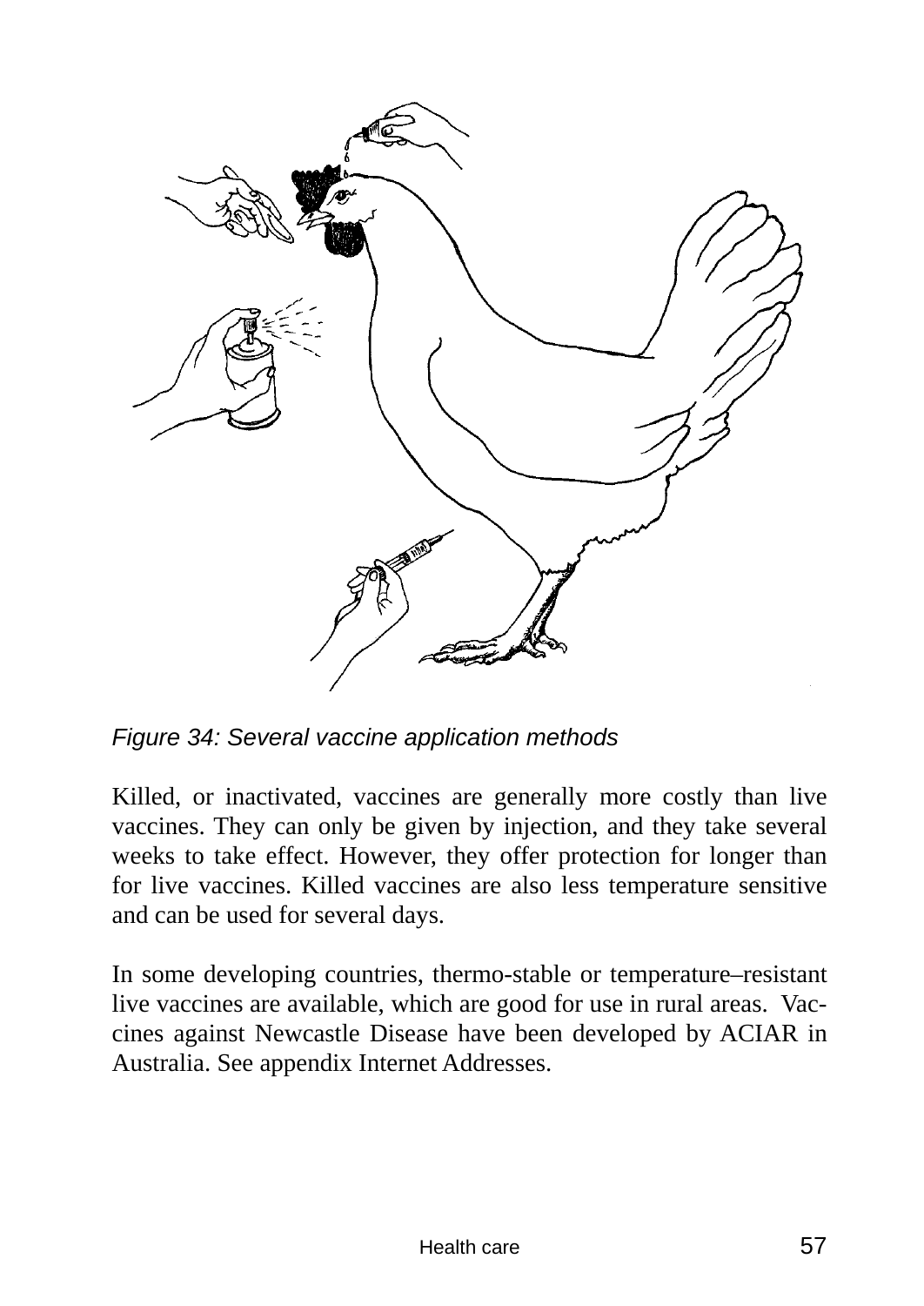*Figure 34: Several vaccine application methods*

Killed, or inactivated, vaccines are generally more costly than live vaccines. They can only be given by injection, and they take several weeks to take effect. However, they offer protection for longer than for live vaccines. Killed vaccines are also less temperature sensitive and can be used for several days.

In some developing countries, thermo-stable or temperature–resistant live vaccines are available, which are good for use in rural areas. Vaccines against Newcastle Disease have been developed by ACIAR in Australia. See appendix Internet Addresses.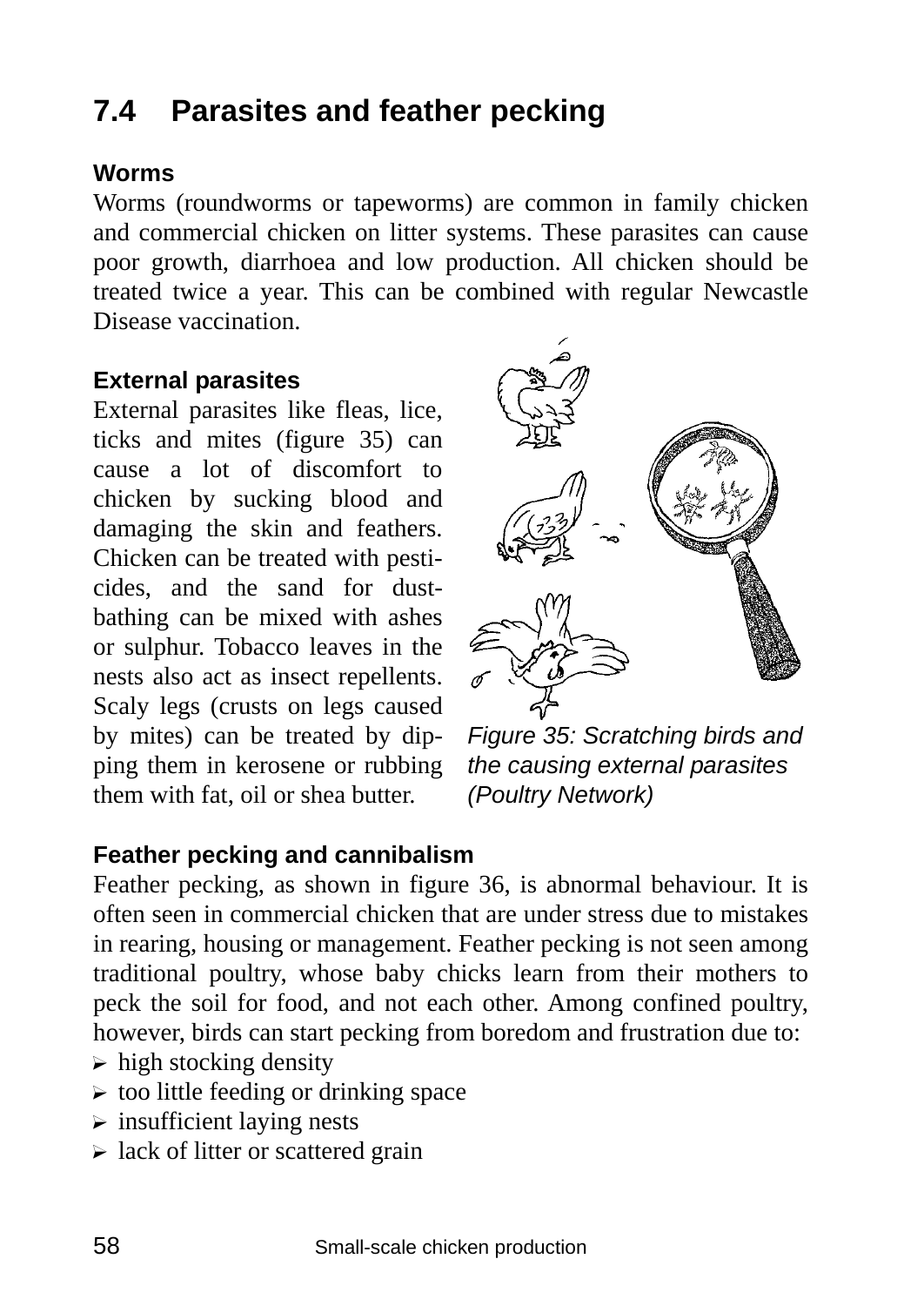## 7.4 Parasites and feather pecking

**Worms**

Worms (roundworms or tapeworms) are common in family chicken and commercial chicken on litter systems. These parasites can cause poor growth, diarrhoea and low production. All chicken should be treated twice a year. This can be combined with regular Newcastle Disease vaccination.

**External parasites**

External parasites like fleas, lice, ticks and mites (figure 35) can cause a lot of discomfort to chicken by sucking blood and damaging the skin and feathers. Chicken can be treated with pesticides, and the sand for dust-bathing can be mixed with ashes or sulphur. Tobacco leaves in the nests also act as insect repellents. Scaly legs (crusts on legs caused by mites) can be treated by dipping them in kerosene or rubbing them with fat, oil or shea butter.

*Figure 35: Scratching birds and the causing external parasites (Poultry Network)*

**Feather pecking and cannibalism**

Feather pecking, as shown in figure 36, is abnormal behaviour. It is often seen in commercial chicken that are under stress due to mistakes in rearing, housing or management. Feather pecking is not seen among traditional poultry, whose baby chicks learn from their mothers to peck the soil for food, and not each other. Among confined poultry, however, birds can start pecking from boredom and frustration due to:

- high stocking density
- too little feeding or drinking space
- insufficient laying nests
- lack of litter or scattered grain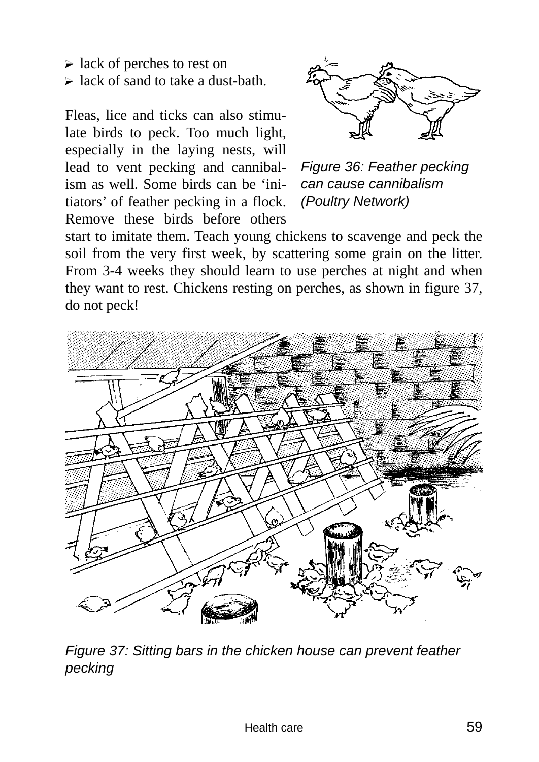- lack of perches to rest on
- lack of sand to take a dust-bath.

Fleas, lice and ticks can also stimulate birds to peck. Too much light, especially in the laying nests, will lead to vent pecking and cannibalism as well. Some birds can be 'initiators' of feather pecking in a flock. Remove these birds before others start to imitate them. Teach young chickens to scavenge and peck the soil from the very first week, by scattering some grain on the litter. From 3-4 weeks they should learn to use perches at night and when they want to rest. Chickens resting on perches, as shown in figure 37, do not peck!

*Figure 36: Feather pecking can cause cannibalism (Poultry Network)*

*Figure 37: Sitting bars in the chicken house can prevent feather pecking*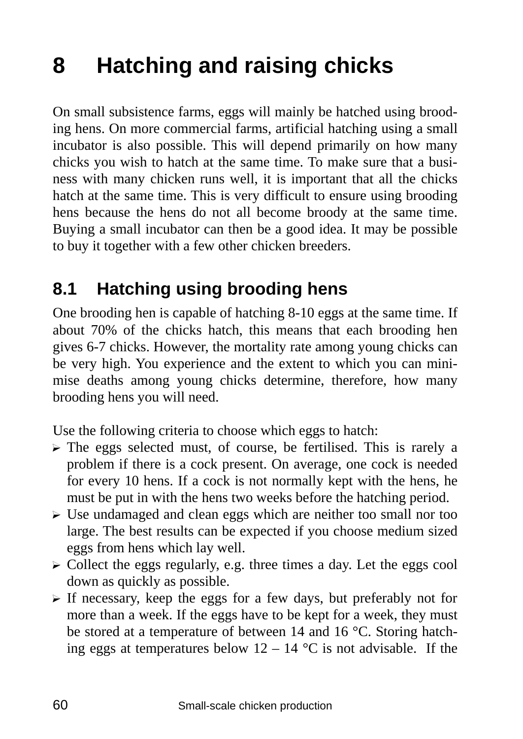# 8 Hatching and raising chicks

On small subsistence farms, eggs will mainly be hatched using brooding hens. On more commercial farms, artificial hatching using a small incubator is also possible. This will depend primarily on how many chicks you wish to hatch at the same time. To make sure that a business with many chicken runs well, it is important that all the chicks hatch at the same time. This is very difficult to ensure using brooding hens because the hens do not all become broody at the same time. Buying a small incubator can then be a good idea. It may be possible to buy it together with a few other chicken breeders.

## 8.1 Hatching using brooding hens

One brooding hen is capable of hatching 8-10 eggs at the same time. If about 70% of the chicks hatch, this means that each brooding hen gives 6-7 chicks. However, the mortality rate among young chicks can be very high. You experience and the extent to which you can minimise deaths among young chicks determine, therefore, how many brooding hens you will need.

Use the following criteria to choose which eggs to hatch:

- The eggs selected must, of course, be fertilised. This is rarely a problem if there is a cock present. On average, one cock is needed for every 10 hens. If a cock is not normally kept with the hens, he must be put in with the hens two weeks before the hatching period.
- Use undamaged and clean eggs which are neither too small nor too large. The best results can be expected if you choose medium sized eggs from hens which lay well.
- Collect the eggs regularly, e.g. three times a day. Let the eggs cool down as quickly as possible.
- If necessary, keep the eggs for a few days, but preferably not for more than a week. If the eggs have to be kept for a week, they must be stored at a temperature of between 14 and 16 °C. Storing hatching eggs at temperatures below 12 – 14 °C is not advisable. If the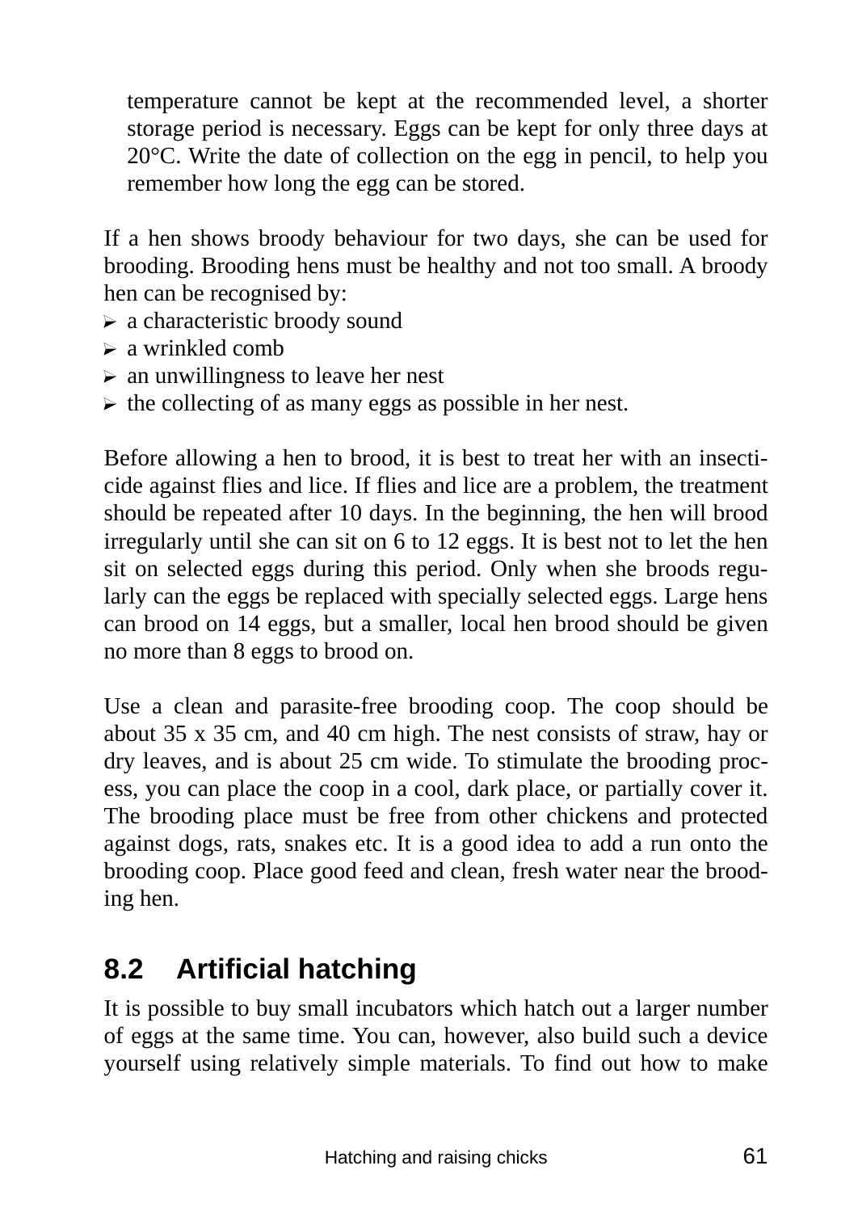temperature cannot be kept at the recommended level, a shorter storage period is necessary. Eggs can be kept for only three days at 20°C. Write the date of collection on the egg in pencil, to help you remember how long the egg can be stored.

If a hen shows broody behaviour for two days, she can be used for brooding. Brooding hens must be healthy and not too small. A broody hen can be recognised by:

- a characteristic broody sound
- a wrinkled comb
- an unwillingness to leave her nest
- the collecting of as many eggs as possible in her nest.

Before allowing a hen to brood, it is best to treat her with an insecticide against flies and lice. If flies and lice are a problem, the treatment should be repeated after 10 days. In the beginning, the hen will brood irregularly until she can sit on 6 to 12 eggs. It is best not to let the hen sit on selected eggs during this period. Only when she broods regularly can the eggs be replaced with specially selected eggs. Large hens can brood on 14 eggs, but a smaller, local hen brood should be given no more than 8 eggs to brood on.

Use a clean and parasite-free brooding coop. The coop should be about 35 x 35 cm, and 40 cm high. The nest consists of straw, hay or dry leaves, and is about 25 cm wide. To stimulate the brooding process, you can place the coop in a cool, dark place, or partially cover it. The brooding place must be free from other chickens and protected against dogs, rats, snakes etc. It is a good idea to add a run onto the brooding coop. Place good feed and clean, fresh water near the brooding hen.

## 8.2 Artificial hatching

It is possible to buy small incubators which hatch out a larger number of eggs at the same time. You can, however, also build such a device yourself using relatively simple materials. To find out how to make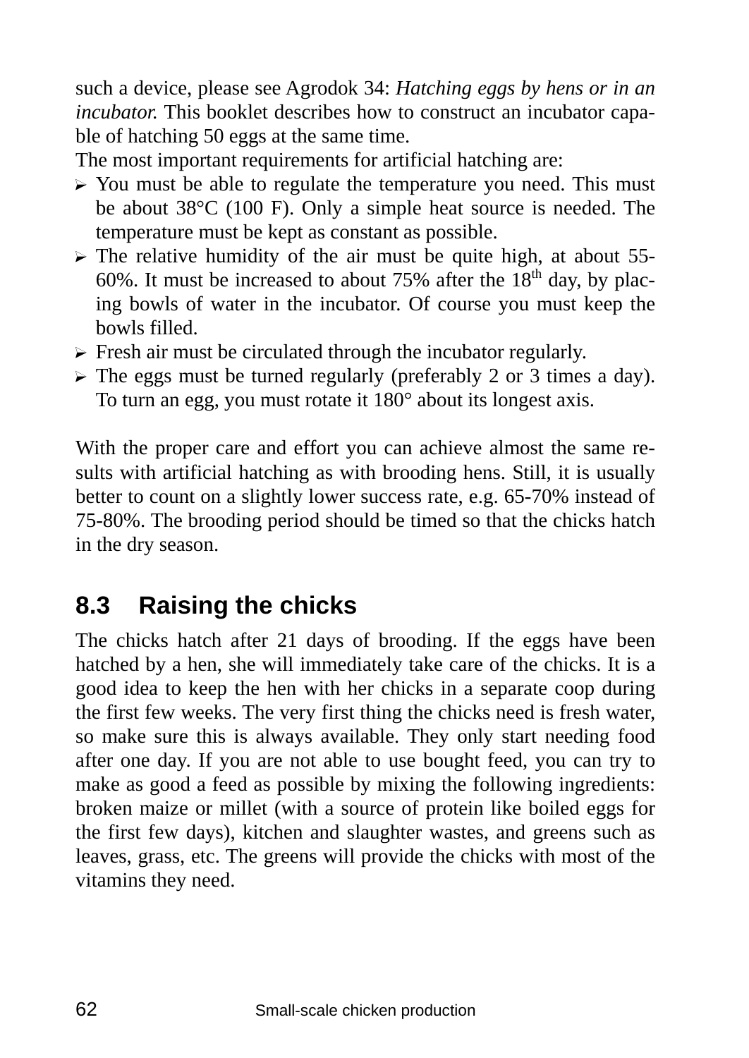such a device, please see Agrodok 34: *Hatching eggs by hens or in an incubator.* This booklet describes how to construct an incubator capable of hatching 50 eggs at the same time.

The most important requirements for artificial hatching are:

- You must be able to regulate the temperature you need. This must be about 38°C (100 F). Only a simple heat source is needed. The temperature must be kept as constant as possible.
- The relative humidity of the air must be quite high, at about 55-60%. It must be increased to about 75% after the 18th day, by placing bowls of water in the incubator. Of course you must keep the bowls filled.
- Fresh air must be circulated through the incubator regularly.
- The eggs must be turned regularly (preferably 2 or 3 times a day). To turn an egg, you must rotate it 180° about its longest axis.

With the proper care and effort you can achieve almost the same results with artificial hatching as with brooding hens. Still, it is usually better to count on a slightly lower success rate, e.g. 65-70% instead of 75-80%. The brooding period should be timed so that the chicks hatch in the dry season.

## 8.3 Raising the chicks

The chicks hatch after 21 days of brooding. If the eggs have been hatched by a hen, she will immediately take care of the chicks. It is a good idea to keep the hen with her chicks in a separate coop during the first few weeks. The very first thing the chicks need is fresh water, so make sure this is always available. They only start needing food after one day. If you are not able to use bought feed, you can try to make as good a feed as possible by mixing the following ingredients: broken maize or millet (with a source of protein like boiled eggs for the first few days), kitchen and slaughter wastes, and greens such as leaves, grass, etc. The greens will provide the chicks with most of the vitamins they need.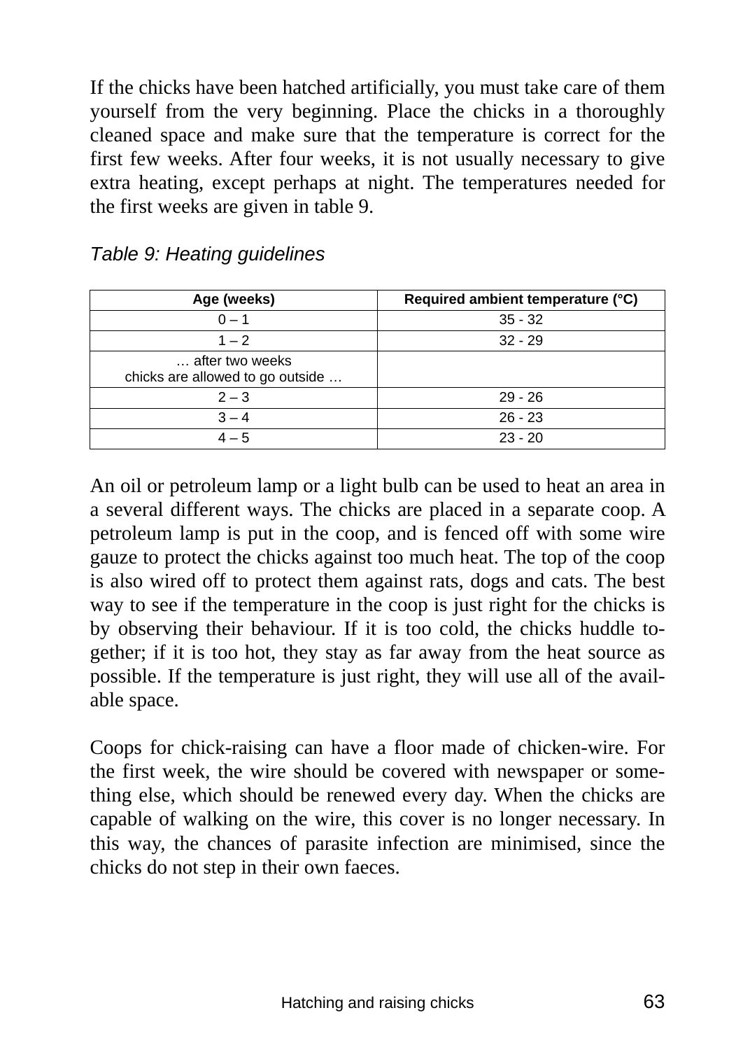If the chicks have been hatched artificially, you must take care of them yourself from the very beginning. Place the chicks in a thoroughly cleaned space and make sure that the temperature is correct for the first few weeks. After four weeks, it is not usually necessary to give extra heating, except perhaps at night. The temperatures needed for the first weeks are given in table 9.

*Table 9: Heating guidelines*

| Age (weeks) | Required ambient temperature (°C) |
|---|---|
| 0 – 1 | 35 - 32 |
| 1 – 2 | 32 - 29 |
| … after two weeks chicks are allowed to go outside … | |
| 2 – 3 | 29 - 26 |
| 3 – 4 | 26 - 23 |
| 4 – 5 | 23 - 20 |

An oil or petroleum lamp or a light bulb can be used to heat an area in a several different ways. The chicks are placed in a separate coop. A petroleum lamp is put in the coop, and is fenced off with some wire gauze to protect the chicks against too much heat. The top of the coop is also wired off to protect them against rats, dogs and cats. The best way to see if the temperature in the coop is just right for the chicks is by observing their behaviour. If it is too cold, the chicks huddle together; if it is too hot, they stay as far away from the heat source as possible. If the temperature is just right, they will use all of the available space.

Coops for chick-raising can have a floor made of chicken-wire. For the first week, the wire should be covered with newspaper or something else, which should be renewed every day. When the chicks are capable of walking on the wire, this cover is no longer necessary. In this way, the chances of parasite infection are minimised, since the chicks do not step in their own faeces.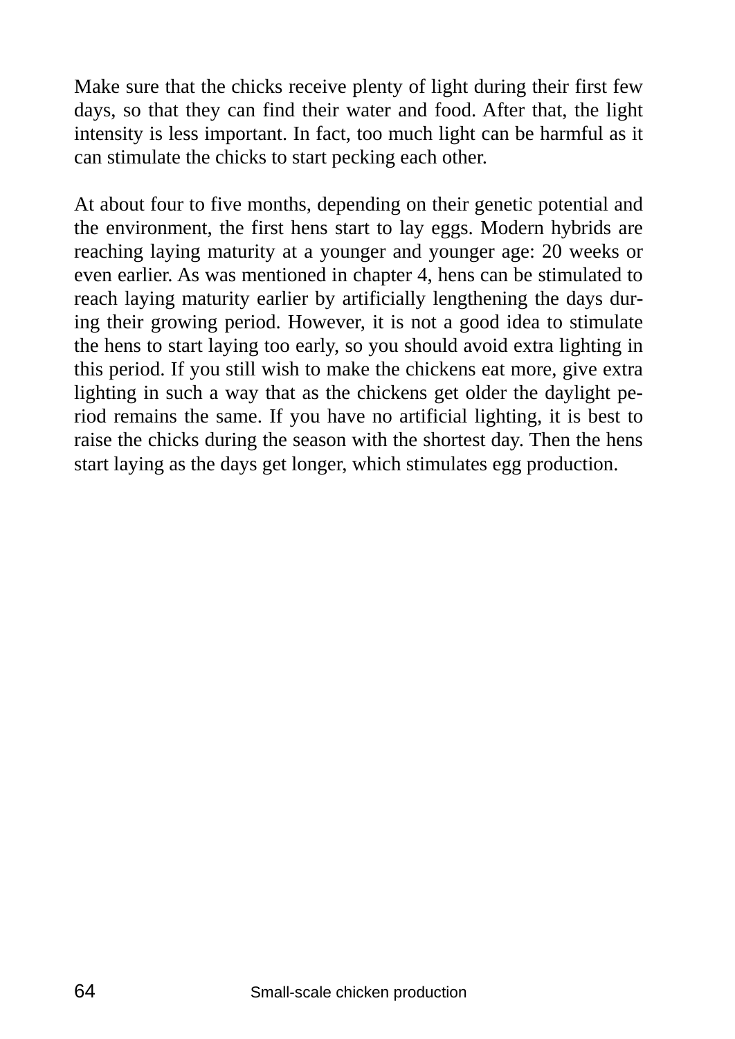Make sure that the chicks receive plenty of light during their first few days, so that they can find their water and food. After that, the light intensity is less important. In fact, too much light can be harmful as it can stimulate the chicks to start pecking each other.

At about four to five months, depending on their genetic potential and the environment, the first hens start to lay eggs. Modern hybrids are reaching laying maturity at a younger and younger age: 20 weeks or even earlier. As was mentioned in chapter 4, hens can be stimulated to reach laying maturity earlier by artificially lengthening the days during their growing period. However, it is not a good idea to stimulate the hens to start laying too early, so you should avoid extra lighting in this period. If you still wish to make the chickens eat more, give extra lighting in such a way that as the chickens get older the daylight period remains the same. If you have no artificial lighting, it is best to raise the chicks during the season with the shortest day. Then the hens start laying as the days get longer, which stimulates egg production.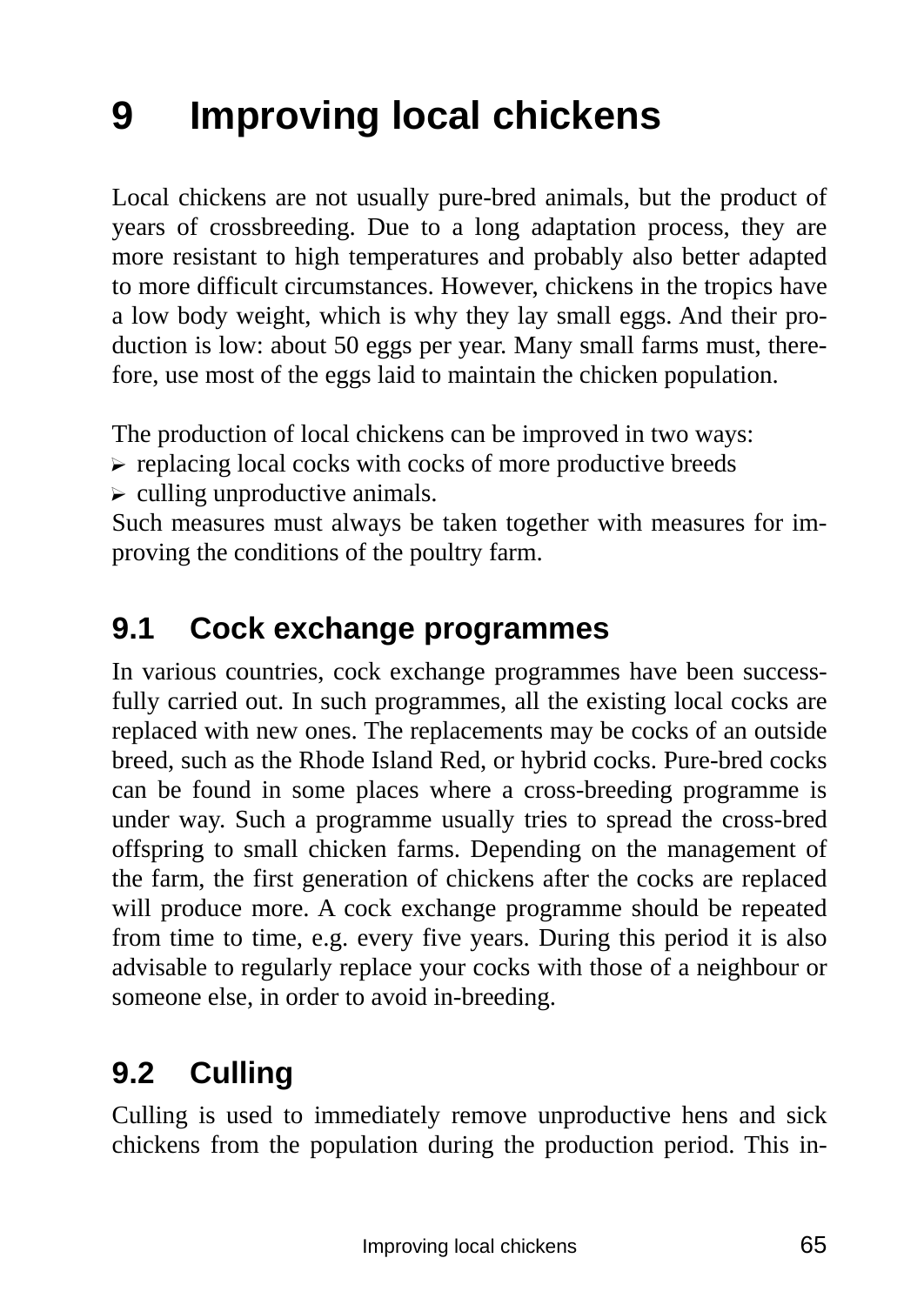# 9 Improving local chickens

Local chickens are not usually pure-bred animals, but the product of years of crossbreeding. Due to a long adaptation process, they are more resistant to high temperatures and probably also better adapted to more difficult circumstances. However, chickens in the tropics have a low body weight, which is why they lay small eggs. And their production is low: about 50 eggs per year. Many small farms must, therefore, use most of the eggs laid to maintain the chicken population.

The production of local chickens can be improved in two ways:

- replacing local cocks with cocks of more productive breeds
- culling unproductive animals.

Such measures must always be taken together with measures for improving the conditions of the poultry farm.

## 9.1 Cock exchange programmes

In various countries, cock exchange programmes have been successfully carried out. In such programmes, all the existing local cocks are replaced with new ones. The replacements may be cocks of an outside breed, such as the Rhode Island Red, or hybrid cocks. Pure-bred cocks can be found in some places where a cross-breeding programme is under way. Such a programme usually tries to spread the cross-bred offspring to small chicken farms. Depending on the management of the farm, the first generation of chickens after the cocks are replaced will produce more. A cock exchange programme should be repeated from time to time, e.g. every five years. During this period it is also advisable to regularly replace your cocks with those of a neighbour or someone else, in order to avoid in-breeding.

## 9.2 Culling

Culling is used to immediately remove unproductive hens and sick chickens from the population during the production period. This in-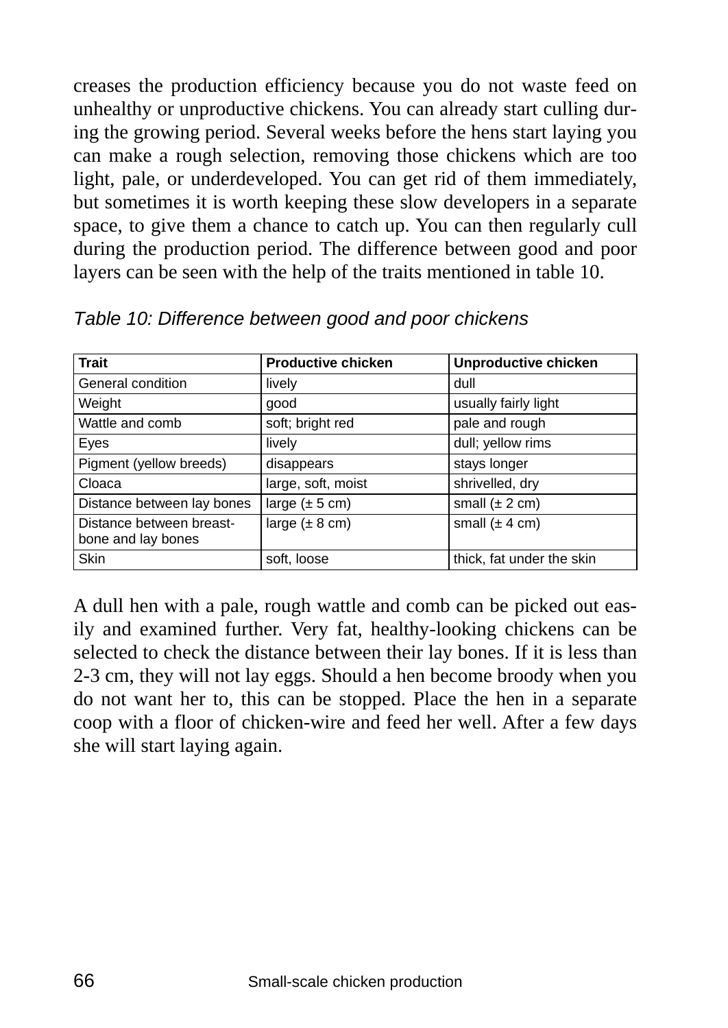creases the production efficiency because you do not waste feed on unhealthy or unproductive chickens. You can already start culling during the growing period. Several weeks before the hens start laying you can make a rough selection, removing those chickens which are too light, pale, or underdeveloped. You can get rid of them immediately, but sometimes it is worth keeping these slow developers in a separate space, to give them a chance to catch up. You can then regularly cull during the production period. The difference between good and poor layers can be seen with the help of the traits mentioned in table 10.

*Table 10: Difference between good and poor chickens*

| Trait | Productive chicken | Unproductive chicken |
|---|---|---|
| General condition | lively | dull |
| Weight | good | usually fairly light |
| Wattle and comb | soft; bright red | pale and rough |
| Eyes | lively | dull; yellow rims |
| Pigment (yellow breeds) | disappears | stays longer |
| Cloaca | large, soft, moist | shrivelled, dry |
| Distance between lay bones | large (± 5 cm) | small (± 2 cm) |
| Distance between breast-bone and lay bones | large (± 8 cm) | small (± 4 cm) |
| Skin | soft, loose | thick, fat under the skin |

A dull hen with a pale, rough wattle and comb can be picked out easily and examined further. Very fat, healthy-looking chickens can be selected to check the distance between their lay bones. If it is less than 2-3 cm, they will not lay eggs. Should a hen become broody when you do not want her to, this can be stopped. Place the hen in a separate coop with a floor of chicken-wire and feed her well. After a few days she will start laying again.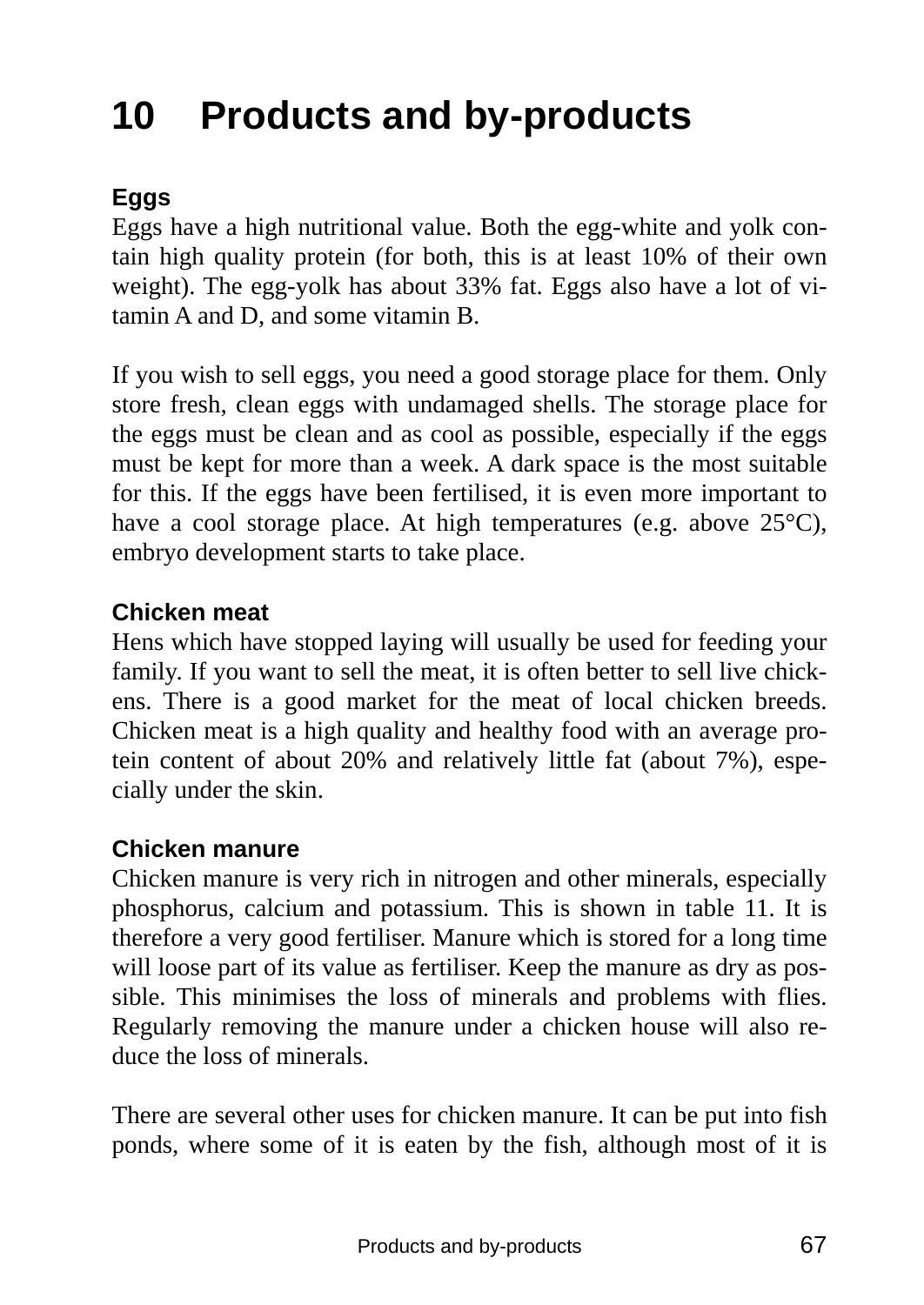# 10 Products and by-products

### Eggs

Eggs have a high nutritional value. Both the egg-white and yolk contain high quality protein (for both, this is at least 10% of their own weight). The egg-yolk has about 33% fat. Eggs also have a lot of vitamin A and D, and some vitamin B.

If you wish to sell eggs, you need a good storage place for them. Only store fresh, clean eggs with undamaged shells. The storage place for the eggs must be clean and as cool as possible, especially if the eggs must be kept for more than a week. A dark space is the most suitable for this. If the eggs have been fertilised, it is even more important to have a cool storage place. At high temperatures (e.g. above 25°C), embryo development starts to take place.

### Chicken meat

Hens which have stopped laying will usually be used for feeding your family. If you want to sell the meat, it is often better to sell live chickens. There is a good market for the meat of local chicken breeds. Chicken meat is a high quality and healthy food with an average protein content of about 20% and relatively little fat (about 7%), especially under the skin.

### Chicken manure

Chicken manure is very rich in nitrogen and other minerals, especially phosphorus, calcium and potassium. This is shown in table 11. It is therefore a very good fertiliser. Manure which is stored for a long time will loose part of its value as fertiliser. Keep the manure as dry as possible. This minimises the loss of minerals and problems with flies. Regularly removing the manure under a chicken house will also reduce the loss of minerals.

There are several other uses for chicken manure. It can be put into fish ponds, where some of it is eaten by the fish, although most of it is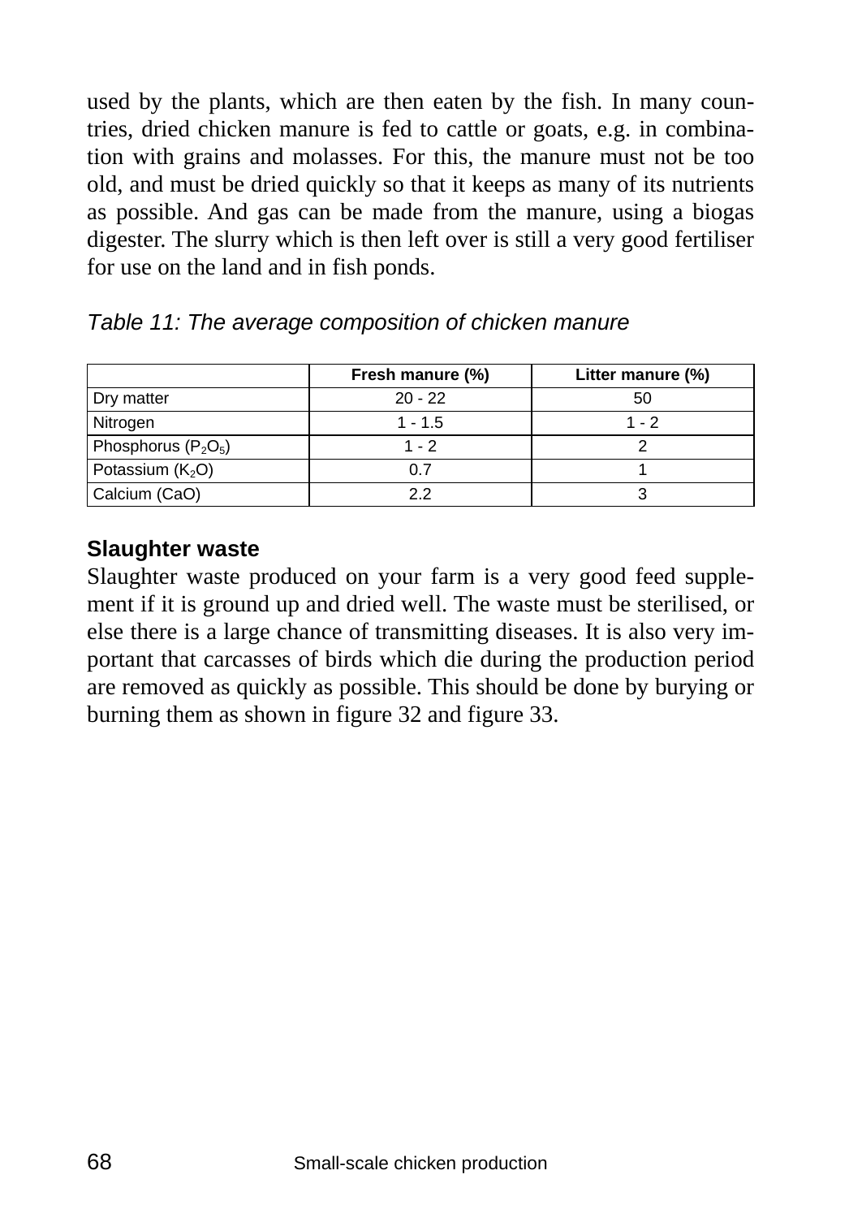used by the plants, which are then eaten by the fish. In many countries, dried chicken manure is fed to cattle or goats, e.g. in combination with grains and molasses. For this, the manure must not be too old, and must be dried quickly so that it keeps as many of its nutrients as possible. And gas can be made from the manure, using a biogas digester. The slurry which is then left over is still a very good fertiliser for use on the land and in fish ponds.

*Table 11: The average composition of chicken manure*

| | Fresh manure (%) | Litter manure (%) |
|---|---|---|
| Dry matter | 20 - 22 | 50 |
| Nitrogen | 1 - 1.5 | 1 - 2 |
| Phosphorus ($P_2O_5$) | 1 - 2 | 2 |
| Potassium ($K_2O$) | 0.7 | 1 |
| Calcium (CaO) | 2.2 | 3 |

### Slaughter waste

Slaughter waste produced on your farm is a very good feed supplement if it is ground up and dried well. The waste must be sterilised, or else there is a large chance of transmitting diseases. It is also very important that carcasses of birds which die during the production period are removed as quickly as possible. This should be done by burying or burning them as shown in figure 32 and figure 33.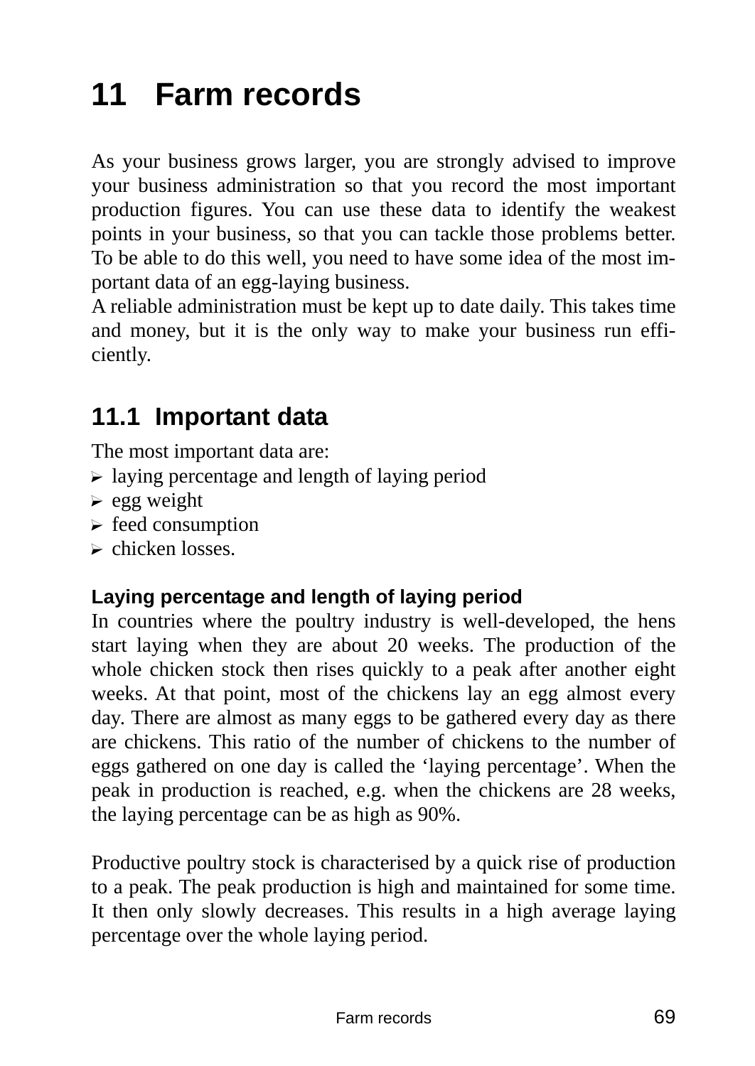# 11 Farm records

As your business grows larger, you are strongly advised to improve your business administration so that you record the most important production figures. You can use these data to identify the weakest points in your business, so that you can tackle those problems better. To be able to do this well, you need to have some idea of the most important data of an egg-laying business.

A reliable administration must be kept up to date daily. This takes time and money, but it is the only way to make your business run efficiently.

## 11.1 Important data

The most important data are:

- laying percentage and length of laying period
- egg weight
- feed consumption
- chicken losses.

### Laying percentage and length of laying period

In countries where the poultry industry is well-developed, the hens start laying when they are about 20 weeks. The production of the whole chicken stock then rises quickly to a peak after another eight weeks. At that point, most of the chickens lay an egg almost every day. There are almost as many eggs to be gathered every day as there are chickens. This ratio of the number of chickens to the number of eggs gathered on one day is called the 'laying percentage'. When the peak in production is reached, e.g. when the chickens are 28 weeks, the laying percentage can be as high as 90%.

Productive poultry stock is characterised by a quick rise of production to a peak. The peak production is high and maintained for some time. It then only slowly decreases. This results in a high average laying percentage over the whole laying period.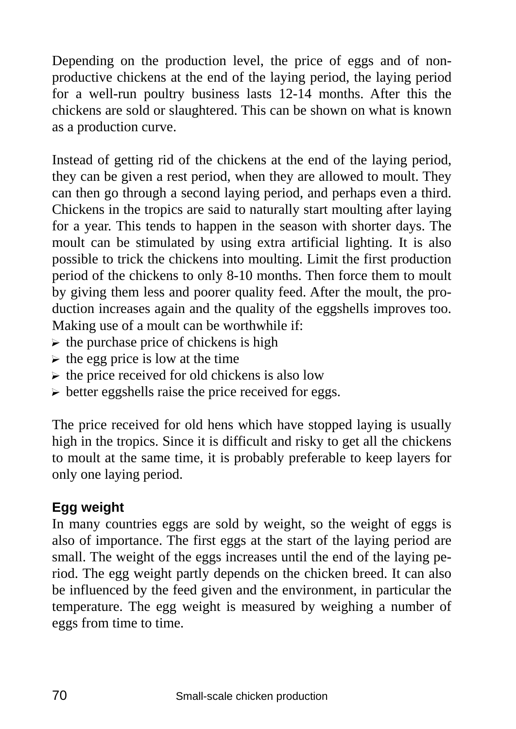Depending on the production level, the price of eggs and of non-productive chickens at the end of the laying period, the laying period for a well-run poultry business lasts 12-14 months. After this the chickens are sold or slaughtered. This can be shown on what is known as a production curve.

Instead of getting rid of the chickens at the end of the laying period, they can be given a rest period, when they are allowed to moult. They can then go through a second laying period, and perhaps even a third. Chickens in the tropics are said to naturally start moulting after laying for a year. This tends to happen in the season with shorter days. The moult can be stimulated by using extra artificial lighting. It is also possible to trick the chickens into moulting. Limit the first production period of the chickens to only 8-10 months. Then force them to moult by giving them less and poorer quality feed. After the moult, the production increases again and the quality of the eggshells improves too. Making use of a moult can be worthwhile if:

- the purchase price of chickens is high
- the egg price is low at the time
- the price received for old chickens is also low
- better eggshells raise the price received for eggs.

The price received for old hens which have stopped laying is usually high in the tropics. Since it is difficult and risky to get all the chickens to moult at the same time, it is probably preferable to keep layers for only one laying period.

### Egg weight

In many countries eggs are sold by weight, so the weight of eggs is also of importance. The first eggs at the start of the laying period are small. The weight of the eggs increases until the end of the laying period. The egg weight partly depends on the chicken breed. It can also be influenced by the feed given and the environment, in particular the temperature. The egg weight is measured by weighing a number of eggs from time to time.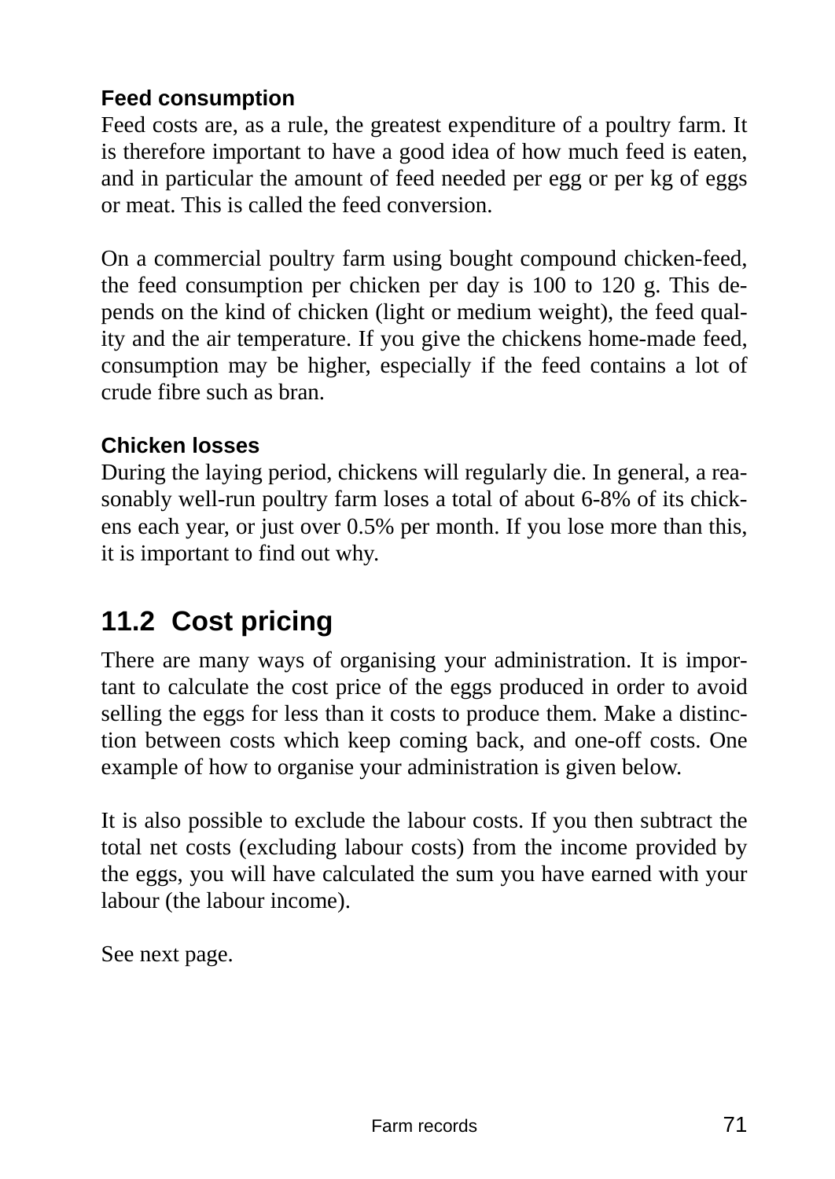### Feed consumption

Feed costs are, as a rule, the greatest expenditure of a poultry farm. It is therefore important to have a good idea of how much feed is eaten, and in particular the amount of feed needed per egg or per kg of eggs or meat. This is called the feed conversion.

On a commercial poultry farm using bought compound chicken-feed, the feed consumption per chicken per day is 100 to 120 g. This depends on the kind of chicken (light or medium weight), the feed quality and the air temperature. If you give the chickens home-made feed, consumption may be higher, especially if the feed contains a lot of crude fibre such as bran.

### Chicken losses

During the laying period, chickens will regularly die. In general, a reasonably well-run poultry farm loses a total of about 6-8% of its chickens each year, or just over 0.5% per month. If you lose more than this, it is important to find out why.

## 11.2 Cost pricing

There are many ways of organising your administration. It is important to calculate the cost price of the eggs produced in order to avoid selling the eggs for less than it costs to produce them. Make a distinction between costs which keep coming back, and one-off costs. One example of how to organise your administration is given below.

It is also possible to exclude the labour costs. If you then subtract the total net costs (excluding labour costs) from the income provided by the eggs, you will have calculated the sum you have earned with your labour (the labour income).

See next page.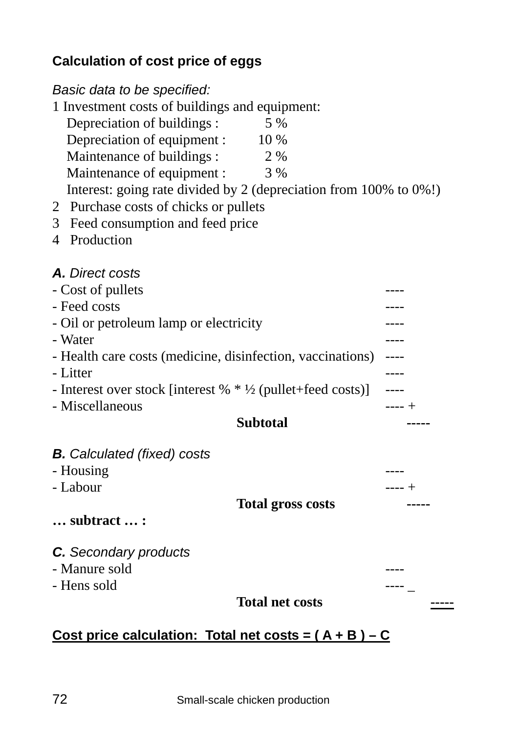**Calculation of cost price of eggs**

*Basic data to be specified:*

1 Investment costs of buildings and equipment:

- Depreciation of buildings : 5 %
- Depreciation of equipment : 10 %
- Maintenance of buildings : 2 %
- Maintenance of equipment : 3 %
- Interest: going rate divided by 2 (depreciation from 100% to 0%!)

2 Purchase costs of chicks or pullets

3 Feed consumption and feed price

4 Production

***A.** Direct costs*

| | | |
|---|---|---|
| - Cost of pullets | ---- | |
| - Feed costs | ---- | |
| - Oil or petroleum lamp or electricity | ---- | |
| - Water | ---- | |
| - Health care costs (medicine, disinfection, vaccinations) | ---- | |
| - Litter | ---- | |
| - Interest over stock [interest % * ½ (pullet+feed costs)] | ---- | |
| - Miscellaneous | ---- + | |
| **Subtotal** | | ----- |

***B.** Calculated (fixed) costs*

| | | |
|---|---|---|
| - Housing | ---- | |
| - Labour | ---- + | |
| **Total gross costs** | | ----- |

**… subtract … :**

***C.** Secondary products*

| | | |
|---|---|---|
| - Manure sold | ---- | |
| - Hens sold | ---- _ | |
| **Total net costs** | | ----- |

**Cost price calculation: Total net costs = ( A + B ) – C**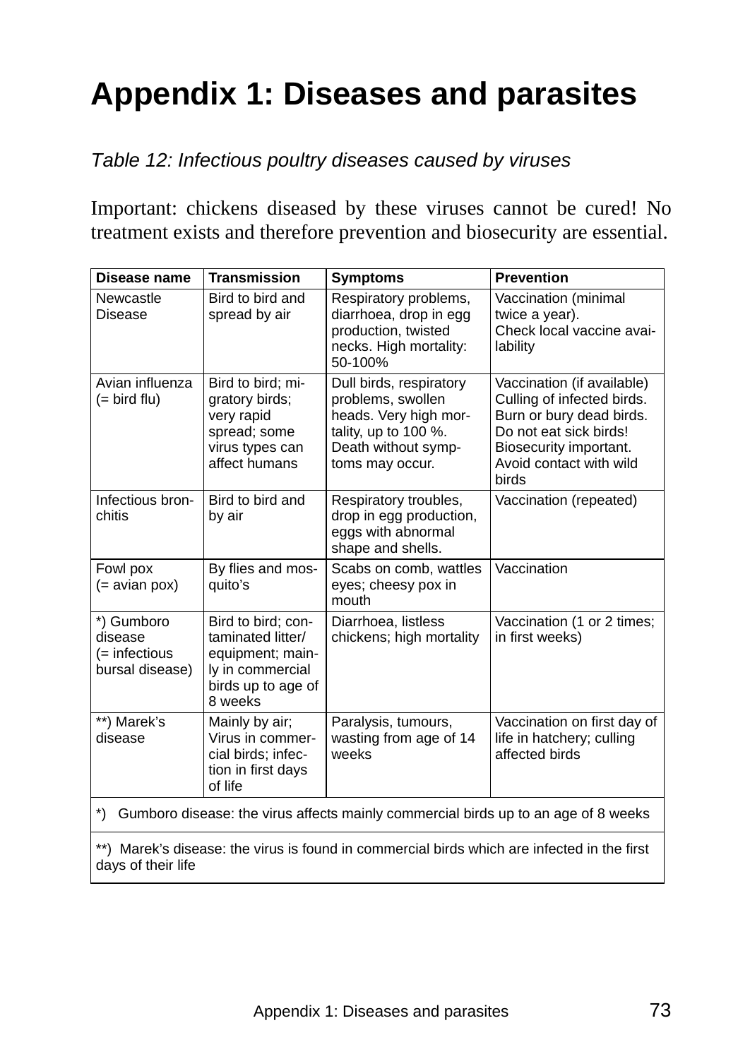# Appendix 1: Diseases and parasites

*Table 12: Infectious poultry diseases caused by viruses*

Important: chickens diseased by these viruses cannot be cured! No treatment exists and therefore prevention and biosecurity are essential.

| Disease name | Transmission | Symptoms | Prevention |
|---|---|---|---|
| Newcastle Disease | Bird to bird and spread by air | Respiratory problems, diarrhoea, drop in egg production, twisted necks. High mortality: 50-100% | Vaccination (minimal twice a year). Check local vaccine availability |
| Avian influenza (= bird flu) | Bird to bird; migratory birds; very rapid spread; some virus types can affect humans | Dull birds, respiratory problems, swollen heads. Very high mortality, up to 100 %. Death without symptoms may occur. | Vaccination (if available) Culling of infected birds. Burn or bury dead birds. Do not eat sick birds! Biosecurity important. Avoid contact with wild birds |
| Infectious bronchitis | Bird to bird and by air | Respiratory troubles, drop in egg production, eggs with abnormal shape and shells. | Vaccination (repeated) |
| Fowl pox (= avian pox) | By flies and mosquito's | Scabs on comb, wattles eyes; cheesy pox in mouth | Vaccination |
| *) Gumboro disease (= infectious bursal disease) | Bird to bird; contaminated litter/ equipment; mainly in commercial birds up to age of 8 weeks | Diarrhoea, listless chickens; high mortality | Vaccination (1 or 2 times; in first weeks) |
| **) Marek's disease | Mainly by air; Virus in commercial birds; infection in first days of life | Paralysis, tumours, wasting from age of 14 weeks | Vaccination on first day of life in hatchery; culling affected birds |

*) Gumboro disease: the virus affects mainly commercial birds up to an age of 8 weeks

**) Marek's disease: the virus is found in commercial birds which are infected in the first days of their life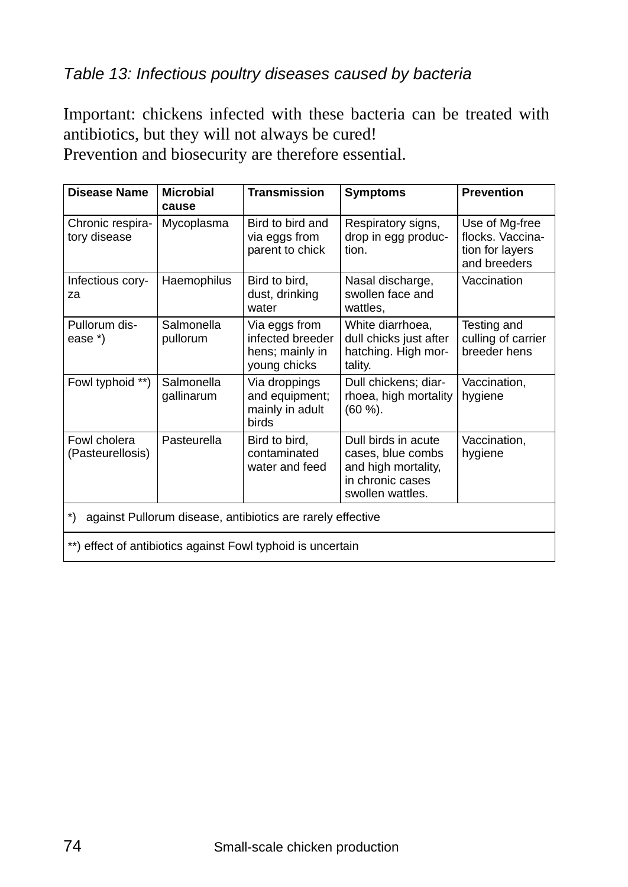*Table 13: Infectious poultry diseases caused by bacteria*

Important: chickens infected with these bacteria can be treated with antibiotics, but they will not always be cured!
Prevention and biosecurity are therefore essential.

| Disease Name | Microbial cause | Transmission | Symptoms | Prevention |
|---|---|---|---|---|
| Chronic respiratory disease | Mycoplasma | Bird to bird and via eggs from parent to chick | Respiratory signs, drop in egg production. | Use of Mg-free flocks. Vaccination for layers and breeders |
| Infectious coryza | Haemophilus | Bird to bird, dust, drinking water | Nasal discharge, swollen face and wattles, | Vaccination |
| Pullorum disease *) | Salmonella pullorum | Via eggs from infected breeder hens; mainly in young chicks | White diarrhoea, dull chicks just after hatching. High mortality. | Testing and culling of carrier breeder hens |
| Fowl typhoid **) | Salmonella gallinarum | Via droppings and equipment; mainly in adult birds | Dull chickens; diarrhoea, high mortality (60 %). | Vaccination, hygiene |
| Fowl cholera (Pasteurellosis) | Pasteurella | Bird to bird, contaminated water and feed | Dull birds in acute cases, blue combs and high mortality, in chronic cases swollen wattles. | Vaccination, hygiene |

*) against Pullorum disease, antibiotics are rarely effective

**) effect of antibiotics against Fowl typhoid is uncertain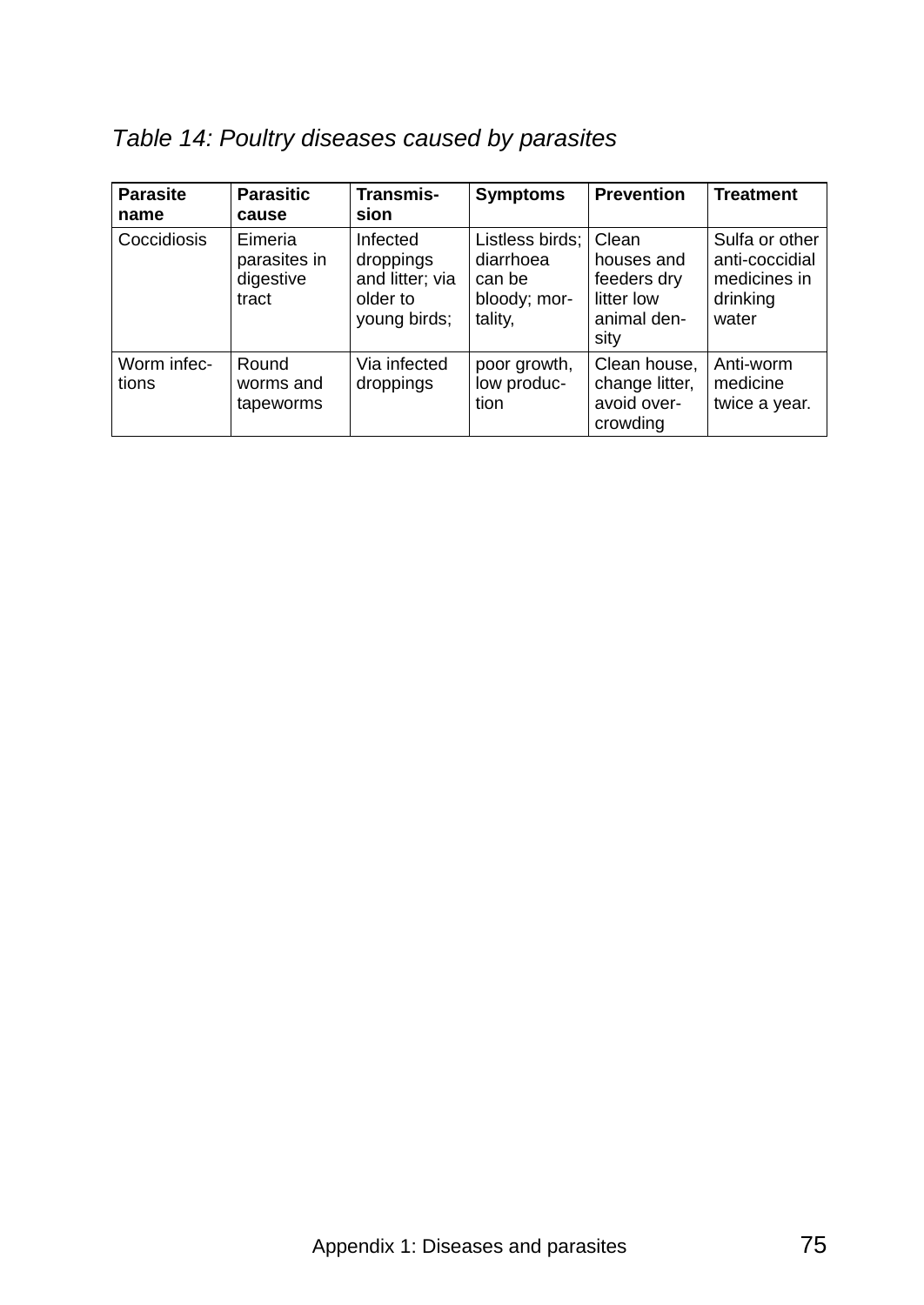*Table 14: Poultry diseases caused by parasites*

| Parasite name | Parasitic cause | Transmission | Symptoms | Prevention | Treatment |
|---|---|---|---|---|---|
| Coccidiosis | Eimeria parasites in digestive tract | Infected droppings and litter; via older to young birds; | Listless birds; diarrhoea can be bloody; mortality, | Clean houses and feeders dry litter low animal density | Sulfa or other anti-coccidial medicines in drinking water |
| Worm infections | Round worms and tapeworms | Via infected droppings | poor growth, low production | Clean house, change litter, avoid overcrowding | Anti-worm medicine twice a year. |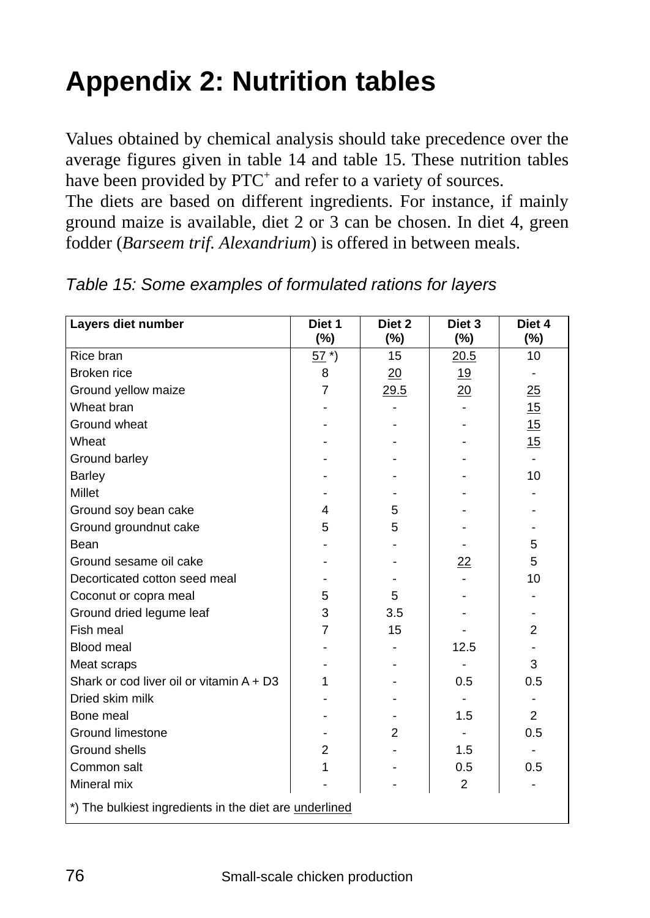# Appendix 2: Nutrition tables

Values obtained by chemical analysis should take precedence over the average figures given in table 14 and table 15. These nutrition tables have been provided by PTC+ and refer to a variety of sources.
The diets are based on different ingredients. For instance, if mainly ground maize is available, diet 2 or 3 can be chosen. In diet 4, green fodder (*Barseem trif. Alexandrium*) is offered in between meals.

*Table 15: Some examples of formulated rations for layers*

| Layers diet number | Diet 1 (%) | Diet 2 (%) | Diet 3 (%) | Diet 4 (%) |
|---|---|---|---|---|
| Rice bran | 57 *) | 15 | 20.5 | 10 |
| Broken rice | 8 | 20 | 19 | - |
| Ground yellow maize | 7 | 29.5 | 20 | 25 |
| Wheat bran | - | - | - | 15 |
| Ground wheat | - | - | - | 15 |
| Wheat | - | - | - | 15 |
| Ground barley | - | - | - | - |
| Barley | - | - | - | 10 |
| Millet | - | - | - | - |
| Ground soy bean cake | 4 | 5 | - | - |
| Ground groundnut cake | 5 | 5 | - | - |
| Bean | - | - | - | 5 |
| Ground sesame oil cake | - | - | 22 | 5 |
| Decorticated cotton seed meal | - | - | - | 10 |
| Coconut or copra meal | 5 | 5 | - | - |
| Ground dried legume leaf | 3 | 3.5 | - | - |
| Fish meal | 7 | 15 | - | 2 |
| Blood meal | - | - | 12.5 | - |
| Meat scraps | - | - | - | 3 |
| Shark or cod liver oil or vitamin A + D3 | 1 | - | 0.5 | 0.5 |
| Dried skim milk | - | - | - | - |
| Bone meal | - | - | 1.5 | 2 |
| Ground limestone | - | 2 | - | 0.5 |
| Ground shells | 2 | - | 1.5 | - |
| Common salt | 1 | - | 0.5 | 0.5 |
| Mineral mix | - | - | 2 | - |

*) The bulkiest ingredients in the diet are underlined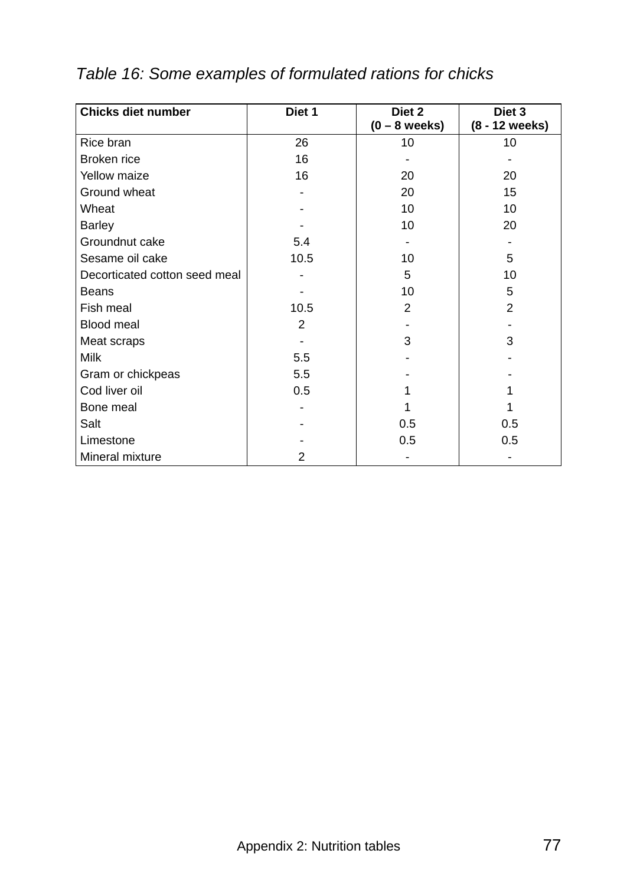*Table 16: Some examples of formulated rations for chicks*

| Chicks diet number | Diet 1 | Diet 2 (0 – 8 weeks) | Diet 3 (8 - 12 weeks) |
|---|---|---|---|
| Rice bran | 26 | 10 | 10 |
| Broken rice | 16 | - | - |
| Yellow maize | 16 | 20 | 20 |
| Ground wheat | - | 20 | 15 |
| Wheat | - | 10 | 10 |
| Barley | - | 10 | 20 |
| Groundnut cake | 5.4 | - | - |
| Sesame oil cake | 10.5 | 10 | 5 |
| Decorticated cotton seed meal | - | 5 | 10 |
| Beans | - | 10 | 5 |
| Fish meal | 10.5 | 2 | 2 |
| Blood meal | 2 | - | - |
| Meat scraps | - | 3 | 3 |
| Milk | 5.5 | - | - |
| Gram or chickpeas | 5.5 | - | - |
| Cod liver oil | 0.5 | 1 | 1 |
| Bone meal | - | 1 | 1 |
| Salt | - | 0.5 | 0.5 |
| Limestone | - | 0.5 | 0.5 |
| Mineral mixture | 2 | - | - |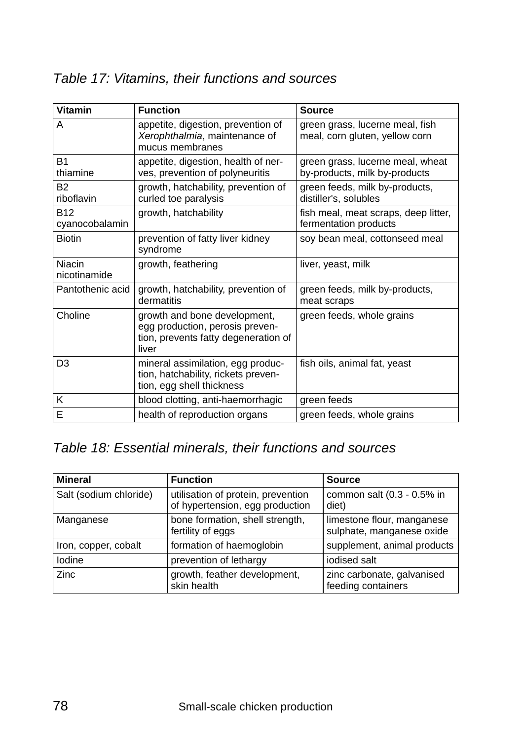*Table 17: Vitamins, their functions and sources*

| Vitamin | Function | Source |
|---|---|---|
| A | appetite, digestion, prevention of *Xerophthalmia*, maintenance of mucus membranes | green grass, lucerne meal, fish meal, corn gluten, yellow corn |
| B1 thiamine | appetite, digestion, health of nerves, prevention of polyneuritis | green grass, lucerne meal, wheat by-products, milk by-products |
| B2 riboflavin | growth, hatchability, prevention of curled toe paralysis | green feeds, milk by-products, distiller's, solubles |
| B12 cyanocobalamin | growth, hatchability | fish meal, meat scraps, deep litter, fermentation products |
| Biotin | prevention of fatty liver kidney syndrome | soy bean meal, cottonseed meal |
| Niacin nicotinamide | growth, feathering | liver, yeast, milk |
| Pantothenic acid | growth, hatchability, prevention of dermatitis | green feeds, milk by-products, meat scraps |
| Choline | growth and bone development, egg production, perosis prevention, prevents fatty degeneration of liver | green feeds, whole grains |
| D3 | mineral assimilation, egg production, hatchability, rickets prevention, egg shell thickness | fish oils, animal fat, yeast |
| K | blood clotting, anti-haemorrhagic | green feeds |
| E | health of reproduction organs | green feeds, whole grains |

*Table 18: Essential minerals, their functions and sources*

| Mineral | Function | Source |
|---|---|---|
| Salt (sodium chloride) | utilisation of protein, prevention of hypertension, egg production | common salt (0.3 - 0.5% in diet) |
| Manganese | bone formation, shell strength, fertility of eggs | limestone flour, manganese sulphate, manganese oxide |
| Iron, copper, cobalt | formation of haemoglobin | supplement, animal products |
| Iodine | prevention of lethargy | iodised salt |
| Zinc | growth, feather development, skin health | zinc carbonate, galvanised feeding containers |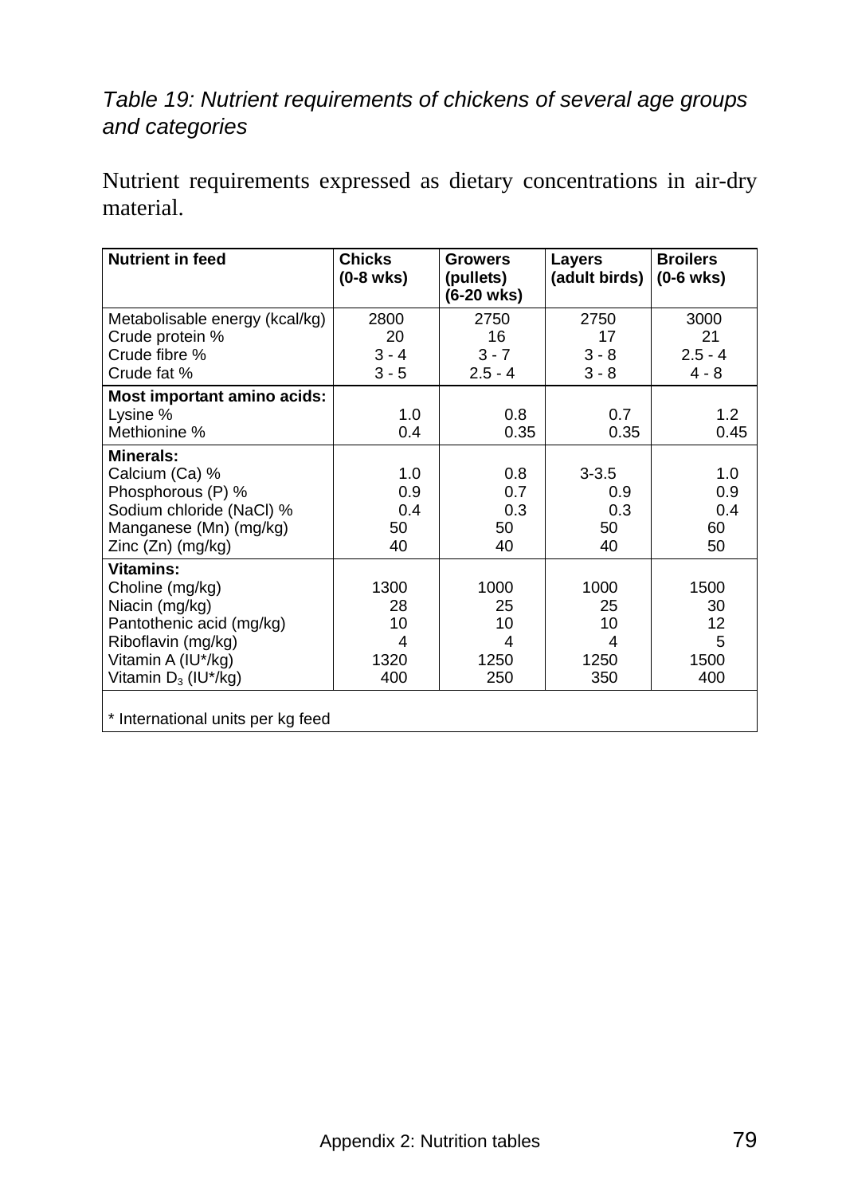*Table 19: Nutrient requirements of chickens of several age groups and categories*

Nutrient requirements expressed as dietary concentrations in air-dry material.

| Nutrient in feed | Chicks (0-8 wks) | Growers (pullets) (6-20 wks) | Layers (adult birds) | Broilers (0-6 wks) |
|---|---|---|---|---|
| Metabolisable energy (kcal/kg) | 2800 | 2750 | 2750 | 3000 |
| Crude protein % | 20 | 16 | 17 | 21 |
| Crude fibre % | 3 - 4 | 3 - 7 | 3 - 8 | 2.5 - 4 |
| Crude fat % | 3 - 5 | 2.5 - 4 | 3 - 8 | 4 - 8 |
| **Most important amino acids:** | | | | |
| Lysine % | 1.0 | 0.8 | 0.7 | 1.2 |
| Methionine % | 0.4 | 0.35 | 0.35 | 0.45 |
| **Minerals:** | | | | |
| Calcium (Ca) % | 1.0 | 0.8 | 3-3.5 | 1.0 |
| Phosphorous (P) % | 0.9 | 0.7 | 0.9 | 0.9 |
| Sodium chloride (NaCl) % | 0.4 | 0.3 | 0.3 | 0.4 |
| Manganese (Mn) (mg/kg) | 50 | 50 | 50 | 60 |
| Zinc (Zn) (mg/kg) | 40 | 40 | 40 | 50 |
| **Vitamins:** | | | | |
| Choline (mg/kg) | 1300 | 1000 | 1000 | 1500 |
| Niacin (mg/kg) | 28 | 25 | 25 | 30 |
| Pantothenic acid (mg/kg) | 10 | 10 | 10 | 12 |
| Riboflavin (mg/kg) | 4 | 4 | 4 | 5 |
| Vitamin A (IU*/kg) | 1320 | 1250 | 1250 | 1500 |
| Vitamin $D_3$ (IU*/kg) | 400 | 250 | 350 | 400 |

\* International units per kg feed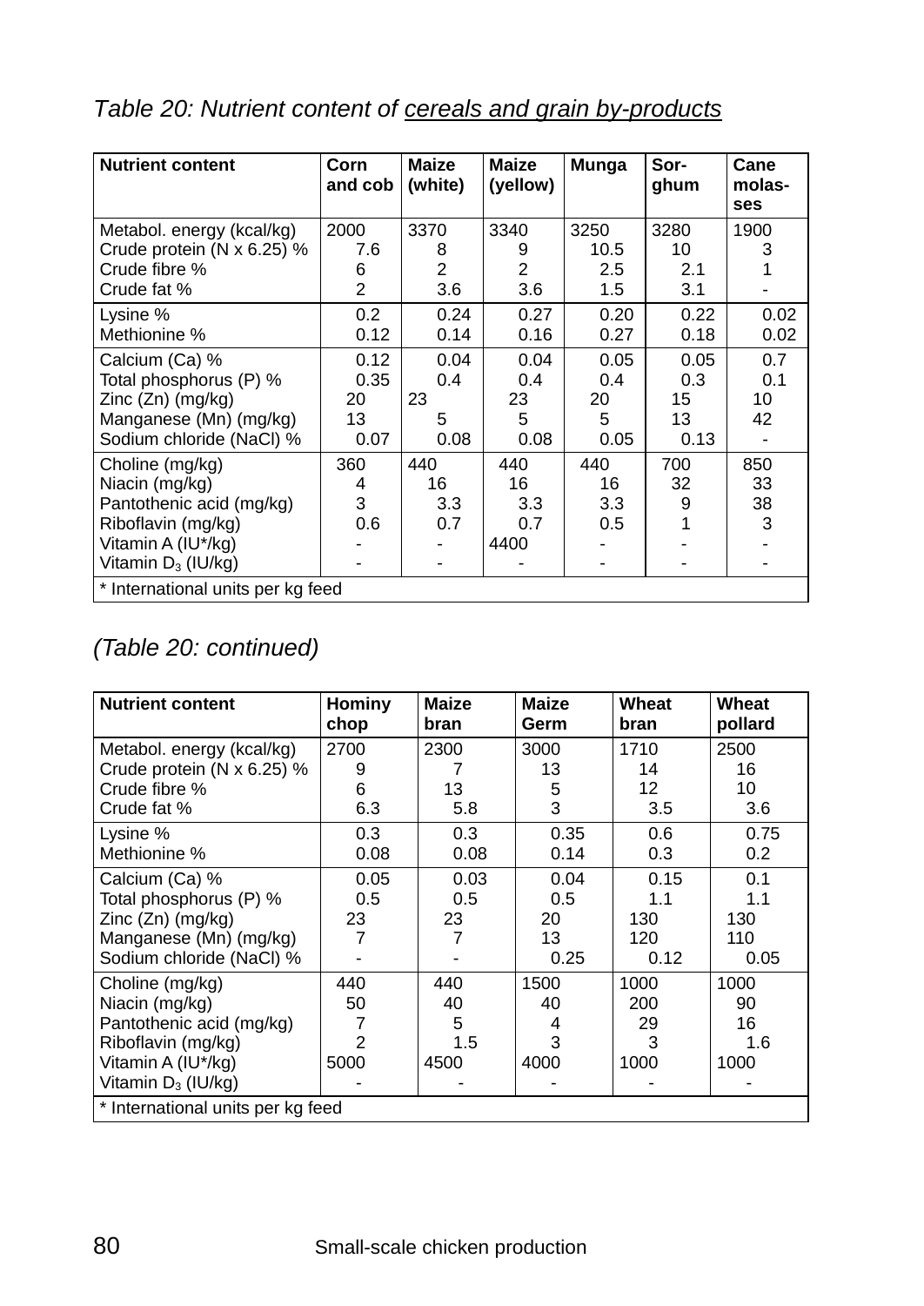*Table 20: Nutrient content of <u>cereals and grain by-products</u>*

| Nutrient content | Corn and cob | Maize (white) | Maize (yellow) | Munga | Sor-ghum | Cane molas-ses |
|---|---|---|---|---|---|---|
| Metabol. energy (kcal/kg) | 2000 | 3370 | 3340 | 3250 | 3280 | 1900 |
| Crude protein (N x 6.25) % | 7.6 | 8 | 9 | 10.5 | 10 | 3 |
| Crude fibre % | 6 | 2 | 2 | 2.5 | 2.1 | 1 |
| Crude fat % | 2 | 3.6 | 3.6 | 1.5 | 3.1 | - |
| Lysine % | 0.2 | 0.24 | 0.27 | 0.20 | 0.22 | 0.02 |
| Methionine % | 0.12 | 0.14 | 0.16 | 0.27 | 0.18 | 0.02 |
| Calcium (Ca) % | 0.12 | 0.04 | 0.04 | 0.05 | 0.05 | 0.7 |
| Total phosphorus (P) % | 0.35 | 0.4 | 0.4 | 0.4 | 0.3 | 0.1 |
| Zinc (Zn) (mg/kg) | 20 | 23 | 23 | 20 | 15 | 10 |
| Manganese (Mn) (mg/kg) | 13 | 5 | 5 | 5 | 13 | 42 |
| Sodium chloride (NaCl) % | 0.07 | 0.08 | 0.08 | 0.05 | 0.13 | - |
| Choline (mg/kg) | 360 | 440 | 440 | 440 | 700 | 850 |
| Niacin (mg/kg) | 4 | 16 | 16 | 16 | 32 | 33 |
| Pantothenic acid (mg/kg) | 3 | 3.3 | 3.3 | 3.3 | 9 | 38 |
| Riboflavin (mg/kg) | 0.6 | 0.7 | 0.7 | 0.5 | 1 | 3 |
| Vitamin A (IU*/kg) | - | - | 4400 | - | - | - |
| Vitamin $D_3$ (IU/kg) | - | - | - | - | - | - |

\* International units per kg feed

*(Table 20: continued)*

| Nutrient content | Hominy chop | Maize bran | Maize Germ | Wheat bran | Wheat pollard |
|---|---|---|---|---|---|
| Metabol. energy (kcal/kg) | 2700 | 2300 | 3000 | 1710 | 2500 |
| Crude protein (N x 6.25) % | 9 | 7 | 13 | 14 | 16 |
| Crude fibre % | 6 | 13 | 5 | 12 | 10 |
| Crude fat % | 6.3 | 5.8 | 3 | 3.5 | 3.6 |
| Lysine % | 0.3 | 0.3 | 0.35 | 0.6 | 0.75 |
| Methionine % | 0.08 | 0.08 | 0.14 | 0.3 | 0.2 |
| Calcium (Ca) % | 0.05 | 0.03 | 0.04 | 0.15 | 0.1 |
| Total phosphorus (P) % | 0.5 | 0.5 | 0.5 | 1.1 | 1.1 |
| Zinc (Zn) (mg/kg) | 23 | 23 | 20 | 130 | 130 |
| Manganese (Mn) (mg/kg) | 7 | 7 | 13 | 120 | 110 |
| Sodium chloride (NaCl) % | - | - | 0.25 | 0.12 | 0.05 |
| Choline (mg/kg) | 440 | 440 | 1500 | 1000 | 1000 |
| Niacin (mg/kg) | 50 | 40 | 40 | 200 | 90 |
| Pantothenic acid (mg/kg) | 7 | 5 | 4 | 29 | 16 |
| Riboflavin (mg/kg) | 2 | 1.5 | 3 | 3 | 1.6 |
| Vitamin A (IU*/kg) | 5000 | 4500 | 4000 | 1000 | 1000 |
| Vitamin $D_3$ (IU/kg) | - | - | - | - | - |

\* International units per kg feed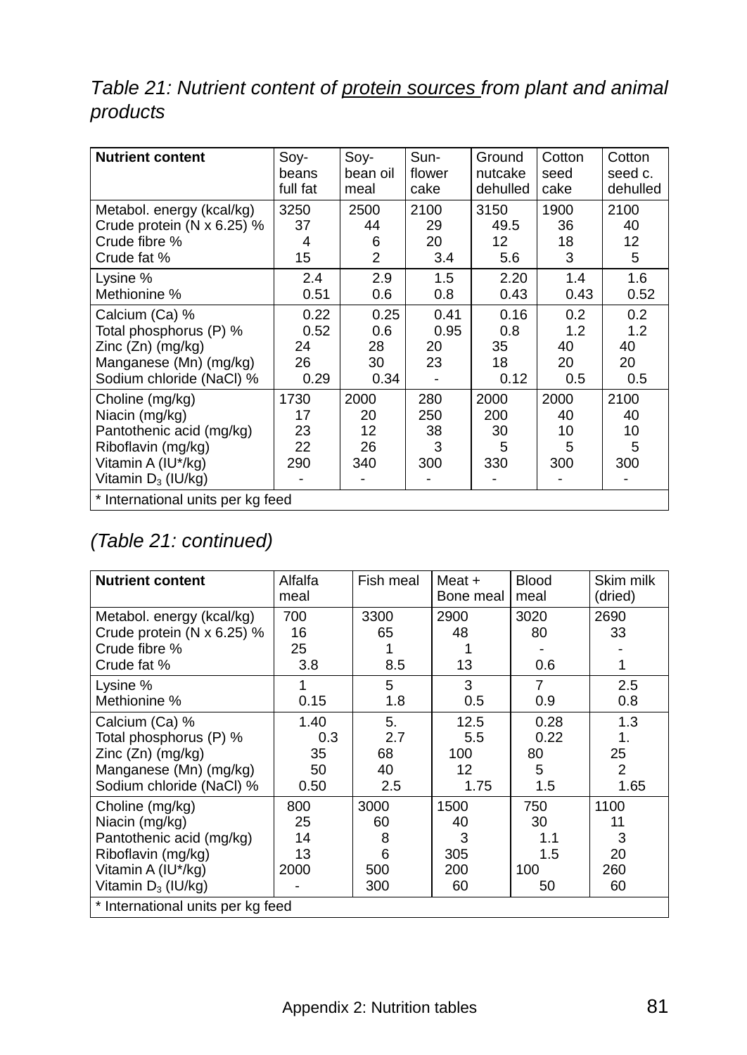*Table 21: Nutrient content of protein sources from plant and animal products*

| Nutrient content | Soy-beans full fat | Soy-bean oil meal | Sun-flower cake | Ground nutcake dehulled | Cotton seed cake | Cotton seed c. dehulled |
|---|---|---|---|---|---|---|
| Metabol. energy (kcal/kg) | 3250 | 2500 | 2100 | 3150 | 1900 | 2100 |
| Crude protein (N x 6.25) % | 37 | 44 | 29 | 49.5 | 36 | 40 |
| Crude fibre % | 4 | 6 | 20 | 12 | 18 | 12 |
| Crude fat % | 15 | 2 | 3.4 | 5.6 | 3 | 5 |
| Lysine % | 2.4 | 2.9 | 1.5 | 2.20 | 1.4 | 1.6 |
| Methionine % | 0.51 | 0.6 | 0.8 | 0.43 | 0.43 | 0.52 |
| Calcium (Ca) % | 0.22 | 0.25 | 0.41 | 0.16 | 0.2 | 0.2 |
| Total phosphorus (P) % | 0.52 | 0.6 | 0.95 | 0.8 | 1.2 | 1.2 |
| Zinc (Zn) (mg/kg) | 24 | 28 | 20 | 35 | 40 | 40 |
| Manganese (Mn) (mg/kg) | 26 | 30 | 23 | 18 | 20 | 20 |
| Sodium chloride (NaCl) % | 0.29 | 0.34 | - | 0.12 | 0.5 | 0.5 |
| Choline (mg/kg) | 1730 | 2000 | 280 | 2000 | 2000 | 2100 |
| Niacin (mg/kg) | 17 | 20 | 250 | 200 | 40 | 40 |
| Pantothenic acid (mg/kg) | 23 | 12 | 38 | 30 | 10 | 10 |
| Riboflavin (mg/kg) | 22 | 26 | 3 | 5 | 5 | 5 |
| Vitamin A (IU*/kg) | 290 | 340 | 300 | 330 | 300 | 300 |
| Vitamin $D_3$ (IU/kg) | - | - | - | - | - | - |

\* International units per kg feed

*(Table 21: continued)*

| Nutrient content | Alfalfa meal | Fish meal | Meat + Bone meal | Blood meal | Skim milk (dried) |
|---|---|---|---|---|---|
| Metabol. energy (kcal/kg) | 700 | 3300 | 2900 | 3020 | 2690 |
| Crude protein (N x 6.25) % | 16 | 65 | 48 | 80 | 33 |
| Crude fibre % | 25 | 1 | 1 | - | - |
| Crude fat % | 3.8 | 8.5 | 13 | 0.6 | 1 |
| Lysine % | 1 | 5 | 3 | 7 | 2.5 |
| Methionine % | 0.15 | 1.8 | 0.5 | 0.9 | 0.8 |
| Calcium (Ca) % | 1.40 | 5. | 12.5 | 0.28 | 1.3 |
| Total phosphorus (P) % | 0.3 | 2.7 | 5.5 | 0.22 | 1. |
| Zinc (Zn) (mg/kg) | 35 | 68 | 100 | 80 | 25 |
| Manganese (Mn) (mg/kg) | 50 | 40 | 12 | 5 | 2 |
| Sodium chloride (NaCl) % | 0.50 | 2.5 | 1.75 | 1.5 | 1.65 |
| Choline (mg/kg) | 800 | 3000 | 1500 | 750 | 1100 |
| Niacin (mg/kg) | 25 | 60 | 40 | 30 | 11 |
| Pantothenic acid (mg/kg) | 14 | 8 | 3 | 1.1 | 3 |
| Riboflavin (mg/kg) | 13 | 6 | 305 | 1.5 | 20 |
| Vitamin A (IU*/kg) | 2000 | 500 | 200 | 100 | 260 |
| Vitamin $D_3$ (IU/kg) | - | 300 | 60 | 50 | 60 |

\* International units per kg feed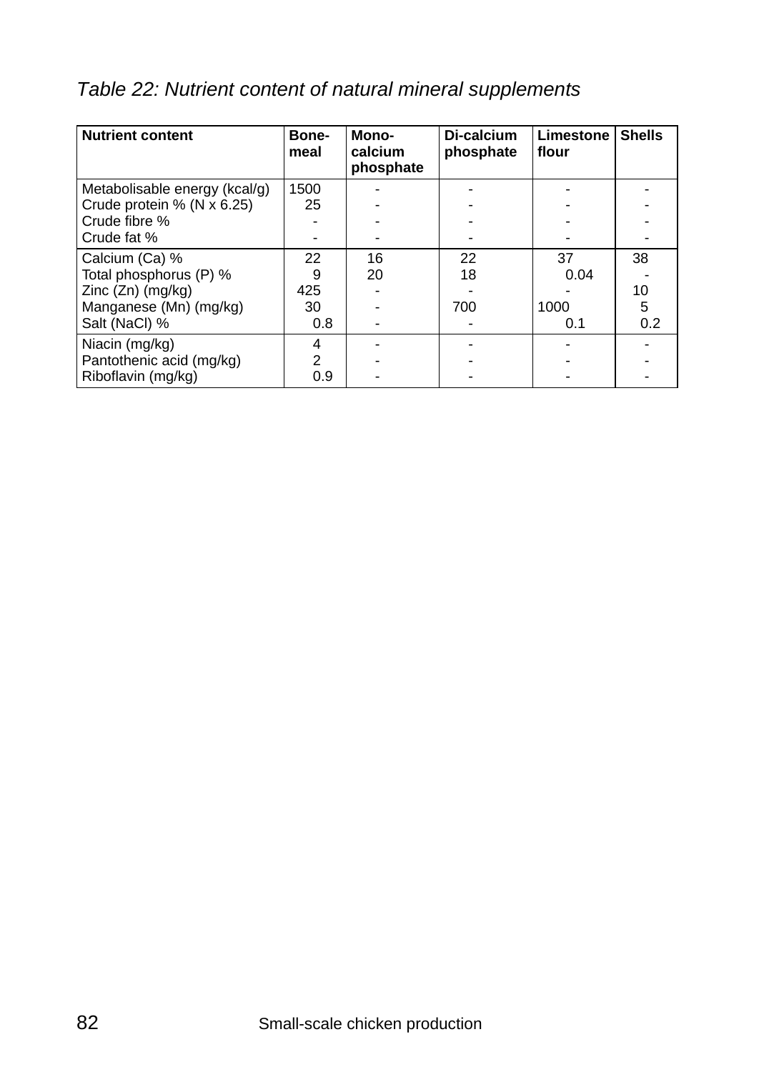*Table 22: Nutrient content of natural mineral supplements*

| Nutrient content | Bone-meal | Mono-calcium phosphate | Di-calcium phosphate | Limestone flour | Shells |
|---|---|---|---|---|---|
| Metabolisable energy (kcal/g) | 1500 | - | - | - | - |
| Crude protein % (N x 6.25) | 25 | - | - | - | - |
| Crude fibre % | - | - | - | - | - |
| Crude fat % | - | - | - | - | - |
| Calcium (Ca) % | 22 | 16 | 22 | 37 | 38 |
| Total phosphorus (P) % | 9 | 20 | 18 | 0.04 | - |
| Zinc (Zn) (mg/kg) | 425 | - | - | - | 10 |
| Manganese (Mn) (mg/kg) | 30 | - | 700 | 1000 | 5 |
| Salt (NaCl) % | 0.8 | - | - | 0.1 | 0.2 |
| Niacin (mg/kg) | 4 | - | - | - | - |
| Pantothenic acid (mg/kg) | 2 | - | - | - | - |
| Riboflavin (mg/kg) | 0.9 | - | - | - | - |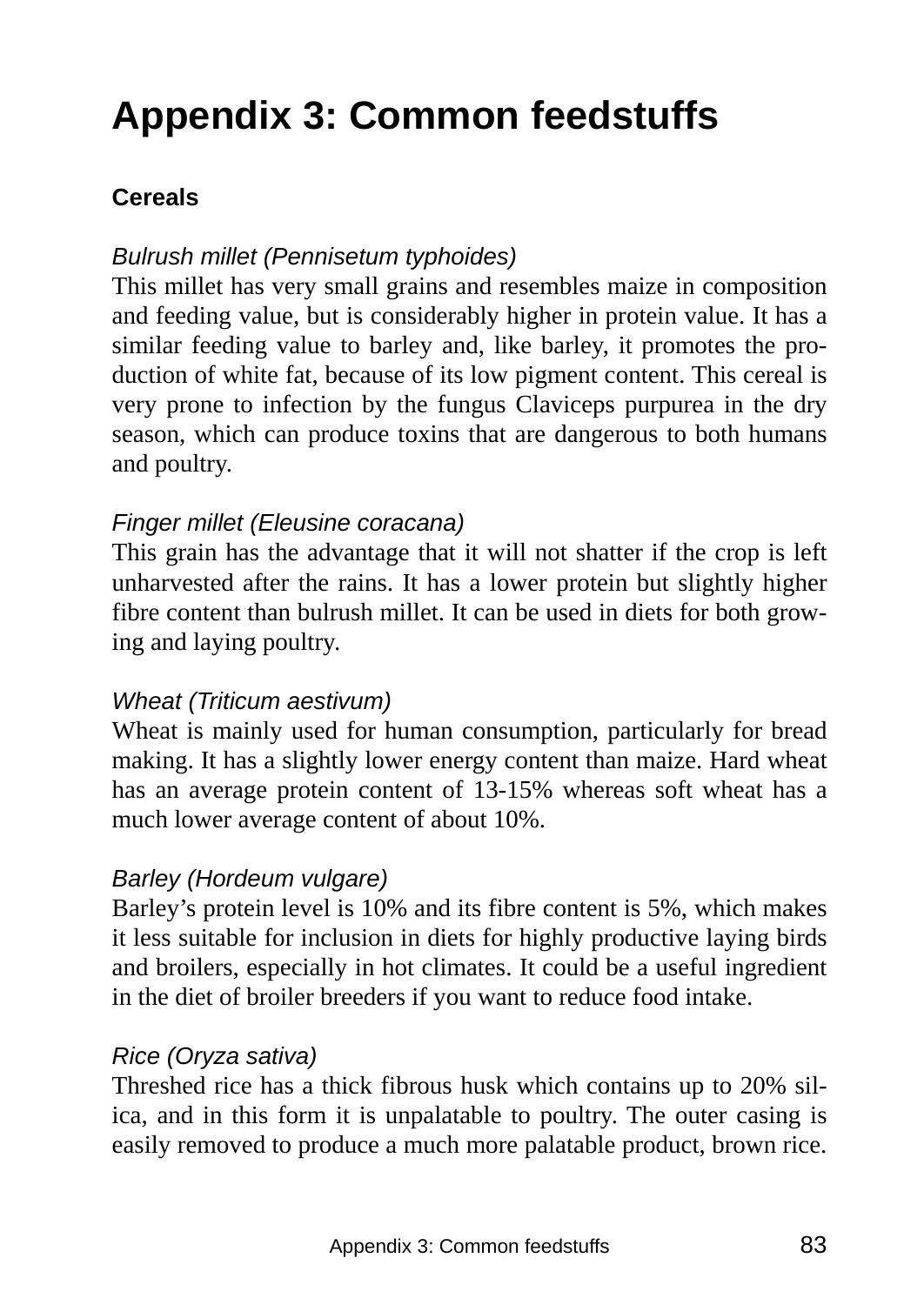# Appendix 3: Common feedstuffs

## Cereals

*Bulrush millet (Pennisetum typhoides)*

This millet has very small grains and resembles maize in composition and feeding value, but is considerably higher in protein value. It has a similar feeding value to barley and, like barley, it promotes the production of white fat, because of its low pigment content. This cereal is very prone to infection by the fungus Claviceps purpurea in the dry season, which can produce toxins that are dangerous to both humans and poultry.

*Finger millet (Eleusine coracana)*

This grain has the advantage that it will not shatter if the crop is left unharvested after the rains. It has a lower protein but slightly higher fibre content than bulrush millet. It can be used in diets for both growing and laying poultry.

*Wheat (Triticum aestivum)*

Wheat is mainly used for human consumption, particularly for bread making. It has a slightly lower energy content than maize. Hard wheat has an average protein content of 13-15% whereas soft wheat has a much lower average content of about 10%.

*Barley (Hordeum vulgare)*

Barley's protein level is 10% and its fibre content is 5%, which makes it less suitable for inclusion in diets for highly productive laying birds and broilers, especially in hot climates. It could be a useful ingredient in the diet of broiler breeders if you want to reduce food intake.

*Rice (Oryza sativa)*

Threshed rice has a thick fibrous husk which contains up to 20% silica, and in this form it is unpalatable to poultry. The outer casing is easily removed to produce a much more palatable product, brown rice.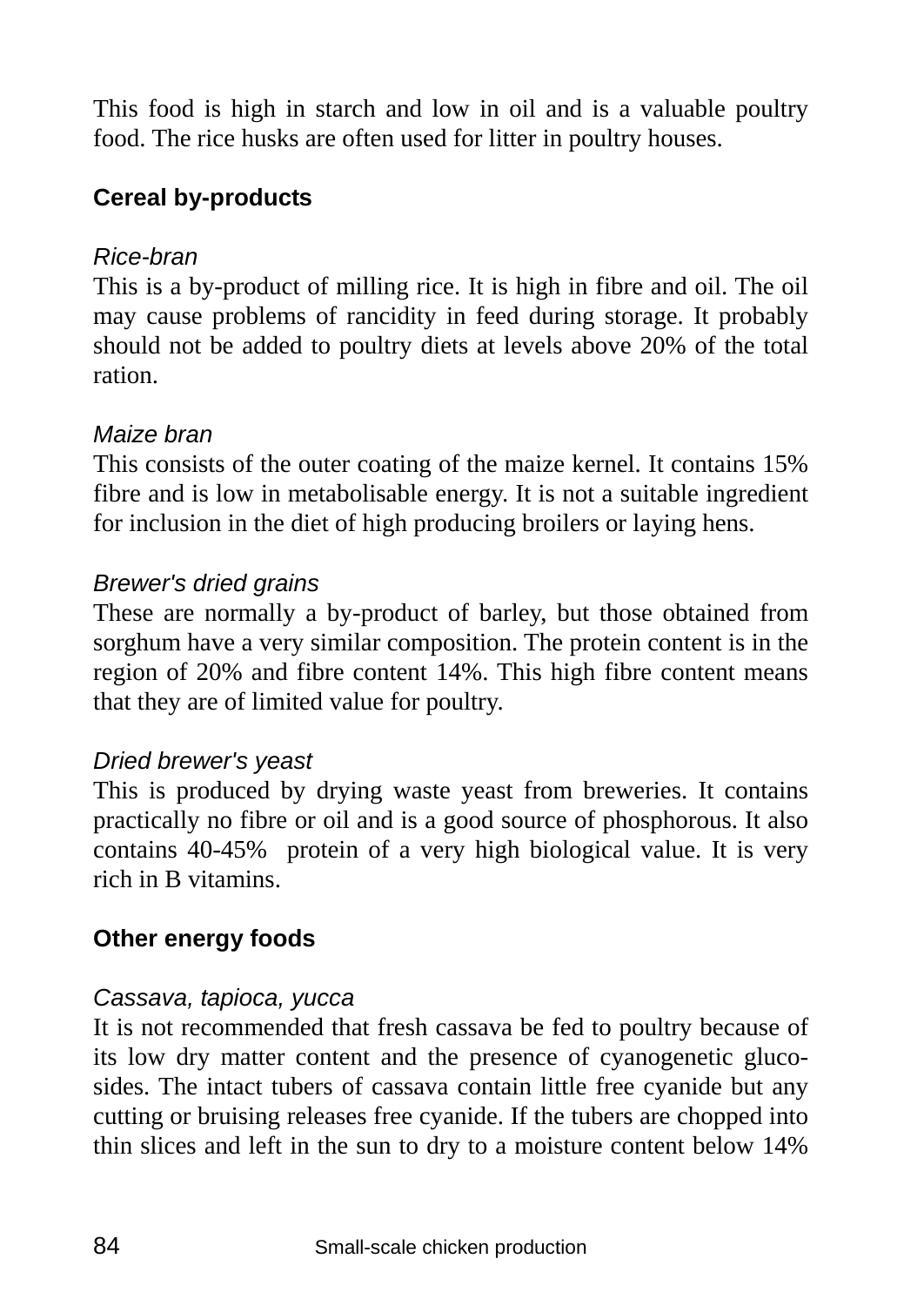This food is high in starch and low in oil and is a valuable poultry food. The rice husks are often used for litter in poultry houses.

## Cereal by-products

*Rice-bran*

This is a by-product of milling rice. It is high in fibre and oil. The oil may cause problems of rancidity in feed during storage. It probably should not be added to poultry diets at levels above 20% of the total ration.

*Maize bran*

This consists of the outer coating of the maize kernel. It contains 15% fibre and is low in metabolisable energy. It is not a suitable ingredient for inclusion in the diet of high producing broilers or laying hens.

*Brewer's dried grains*

These are normally a by-product of barley, but those obtained from sorghum have a very similar composition. The protein content is in the region of 20% and fibre content 14%. This high fibre content means that they are of limited value for poultry.

*Dried brewer's yeast*

This is produced by drying waste yeast from breweries. It contains practically no fibre or oil and is a good source of phosphorous. It also contains 40-45% protein of a very high biological value. It is very rich in B vitamins.

## Other energy foods

*Cassava, tapioca, yucca*

It is not recommended that fresh cassava be fed to poultry because of its low dry matter content and the presence of cyanogenetic glucosides. The intact tubers of cassava contain little free cyanide but any cutting or bruising releases free cyanide. If the tubers are chopped into thin slices and left in the sun to dry to a moisture content below 14%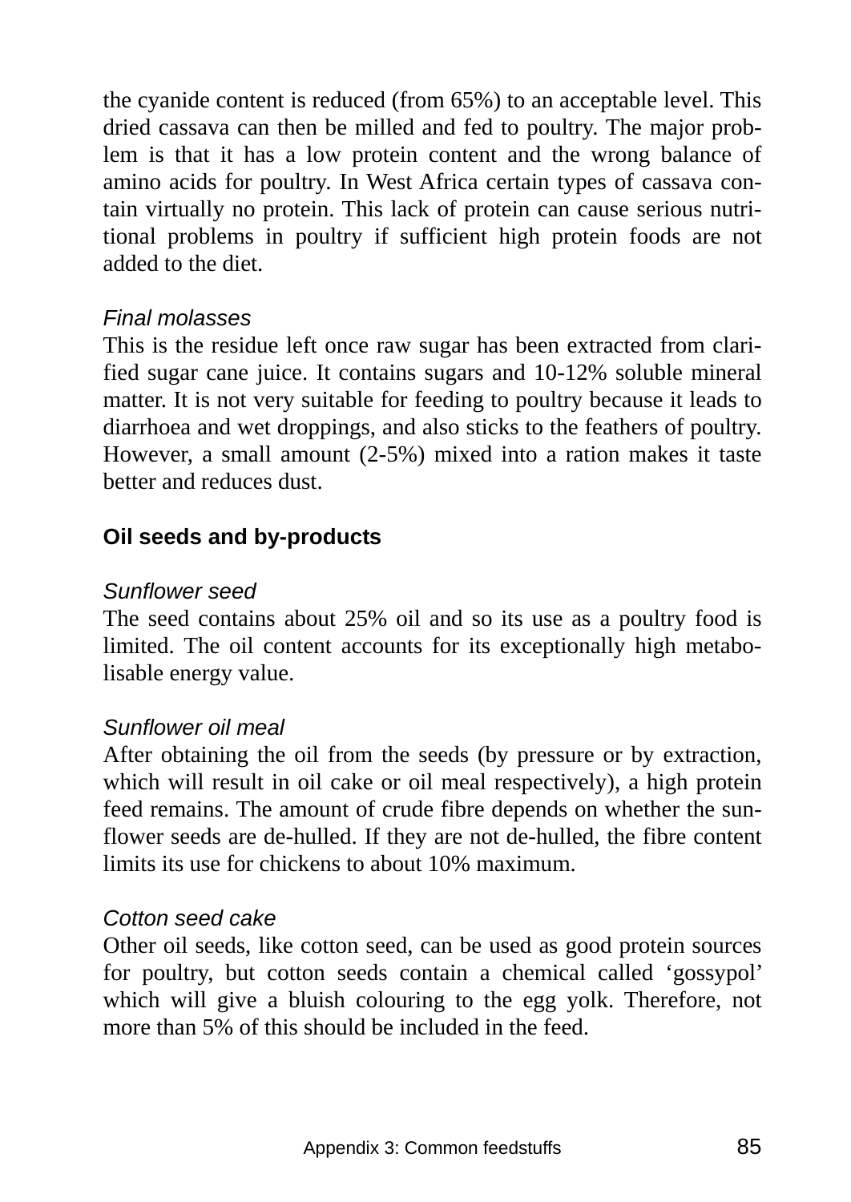the cyanide content is reduced (from 65%) to an acceptable level. This dried cassava can then be milled and fed to poultry. The major problem is that it has a low protein content and the wrong balance of amino acids for poultry. In West Africa certain types of cassava contain virtually no protein. This lack of protein can cause serious nutritional problems in poultry if sufficient high protein foods are not added to the diet.

*Final molasses*

This is the residue left once raw sugar has been extracted from clarified sugar cane juice. It contains sugars and 10-12% soluble mineral matter. It is not very suitable for feeding to poultry because it leads to diarrhoea and wet droppings, and also sticks to the feathers of poultry. However, a small amount (2-5%) mixed into a ration makes it taste better and reduces dust.

### Oil seeds and by-products

*Sunflower seed*

The seed contains about 25% oil and so its use as a poultry food is limited. The oil content accounts for its exceptionally high metabolisable energy value.

*Sunflower oil meal*

After obtaining the oil from the seeds (by pressure or by extraction, which will result in oil cake or oil meal respectively), a high protein feed remains. The amount of crude fibre depends on whether the sunflower seeds are de-hulled. If they are not de-hulled, the fibre content limits its use for chickens to about 10% maximum.

*Cotton seed cake*

Other oil seeds, like cotton seed, can be used as good protein sources for poultry, but cotton seeds contain a chemical called 'gossypol' which will give a bluish colouring to the egg yolk. Therefore, not more than 5% of this should be included in the feed.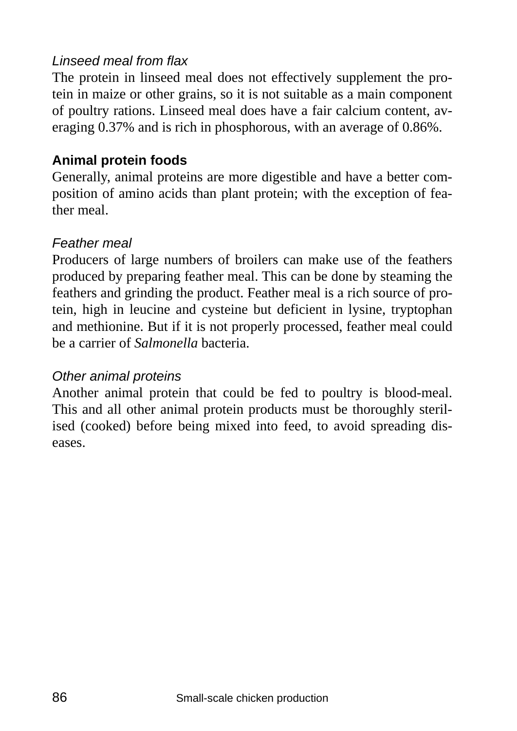*Linseed meal from flax*

The protein in linseed meal does not effectively supplement the protein in maize or other grains, so it is not suitable as a main component of poultry rations. Linseed meal does have a fair calcium content, averaging 0.37% and is rich in phosphorous, with an average of 0.86%.

### Animal protein foods

Generally, animal proteins are more digestible and have a better composition of amino acids than plant protein; with the exception of feather meal.

*Feather meal*

Producers of large numbers of broilers can make use of the feathers produced by preparing feather meal. This can be done by steaming the feathers and grinding the product. Feather meal is a rich source of protein, high in leucine and cysteine but deficient in lysine, tryptophan and methionine. But if it is not properly processed, feather meal could be a carrier of *Salmonella* bacteria.

*Other animal proteins*

Another animal protein that could be fed to poultry is blood-meal. This and all other animal protein products must be thoroughly sterilised (cooked) before being mixed into feed, to avoid spreading diseases.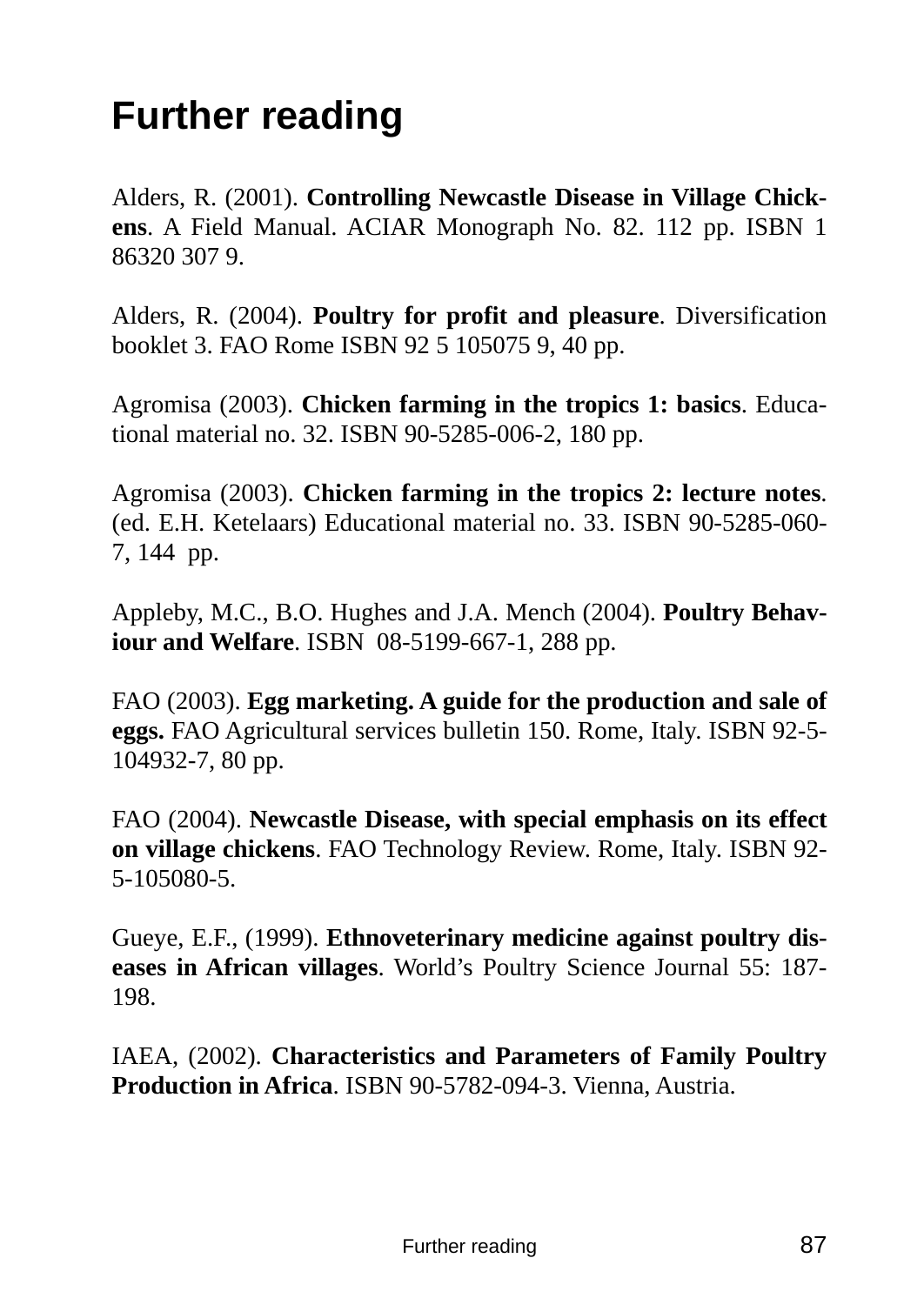# Further reading

Alders, R. (2001). **Controlling Newcastle Disease in Village Chickens**. A Field Manual. ACIAR Monograph No. 82. 112 pp. ISBN 1 86320 307 9.

Alders, R. (2004). **Poultry for profit and pleasure**. Diversification booklet 3. FAO Rome ISBN 92 5 105075 9, 40 pp.

Agromisa (2003). **Chicken farming in the tropics 1: basics**. Educational material no. 32. ISBN 90-5285-006-2, 180 pp.

Agromisa (2003). **Chicken farming in the tropics 2: lecture notes**. (ed. E.H. Ketelaars) Educational material no. 33. ISBN 90-5285-060-7, 144 pp.

Appleby, M.C., B.O. Hughes and J.A. Mench (2004). **Poultry Behaviour and Welfare**. ISBN 08-5199-667-1, 288 pp.

FAO (2003). **Egg marketing. A guide for the production and sale of eggs.** FAO Agricultural services bulletin 150. Rome, Italy. ISBN 92-5-104932-7, 80 pp.

FAO (2004). **Newcastle Disease, with special emphasis on its effect on village chickens**. FAO Technology Review. Rome, Italy. ISBN 92-5-105080-5.

Gueye, E.F., (1999). **Ethnoveterinary medicine against poultry diseases in African villages**. World's Poultry Science Journal 55: 187-198.

IAEA, (2002). **Characteristics and Parameters of Family Poultry Production in Africa**. ISBN 90-5782-094-3. Vienna, Austria.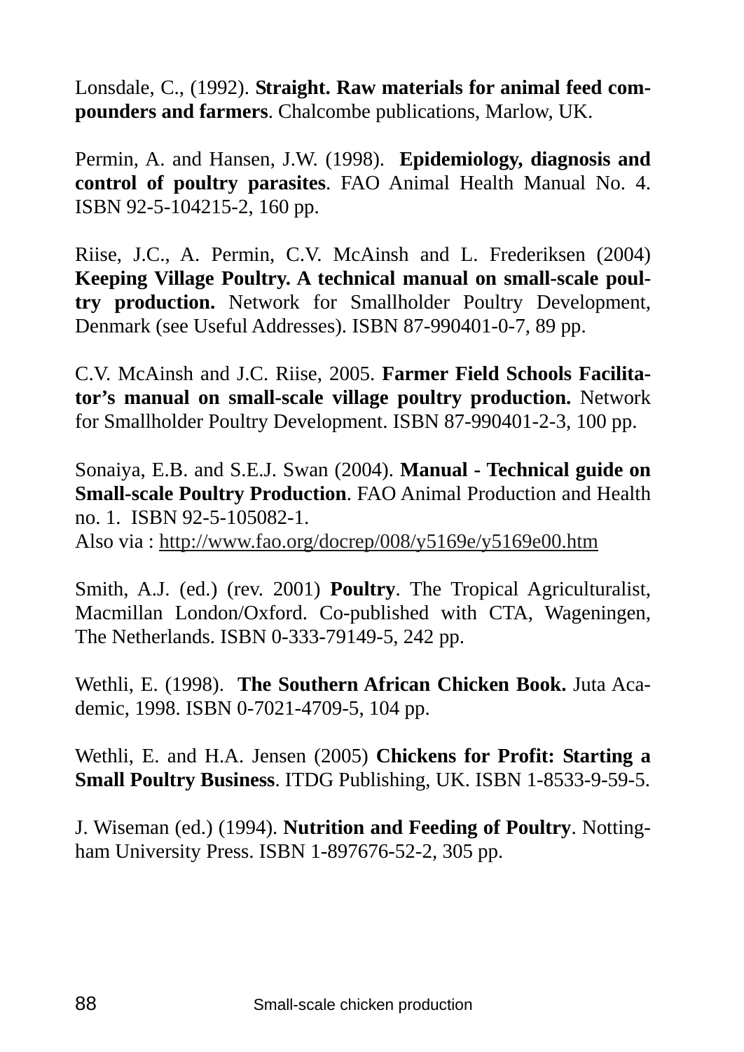Lonsdale, C., (1992). **Straight. Raw materials for animal feed compounders and farmers**. Chalcombe publications, Marlow, UK.

Permin, A. and Hansen, J.W. (1998). **Epidemiology, diagnosis and control of poultry parasites**. FAO Animal Health Manual No. 4. ISBN 92-5-104215-2, 160 pp.

Riise, J.C., A. Permin, C.V. McAinsh and L. Frederiksen (2004) **Keeping Village Poultry. A technical manual on small-scale poultry production.** Network for Smallholder Poultry Development, Denmark (see Useful Addresses). ISBN 87-990401-0-7, 89 pp.

C.V. McAinsh and J.C. Riise, 2005. **Farmer Field Schools Facilitator's manual on small-scale village poultry production.** Network for Smallholder Poultry Development. ISBN 87-990401-2-3, 100 pp.

Sonaiya, E.B. and S.E.J. Swan (2004). **Manual - Technical guide on Small-scale Poultry Production**. FAO Animal Production and Health no. 1. ISBN 92-5-105082-1.
Also via : http://www.fao.org/docrep/008/y5169e/y5169e00.htm

Smith, A.J. (ed.) (rev. 2001) **Poultry**. The Tropical Agriculturalist, Macmillan London/Oxford. Co-published with CTA, Wageningen, The Netherlands. ISBN 0-333-79149-5, 242 pp.

Wethli, E. (1998). **The Southern African Chicken Book.** Juta Academic, 1998. ISBN 0-7021-4709-5, 104 pp.

Wethli, E. and H.A. Jensen (2005) **Chickens for Profit: Starting a Small Poultry Business**. ITDG Publishing, UK. ISBN 1-8533-9-59-5.

J. Wiseman (ed.) (1994). **Nutrition and Feeding of Poultry**. Nottingham University Press. ISBN 1-897676-52-2, 305 pp.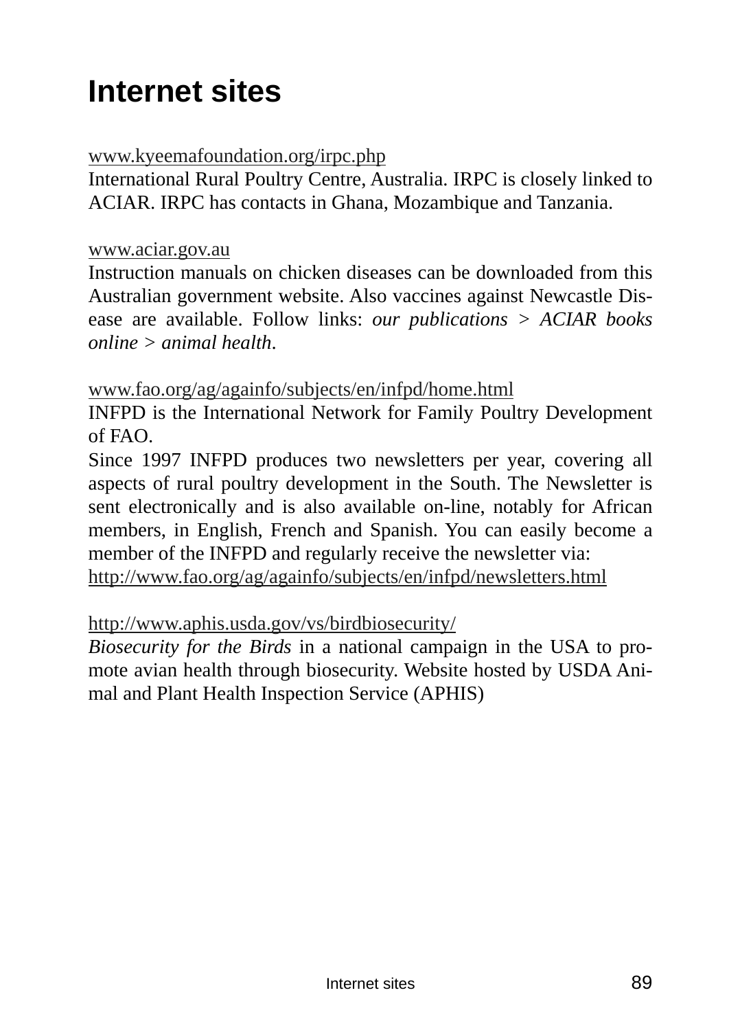# Internet sites

www.kyeemafoundation.org/irpc.php
International Rural Poultry Centre, Australia. IRPC is closely linked to ACIAR. IRPC has contacts in Ghana, Mozambique and Tanzania.

www.aciar.gov.au
Instruction manuals on chicken diseases can be downloaded from this Australian government website. Also vaccines against Newcastle Disease are available. Follow links: *our publications* > *ACIAR books online* > *animal health*.

www.fao.org/ag/againfo/subjects/en/infpd/home.html
INFPD is the International Network for Family Poultry Development of FAO.
Since 1997 INFPD produces two newsletters per year, covering all aspects of rural poultry development in the South. The Newsletter is sent electronically and is also available on-line, notably for African members, in English, French and Spanish. You can easily become a member of the INFPD and regularly receive the newsletter via:
http://www.fao.org/ag/againfo/subjects/en/infpd/newsletters.html

http://www.aphis.usda.gov/vs/birdbiosecurity/
*Biosecurity for the Birds* in a national campaign in the USA to promote avian health through biosecurity. Website hosted by USDA Animal and Plant Health Inspection Service (APHIS)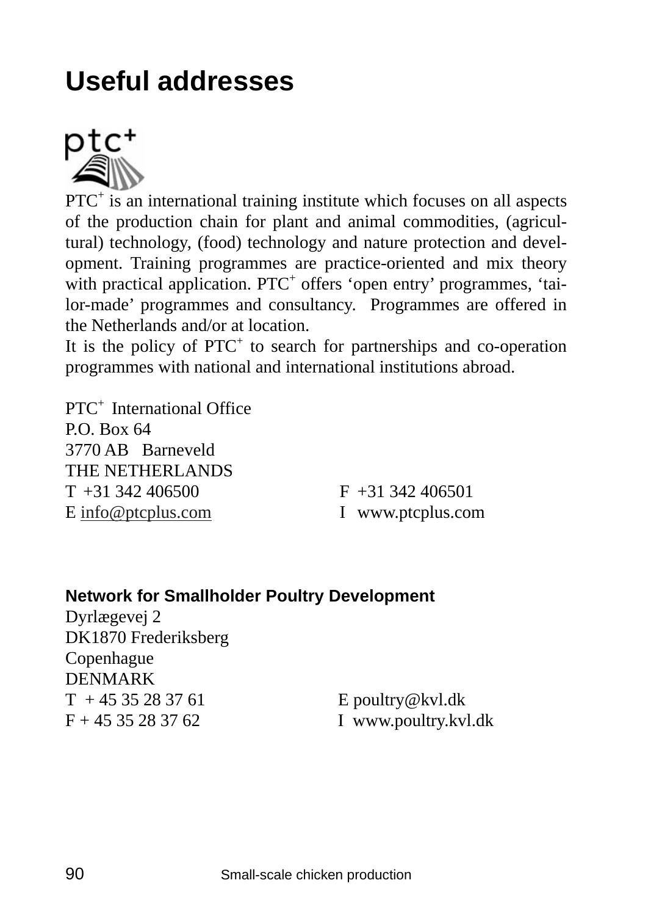# Useful addresses

PTC+ is an international training institute which focuses on all aspects of the production chain for plant and animal commodities, (agricultural) technology, (food) technology and nature protection and development. Training programmes are practice-oriented and mix theory with practical application. PTC+ offers 'open entry' programmes, 'tailor-made' programmes and consultancy. Programmes are offered in the Netherlands and/or at location.
It is the policy of PTC+ to search for partnerships and co-operation programmes with national and international institutions abroad.

PTC+ International Office
P.O. Box 64
3770 AB Barneveld
THE NETHERLANDS
T +31 342 406500 F +31 342 406501
E info@ptcplus.com I www.ptcplus.com

**Network for Smallholder Poultry Development**
Dyrlægevej 2
DK1870 Frederiksberg
Copenhague
DENMARK
T + 45 35 28 37 61 E poultry@kvl.dk
F + 45 35 28 37 62 I www.poultry.kvl.dk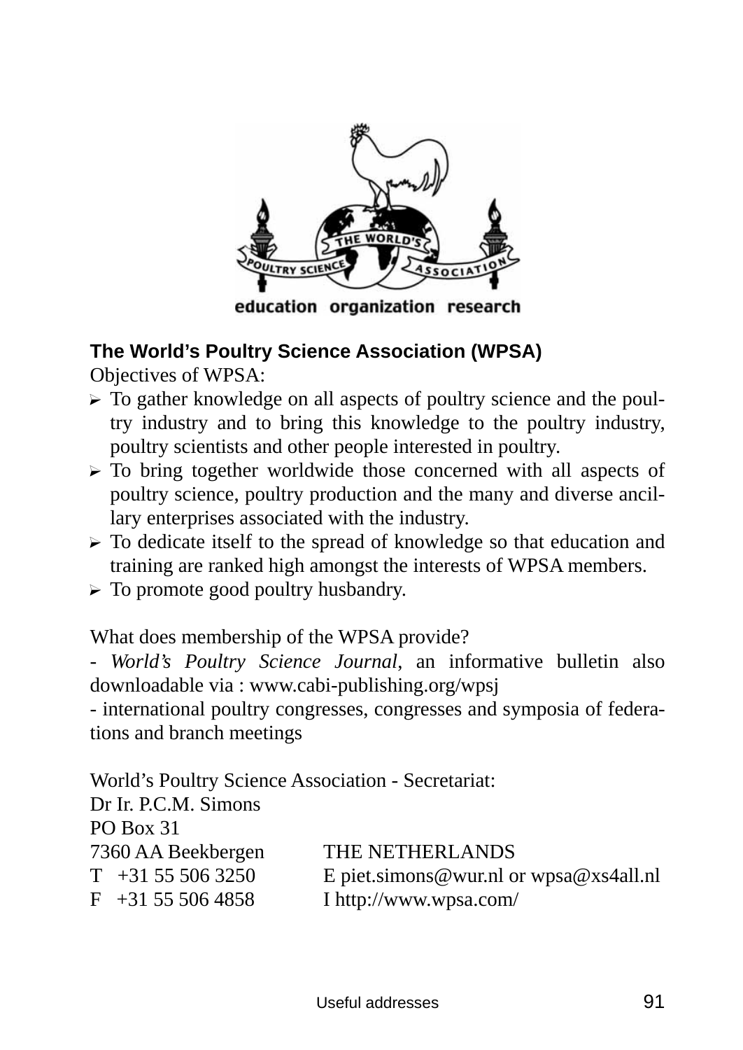education organization research

**The World's Poultry Science Association (WPSA)**

Objectives of WPSA:

- To gather knowledge on all aspects of poultry science and the poultry industry and to bring this knowledge to the poultry industry, poultry scientists and other people interested in poultry.
- To bring together worldwide those concerned with all aspects of poultry science, poultry production and the many and diverse ancillary enterprises associated with the industry.
- To dedicate itself to the spread of knowledge so that education and training are ranked high amongst the interests of WPSA members.
- To promote good poultry husbandry.

What does membership of the WPSA provide?

- *World's Poultry Science Journal*, an informative bulletin also downloadable via : www.cabi-publishing.org/wpsj
- international poultry congresses, congresses and symposia of federations and branch meetings

World's Poultry Science Association - Secretariat:
Dr Ir. P.C.M. Simons
PO Box 31
7360 AA Beekbergen THE NETHERLANDS
T +31 55 506 3250 E piet.simons@wur.nl or wpsa@xs4all.nl
F +31 55 506 4858 I http://www.wpsa.com/